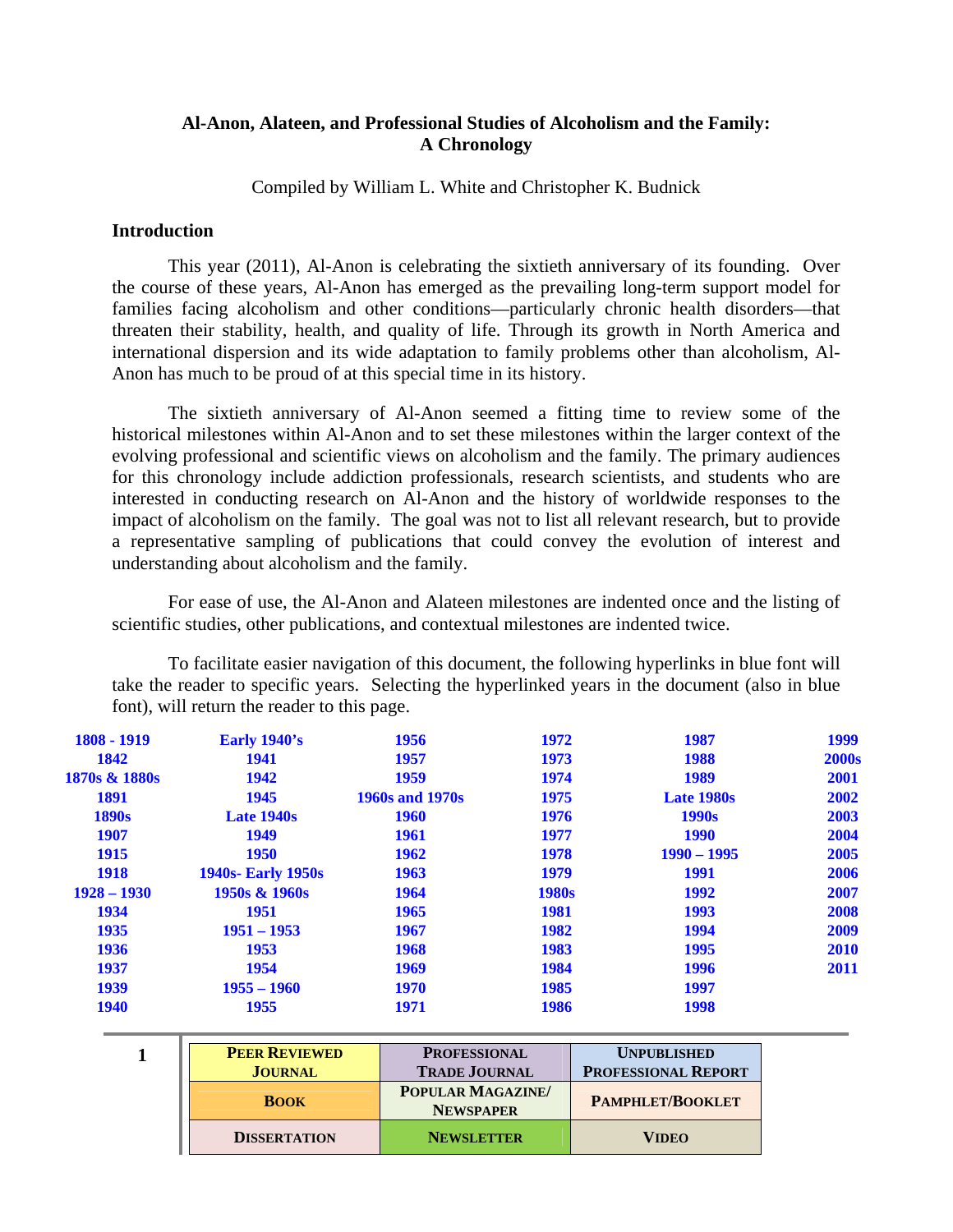# Al-Anon, Alateen, and Professional Studies of Alcoholism and the Family: A Chronology

Compiled by William L. White and Christopher K. Budnick

## Introduction

This year (2011), Al-Anon is celebrating the sixtieth anniversary of its founding. Over the course of these years, Al-Anon has emerged as the prevailing long-term support model for families facing alcoholism and other conditions—particularly chronic health disorders—that threaten their stability, health, and quality of life. Through its growth in North America and international dispersion and its wide adaptation to family problems other than alcoholism, Al-Anon has much to be proud of at this special time in its history.

The sixtieth anniversary of Al-Anon seemed a fitting time to review some of the historical milestones within Al-Anon and to set these milestones within the larger context of the evolving professional and scientific views on alcoholism and the family. The primary audiences for this chronology include addiction professionals, research scientists, and students who are interested in conducting research on Al-Anon and the history of worldwide responses to the impact of alcoholism on the family. The goal was not to list all relevant research, but to provide a representative sampling of publications that could convey the evolution of interest and understanding about alcoholism and the family.

For ease of use, the Al-Anon and Alateen milestones are indented once and the listing of scientific studies, other publications, and contextual milestones are indented twice.

To facilitate easier navigation of this document, the following hyperlinks in blue font will take the reader to specific years. Selecting the hyperlinked years in the document (also in blue font), will return the reader to this page.

| | | | | | |
|---|---|---|---|---|---|
| 1808 - 1919 | Early 1940's | 1956 | 1972 | 1987 | 1999 |
| 1842 | 1941 | 1957 | 1973 | 1988 | 2000s |
| 1870s & 1880s | 1942 | 1959 | 1974 | 1989 | 2001 |
| 1891 | 1945 | 1960s and 1970s | 1975 | Late 1980s | 2002 |
| 1890s | Late 1940s | 1960 | 1976 | 1990s | 2003 |
| 1907 | 1949 | 1961 | 1977 | 1990 | 2004 |
| 1915 | 1950 | 1962 | 1978 | 1990 – 1995 | 2005 |
| 1918 | 1940s- Early 1950s | 1963 | 1979 | 1991 | 2006 |
| 1928 – 1930 | 1950s & 1960s | 1964 | 1980s | 1992 | 2007 |
| 1934 | 1951 | 1965 | 1981 | 1993 | 2008 |
| 1935 | 1951 – 1953 | 1967 | 1982 | 1994 | 2009 |
| 1936 | 1953 | 1968 | 1983 | 1995 | 2010 |
| 1937 | 1954 | 1969 | 1984 | 1996 | 2011 |
| 1939 | 1955 – 1960 | 1970 | 1985 | 1997 | |
| 1940 | 1955 | 1971 | 1986 | 1998 | |

| | | |
|---|---|---|
| PEER REVIEWED JOURNAL | PROFESSIONAL TRADE JOURNAL | UNPUBLISHED PROFESSIONAL REPORT |
| BOOK | POPULAR MAGAZINE/ NEWSPAPER | PAMPHLET/BOOKLET |
| DISSERTATION | NEWSLETTER | VIDEO |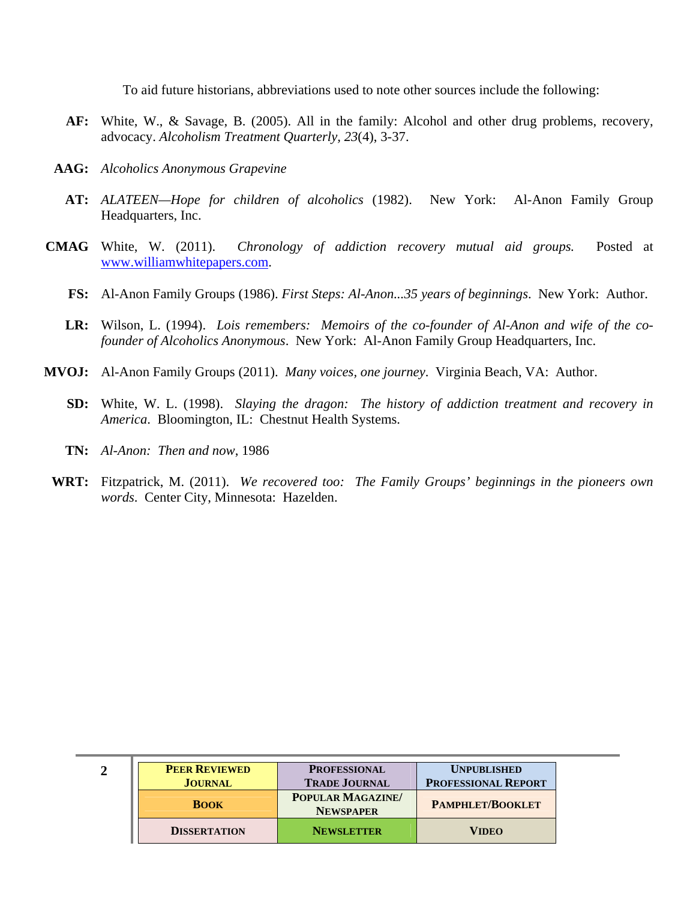To aid future historians, abbreviations used to note other sources include the following:

**AF:** White, W., & Savage, B. (2005). All in the family: Alcohol and other drug problems, recovery, advocacy. *Alcoholism Treatment Quarterly, 23*(4), 3-37.

**AAG:** *Alcoholics Anonymous Grapevine*

**AT:** *ALATEEN—Hope for children of alcoholics* (1982). New York: Al-Anon Family Group Headquarters, Inc.

**CMAG** White, W. (2011). *Chronology of addiction recovery mutual aid groups.* Posted at www.williamwhitepapers.com.

**FS:** Al-Anon Family Groups (1986). *First Steps: Al-Anon...35 years of beginnings*. New York: Author.

**LR:** Wilson, L. (1994). *Lois remembers: Memoirs of the co-founder of Al-Anon and wife of the co-founder of Alcoholics Anonymous*. New York: Al-Anon Family Group Headquarters, Inc.

**MVOJ:** Al-Anon Family Groups (2011). *Many voices, one journey*. Virginia Beach, VA: Author.

**SD:** White, W. L. (1998). *Slaying the dragon: The history of addiction treatment and recovery in America*. Bloomington, IL: Chestnut Health Systems.

**TN:** *Al-Anon: Then and now*, 1986

**WRT:** Fitzpatrick, M. (2011). *We recovered too: The Family Groups' beginnings in the pioneers own words*. Center City, Minnesota: Hazelden.

| Peer Reviewed Journal | Professional Trade Journal | Unpublished Professional Report |
|---|---|---|
| Book | Popular Magazine/ Newspaper | Pamphlet/Booklet |
| Dissertation | Newsletter | Video |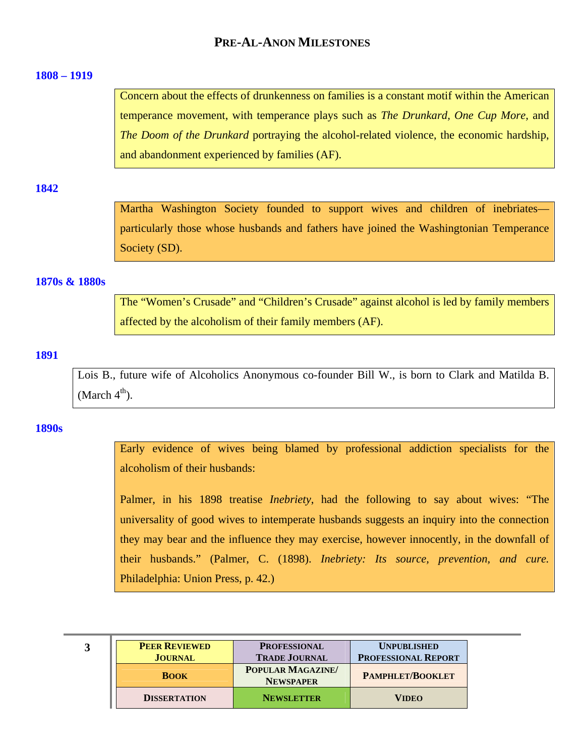# Pre-Al-Anon Milestones

**1808 – 1919**

Concern about the effects of drunkenness on families is a constant motif within the American temperance movement, with temperance plays such as *The Drunkard*, *One Cup More*, and *The Doom of the Drunkard* portraying the alcohol-related violence, the economic hardship, and abandonment experienced by families (AF).

**1842**

Martha Washington Society founded to support wives and children of inebriates—particularly those whose husbands and fathers have joined the Washingtonian Temperance Society (SD).

**1870s & 1880s**

The "Women's Crusade" and "Children's Crusade" against alcohol is led by family members affected by the alcoholism of their family members (AF).

**1891**

Lois B., future wife of Alcoholics Anonymous co-founder Bill W., is born to Clark and Matilda B. (March 4th).

**1890s**

Early evidence of wives being blamed by professional addiction specialists for the alcoholism of their husbands:

Palmer, in his 1898 treatise *Inebriety*, had the following to say about wives: "The universality of good wives to intemperate husbands suggests an inquiry into the connection they may bear and the influence they may exercise, however innocently, in the downfall of their husbands." (Palmer, C. (1898). *Inebriety: Its source, prevention, and cure.* Philadelphia: Union Press, p. 42.)

| Peer Reviewed Journal | Professional Trade Journal | Unpublished Professional Report |
|---|---|---|
| Book | Popular Magazine/ Newspaper | Pamphlet/Booklet |
| Dissertation | Newsletter | Video |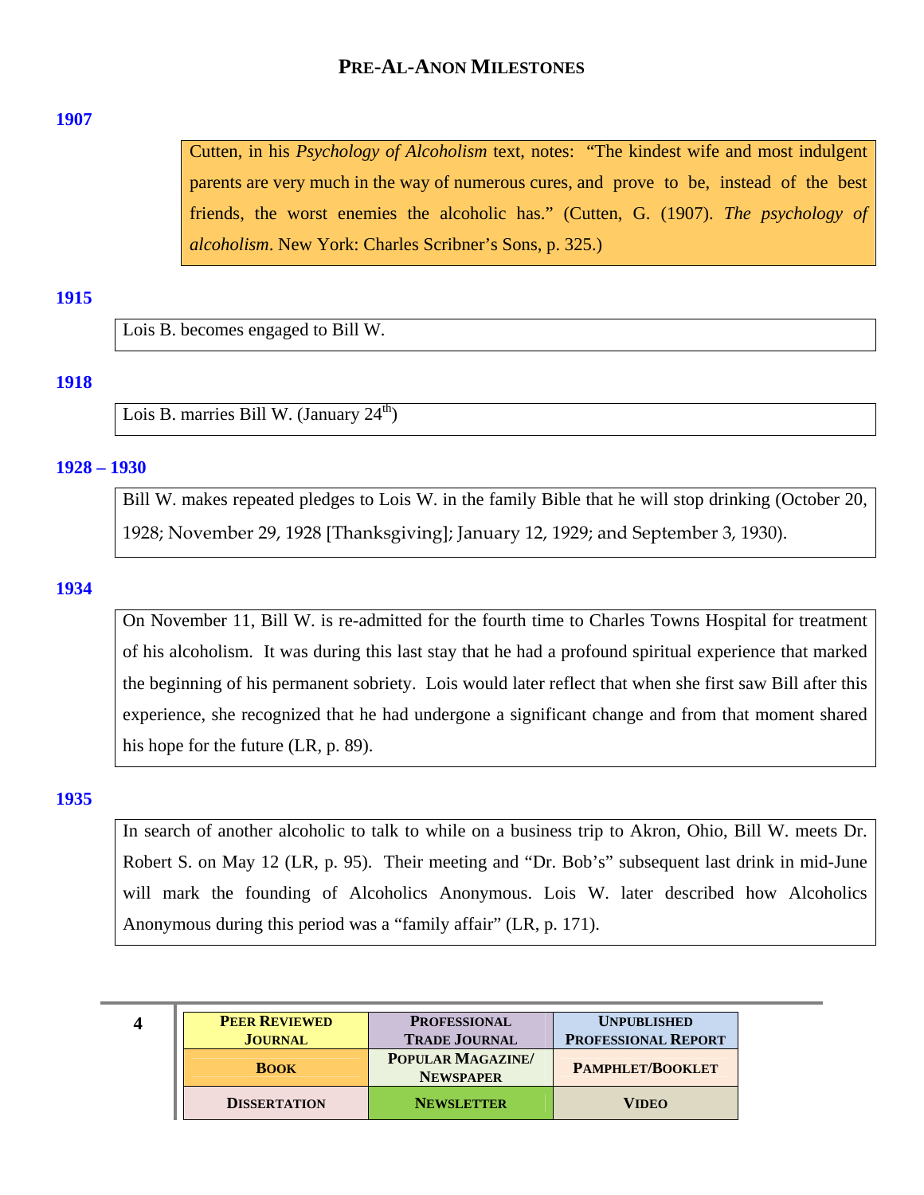# Pre-Al-Anon Milestones

**1907**

Cutten, in his *Psychology of Alcoholism* text, notes: "The kindest wife and most indulgent parents are very much in the way of numerous cures, and prove to be, instead of the best friends, the worst enemies the alcoholic has." (Cutten, G. (1907). *The psychology of alcoholism*. New York: Charles Scribner's Sons, p. 325.)

**1915**

Lois B. becomes engaged to Bill W.

**1918**

Lois B. marries Bill W. (January 24th)

**1928 – 1930**

Bill W. makes repeated pledges to Lois W. in the family Bible that he will stop drinking (October 20, 1928; November 29, 1928 [Thanksgiving]; January 12, 1929; and September 3, 1930).

**1934**

On November 11, Bill W. is re-admitted for the fourth time to Charles Towns Hospital for treatment of his alcoholism. It was during this last stay that he had a profound spiritual experience that marked the beginning of his permanent sobriety. Lois would later reflect that when she first saw Bill after this experience, she recognized that he had undergone a significant change and from that moment shared his hope for the future (LR, p. 89).

**1935**

In search of another alcoholic to talk to while on a business trip to Akron, Ohio, Bill W. meets Dr. Robert S. on May 12 (LR, p. 95). Their meeting and "Dr. Bob's" subsequent last drink in mid-June will mark the founding of Alcoholics Anonymous. Lois W. later described how Alcoholics Anonymous during this period was a "family affair" (LR, p. 171).

| Peer Reviewed Journal | Professional Trade Journal | Unpublished Professional Report |
|---|---|---|
| Book | Popular Magazine/ Newspaper | Pamphlet/Booklet |
| Dissertation | Newsletter | Video |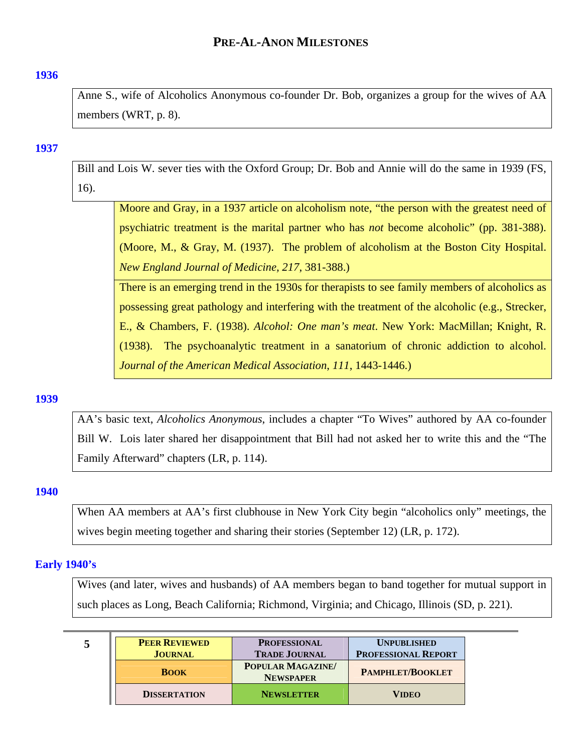# PRE-AL-ANON MILESTONES

**1936**

Anne S., wife of Alcoholics Anonymous co-founder Dr. Bob, organizes a group for the wives of AA members (WRT, p. 8).

**1937**

Bill and Lois W. sever ties with the Oxford Group; Dr. Bob and Annie will do the same in 1939 (FS, 16).

> Moore and Gray, in a 1937 article on alcoholism note, "the person with the greatest need of psychiatric treatment is the marital partner who has *not* become alcoholic" (pp. 381-388). (Moore, M., & Gray, M. (1937). The problem of alcoholism at the Boston City Hospital. *New England Journal of Medicine, 217*, 381-388.)

> There is an emerging trend in the 1930s for therapists to see family members of alcoholics as possessing great pathology and interfering with the treatment of the alcoholic (e.g., Strecker, E., & Chambers, F. (1938). *Alcohol: One man's meat*. New York: MacMillan; Knight, R. (1938). The psychoanalytic treatment in a sanatorium of chronic addiction to alcohol. *Journal of the American Medical Association*, *111*, 1443-1446.)

**1939**

AA's basic text, *Alcoholics Anonymous*, includes a chapter "To Wives" authored by AA co-founder Bill W. Lois later shared her disappointment that Bill had not asked her to write this and the "The Family Afterward" chapters (LR, p. 114).

**1940**

When AA members at AA's first clubhouse in New York City begin "alcoholics only" meetings, the wives begin meeting together and sharing their stories (September 12) (LR, p. 172).

**Early 1940's**

Wives (and later, wives and husbands) of AA members began to band together for mutual support in such places as Long, Beach California; Richmond, Virginia; and Chicago, Illinois (SD, p. 221).

| PEER REVIEWED JOURNAL | PROFESSIONAL TRADE JOURNAL | UNPUBLISHED PROFESSIONAL REPORT |
|---|---|---|
| BOOK | POPULAR MAGAZINE/ NEWSPAPER | PAMPHLET/BOOKLET |
| DISSERTATION | NEWSLETTER | VIDEO |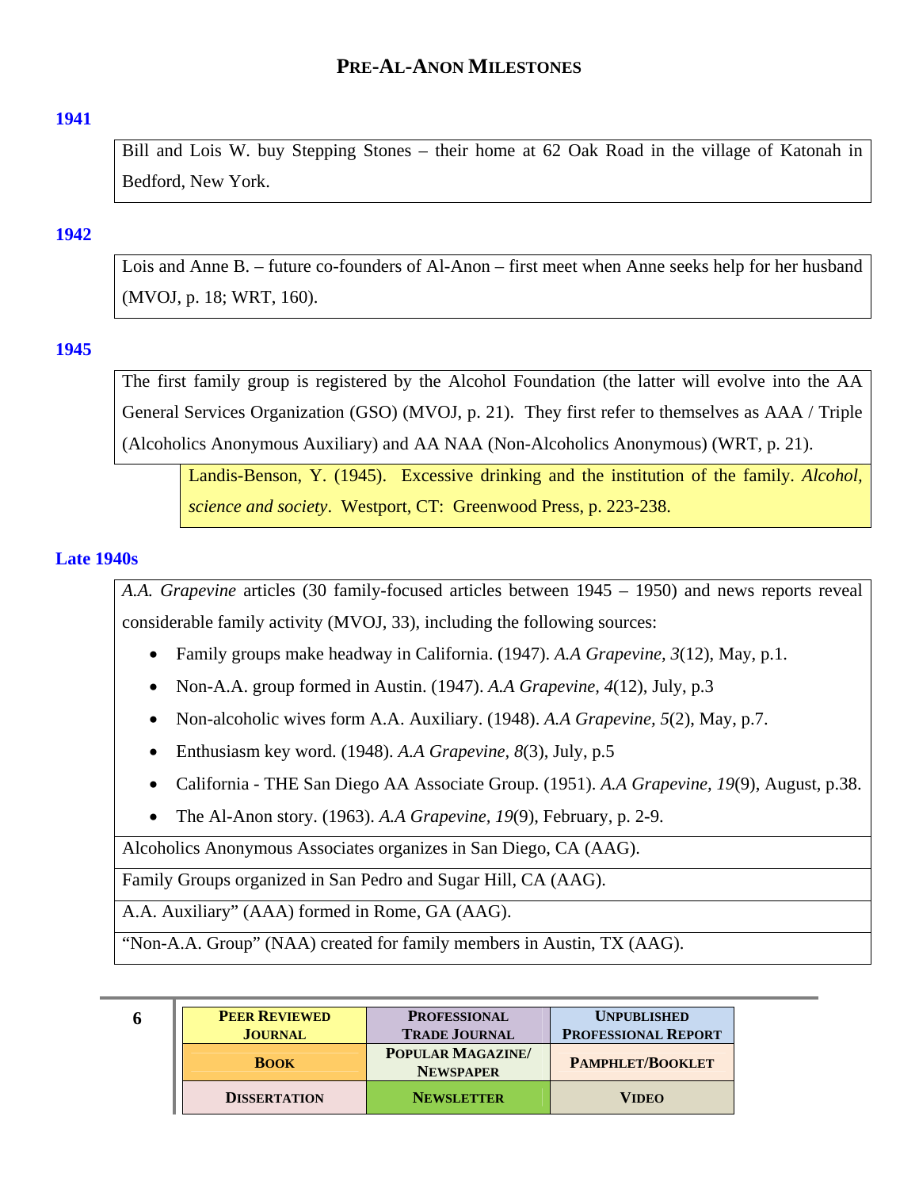# Pre-Al-Anon Milestones

**1941**

Bill and Lois W. buy Stepping Stones – their home at 62 Oak Road in the village of Katonah in Bedford, New York.

**1942**

Lois and Anne B. – future co-founders of Al-Anon – first meet when Anne seeks help for her husband (MVOJ, p. 18; WRT, 160).

**1945**

The first family group is registered by the Alcohol Foundation (the latter will evolve into the AA General Services Organization (GSO) (MVOJ, p. 21). They first refer to themselves as AAA / Triple (Alcoholics Anonymous Auxiliary) and AA NAA (Non-Alcoholics Anonymous) (WRT, p. 21).

Landis-Benson, Y. (1945). Excessive drinking and the institution of the family. *Alcohol, science and society*. Westport, CT: Greenwood Press, p. 223-238.

**Late 1940s**

*A.A. Grapevine* articles (30 family-focused articles between 1945 – 1950) and news reports reveal considerable family activity (MVOJ, 33), including the following sources:

- Family groups make headway in California. (1947). *A.A Grapevine, 3*(12), May, p.1.
- Non-A.A. group formed in Austin. (1947). *A.A Grapevine, 4*(12), July, p.3
- Non-alcoholic wives form A.A. Auxiliary. (1948). *A.A Grapevine, 5*(2), May, p.7.
- Enthusiasm key word. (1948). *A.A Grapevine, 8*(3), July, p.5
- California - THE San Diego AA Associate Group. (1951). *A.A Grapevine, 19*(9), August, p.38.
- The Al-Anon story. (1963). *A.A Grapevine, 19*(9), February, p. 2-9.

Alcoholics Anonymous Associates organizes in San Diego, CA (AAG).

Family Groups organized in San Pedro and Sugar Hill, CA (AAG).

A.A. Auxiliary" (AAA) formed in Rome, GA (AAG).

"Non-A.A. Group" (NAA) created for family members in Austin, TX (AAG).

| PEER REVIEWED JOURNAL | PROFESSIONAL TRADE JOURNAL | UNPUBLISHED PROFESSIONAL REPORT |
|---|---|---|
| BOOK | POPULAR MAGAZINE/ NEWSPAPER | PAMPHLET/BOOKLET |
| DISSERTATION | NEWSLETTER | VIDEO |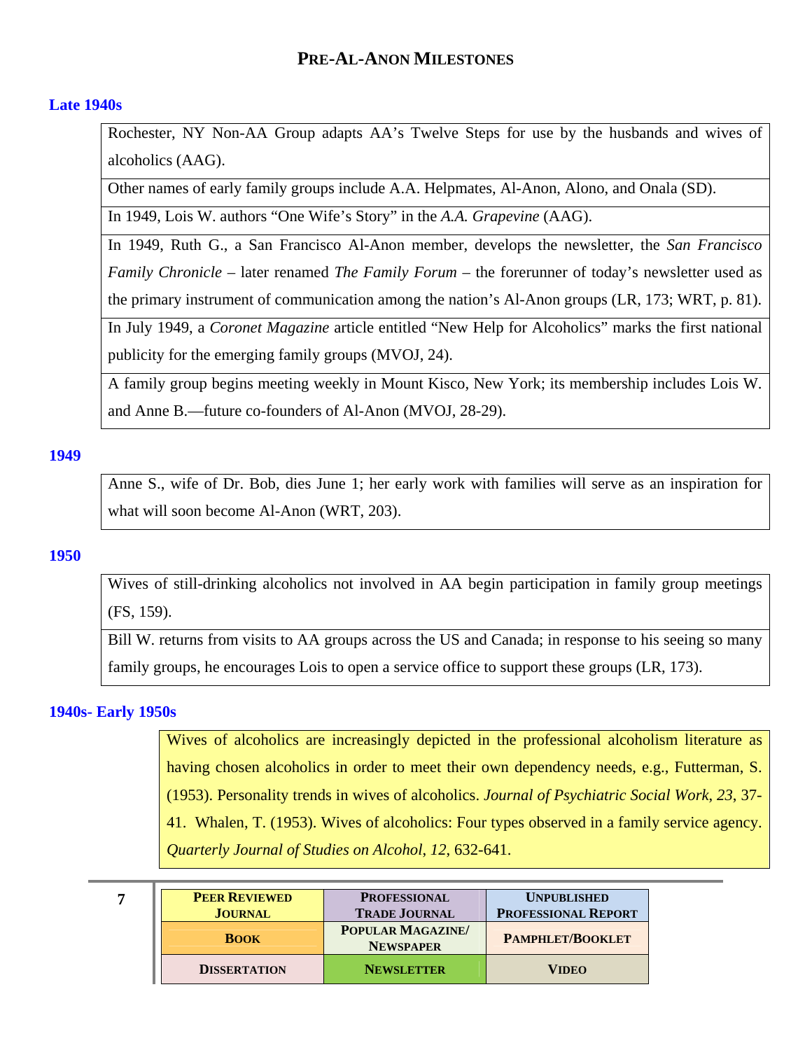# PRE-AL-ANON MILESTONES

### Late 1940s

| |
|---|
| Rochester, NY Non-AA Group adapts AA's Twelve Steps for use by the husbands and wives of alcoholics (AAG). |
| Other names of early family groups include A.A. Helpmates, Al-Anon, Alono, and Onala (SD). |
| In 1949, Lois W. authors "One Wife's Story" in the *A.A. Grapevine* (AAG). |
| In 1949, Ruth G., a San Francisco Al-Anon member, develops the newsletter, the *San Francisco Family Chronicle* – later renamed *The Family Forum* – the forerunner of today's newsletter used as the primary instrument of communication among the nation's Al-Anon groups (LR, 173; WRT, p. 81). |
| In July 1949, a *Coronet Magazine* article entitled "New Help for Alcoholics" marks the first national publicity for the emerging family groups (MVOJ, 24). |
| A family group begins meeting weekly in Mount Kisco, New York; its membership includes Lois W. and Anne B.—future co-founders of Al-Anon (MVOJ, 28-29). |

### 1949

| |
|---|
| Anne S., wife of Dr. Bob, dies June 1; her early work with families will serve as an inspiration for what will soon become Al-Anon (WRT, 203). |

### 1950

| |
|---|
| Wives of still-drinking alcoholics not involved in AA begin participation in family group meetings (FS, 159). |
| Bill W. returns from visits to AA groups across the US and Canada; in response to his seeing so many family groups, he encourages Lois to open a service office to support these groups (LR, 173). |

### 1940s- Early 1950s

| |
|---|
| Wives of alcoholics are increasingly depicted in the professional alcoholism literature as having chosen alcoholics in order to meet their own dependency needs, e.g., Futterman, S. (1953). Personality trends in wives of alcoholics. *Journal of Psychiatric Social Work*, *23*, 37-41. Whalen, T. (1953). Wives of alcoholics: Four types observed in a family service agency. *Quarterly Journal of Studies on Alcohol*, *12*, 632-641. |

| | | |
|---|---|---|
| PEER REVIEWED JOURNAL | PROFESSIONAL TRADE JOURNAL | UNPUBLISHED PROFESSIONAL REPORT |
| BOOK | POPULAR MAGAZINE/ NEWSPAPER | PAMPHLET/BOOKLET |
| DISSERTATION | NEWSLETTER | VIDEO |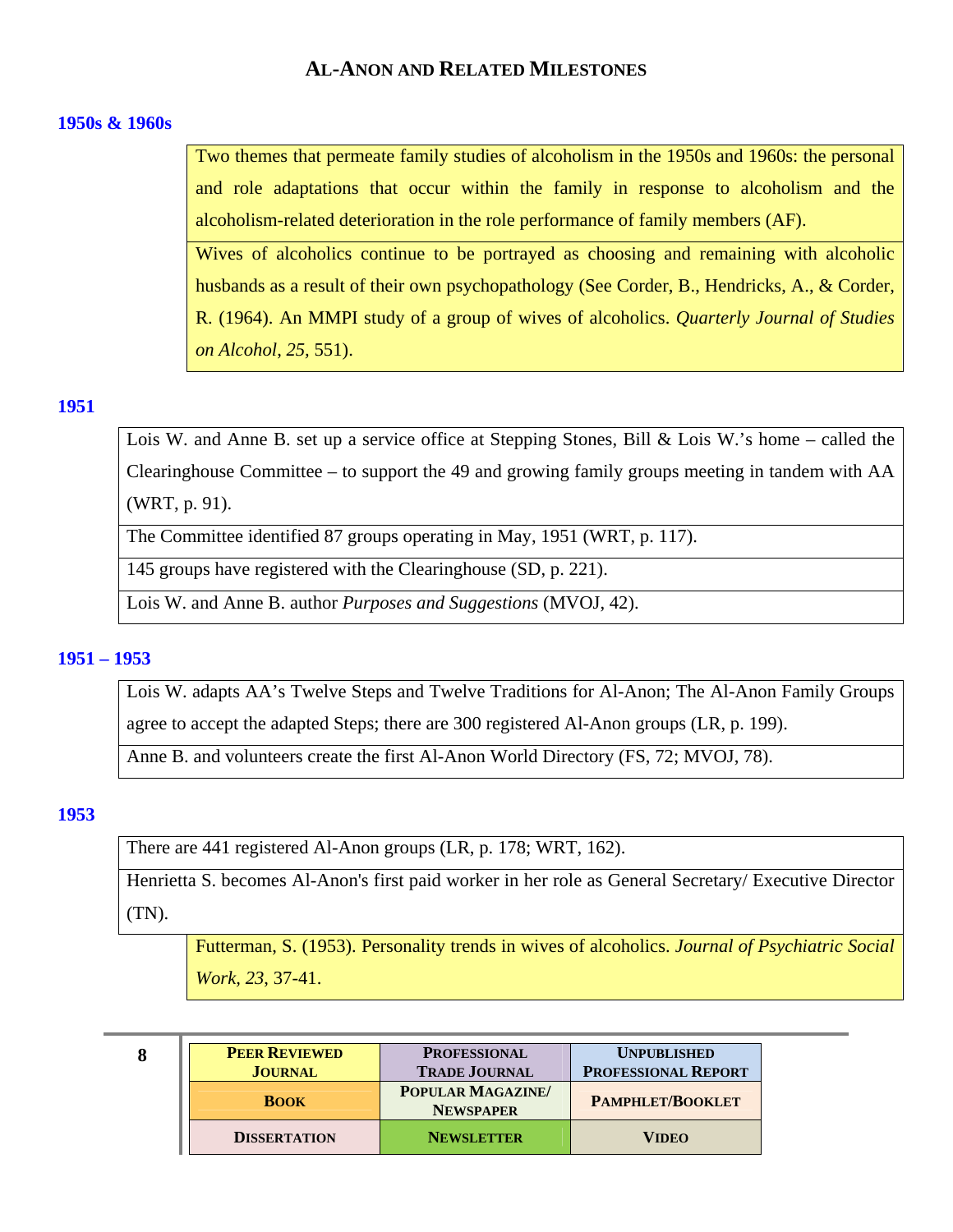## AL-ANON AND RELATED MILESTONES

### 1950s & 1960s

Two themes that permeate family studies of alcoholism in the 1950s and 1960s: the personal and role adaptations that occur within the family in response to alcoholism and the alcoholism-related deterioration in the role performance of family members (AF).

Wives of alcoholics continue to be portrayed as choosing and remaining with alcoholic husbands as a result of their own psychopathology (See Corder, B., Hendricks, A., & Corder, R. (1964). An MMPI study of a group of wives of alcoholics. *Quarterly Journal of Studies on Alcohol*, *25,* 551).

### 1951

Lois W. and Anne B. set up a service office at Stepping Stones, Bill & Lois W.'s home – called the Clearinghouse Committee – to support the 49 and growing family groups meeting in tandem with AA (WRT, p. 91).

The Committee identified 87 groups operating in May, 1951 (WRT, p. 117).

145 groups have registered with the Clearinghouse (SD, p. 221).

Lois W. and Anne B. author *Purposes and Suggestions* (MVOJ, 42).

### 1951 – 1953

Lois W. adapts AA's Twelve Steps and Twelve Traditions for Al-Anon; The Al-Anon Family Groups agree to accept the adapted Steps; there are 300 registered Al-Anon groups (LR, p. 199).

Anne B. and volunteers create the first Al-Anon World Directory (FS, 72; MVOJ, 78).

### 1953

There are 441 registered Al-Anon groups (LR, p. 178; WRT, 162).

Henrietta S. becomes Al-Anon's first paid worker in her role as General Secretary/ Executive Director (TN).

Futterman, S. (1953). Personality trends in wives of alcoholics. *Journal of Psychiatric Social Work*, *23*, 37-41.

| PEER REVIEWED JOURNAL | PROFESSIONAL TRADE JOURNAL | UNPUBLISHED PROFESSIONAL REPORT |
|---|---|---|
| BOOK | POPULAR MAGAZINE/ NEWSPAPER | PAMPHLET/BOOKLET |
| DISSERTATION | NEWSLETTER | VIDEO |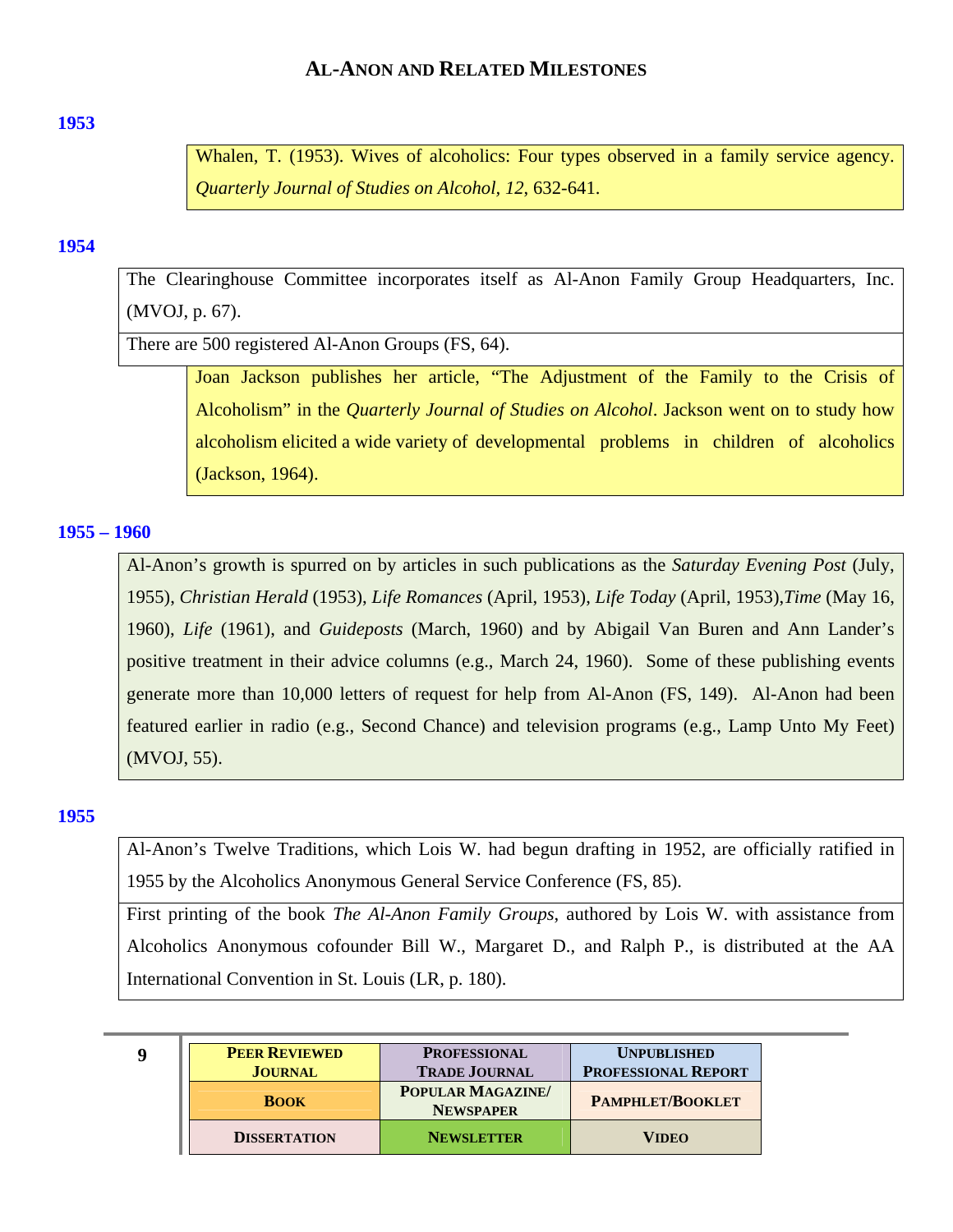# AL-ANON AND RELATED MILESTONES

**1953**

Whalen, T. (1953). Wives of alcoholics: Four types observed in a family service agency. *Quarterly Journal of Studies on Alcohol, 12*, 632-641.

**1954**

The Clearinghouse Committee incorporates itself as Al-Anon Family Group Headquarters, Inc. (MVOJ, p. 67).

There are 500 registered Al-Anon Groups (FS, 64).

Joan Jackson publishes her article, "The Adjustment of the Family to the Crisis of Alcoholism" in the *Quarterly Journal of Studies on Alcohol*. Jackson went on to study how alcoholism elicited a wide variety of developmental problems in children of alcoholics (Jackson, 1964).

**1955 – 1960**

Al-Anon's growth is spurred on by articles in such publications as the *Saturday Evening Post* (July, 1955), *Christian Herald* (1953), *Life Romances* (April, 1953), *Life Today* (April, 1953),*Time* (May 16, 1960), *Life* (1961), and *Guideposts* (March, 1960) and by Abigail Van Buren and Ann Lander's positive treatment in their advice columns (e.g., March 24, 1960). Some of these publishing events generate more than 10,000 letters of request for help from Al-Anon (FS, 149). Al-Anon had been featured earlier in radio (e.g., Second Chance) and television programs (e.g., Lamp Unto My Feet) (MVOJ, 55).

**1955**

Al-Anon's Twelve Traditions, which Lois W. had begun drafting in 1952, are officially ratified in 1955 by the Alcoholics Anonymous General Service Conference (FS, 85).

First printing of the book *The Al-Anon Family Groups*, authored by Lois W. with assistance from Alcoholics Anonymous cofounder Bill W., Margaret D., and Ralph P., is distributed at the AA International Convention in St. Louis (LR, p. 180).

| PEER REVIEWED JOURNAL | PROFESSIONAL TRADE JOURNAL | UNPUBLISHED PROFESSIONAL REPORT |
|---|---|---|
| BOOK | POPULAR MAGAZINE/ NEWSPAPER | PAMPHLET/BOOKLET |
| DISSERTATION | NEWSLETTER | VIDEO |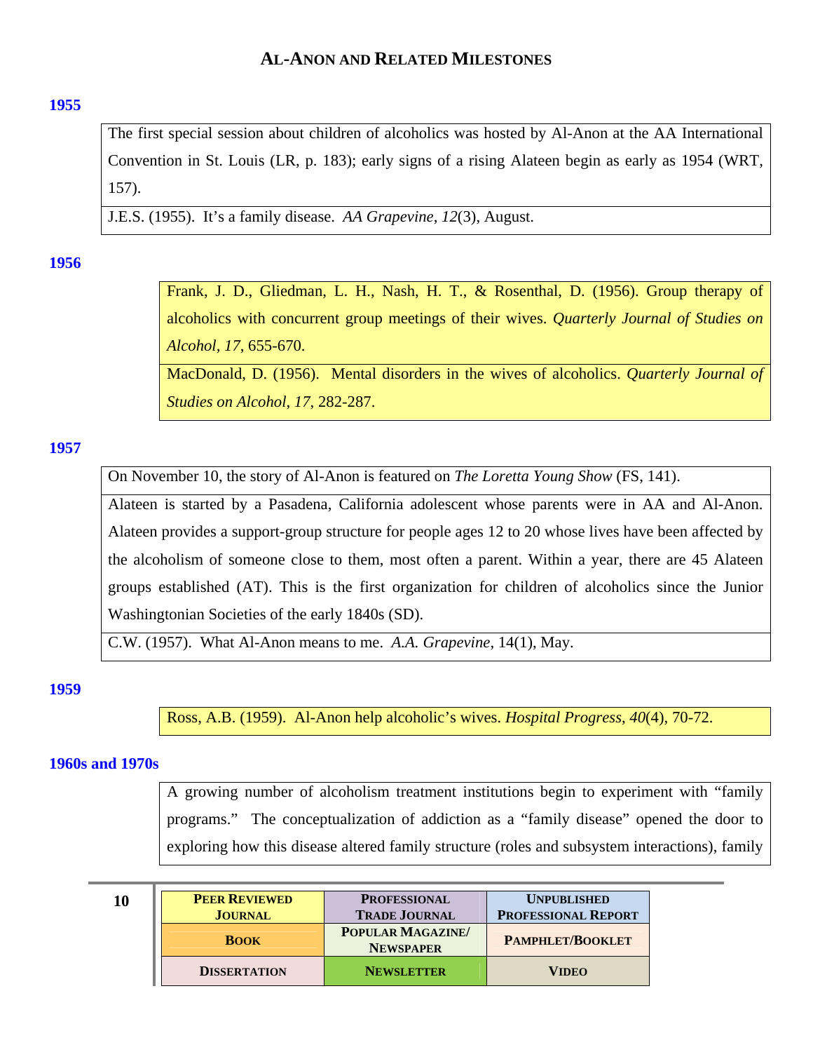# Al-Anon and Related Milestones

**1955**

The first special session about children of alcoholics was hosted by Al-Anon at the AA International Convention in St. Louis (LR, p. 183); early signs of a rising Alateen begin as early as 1954 (WRT, 157).

J.E.S. (1955). It's a family disease. *AA Grapevine*, *12*(3), August.

**1956**

Frank, J. D., Gliedman, L. H., Nash, H. T., & Rosenthal, D. (1956). Group therapy of alcoholics with concurrent group meetings of their wives. *Quarterly Journal of Studies on Alcohol*, *17*, 655-670.

MacDonald, D. (1956). Mental disorders in the wives of alcoholics. *Quarterly Journal of Studies on Alcohol*, *17*, 282-287.

**1957**

On November 10, the story of Al-Anon is featured on *The Loretta Young Show* (FS, 141).

Alateen is started by a Pasadena, California adolescent whose parents were in AA and Al-Anon. Alateen provides a support-group structure for people ages 12 to 20 whose lives have been affected by the alcoholism of someone close to them, most often a parent. Within a year, there are 45 Alateen groups established (AT). This is the first organization for children of alcoholics since the Junior Washingtonian Societies of the early 1840s (SD).

C.W. (1957). What Al-Anon means to me. *A.A. Grapevine*, 14(1), May.

**1959**

Ross, A.B. (1959). Al-Anon help alcoholic's wives. *Hospital Progress*, *40*(4), 70-72.

**1960s and 1970s**

A growing number of alcoholism treatment institutions begin to experiment with "family programs." The conceptualization of addiction as a "family disease" opened the door to exploring how this disease altered family structure (roles and subsystem interactions), family

| Peer Reviewed Journal | Professional Trade Journal | Unpublished Professional Report |
|---|---|---|
| Book | Popular Magazine/ Newspaper | Pamphlet/Booklet |
| Dissertation | Newsletter | Video |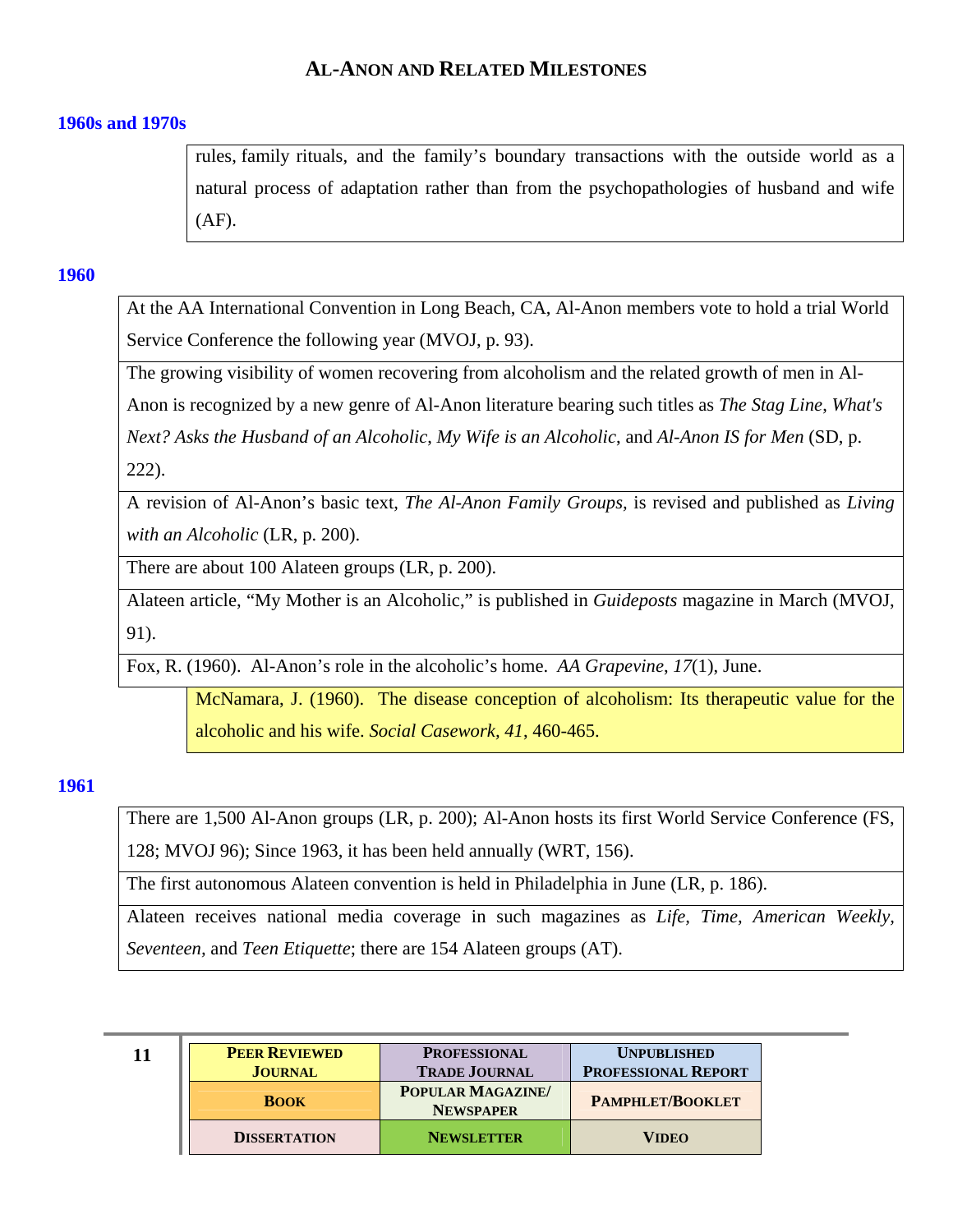# AL-ANON AND RELATED MILESTONES

## 1960s and 1970s

rules, family rituals, and the family's boundary transactions with the outside world as a natural process of adaptation rather than from the psychopathologies of husband and wife (AF).

## 1960

At the AA International Convention in Long Beach, CA, Al-Anon members vote to hold a trial World Service Conference the following year (MVOJ, p. 93).

The growing visibility of women recovering from alcoholism and the related growth of men in Al-Anon is recognized by a new genre of Al-Anon literature bearing such titles as *The Stag Line*, *What's Next? Asks the Husband of an Alcoholic*, *My Wife is an Alcoholic*, and *Al-Anon IS for Men* (SD, p. 222).

A revision of Al-Anon's basic text, *The Al-Anon Family Groups,* is revised and published as *Living with an Alcoholic* (LR, p. 200).

There are about 100 Alateen groups (LR, p. 200).

Alateen article, "My Mother is an Alcoholic," is published in *Guideposts* magazine in March (MVOJ, 91).

Fox, R. (1960). Al-Anon's role in the alcoholic's home. *AA Grapevine*, *17*(1), June.

McNamara, J. (1960). The disease conception of alcoholism: Its therapeutic value for the alcoholic and his wife. *Social Casework, 41*, 460-465.

## 1961

There are 1,500 Al-Anon groups (LR, p. 200); Al-Anon hosts its first World Service Conference (FS, 128; MVOJ 96); Since 1963, it has been held annually (WRT, 156).

The first autonomous Alateen convention is held in Philadelphia in June (LR, p. 186).

Alateen receives national media coverage in such magazines as *Life*, *Time*, *American Weekly*, *Seventeen*, and *Teen Etiquette*; there are 154 Alateen groups (AT).

| PEER REVIEWED JOURNAL | PROFESSIONAL TRADE JOURNAL | UNPUBLISHED PROFESSIONAL REPORT |
|---|---|---|
| BOOK | POPULAR MAGAZINE/ NEWSPAPER | PAMPHLET/BOOKLET |
| DISSERTATION | NEWSLETTER | VIDEO |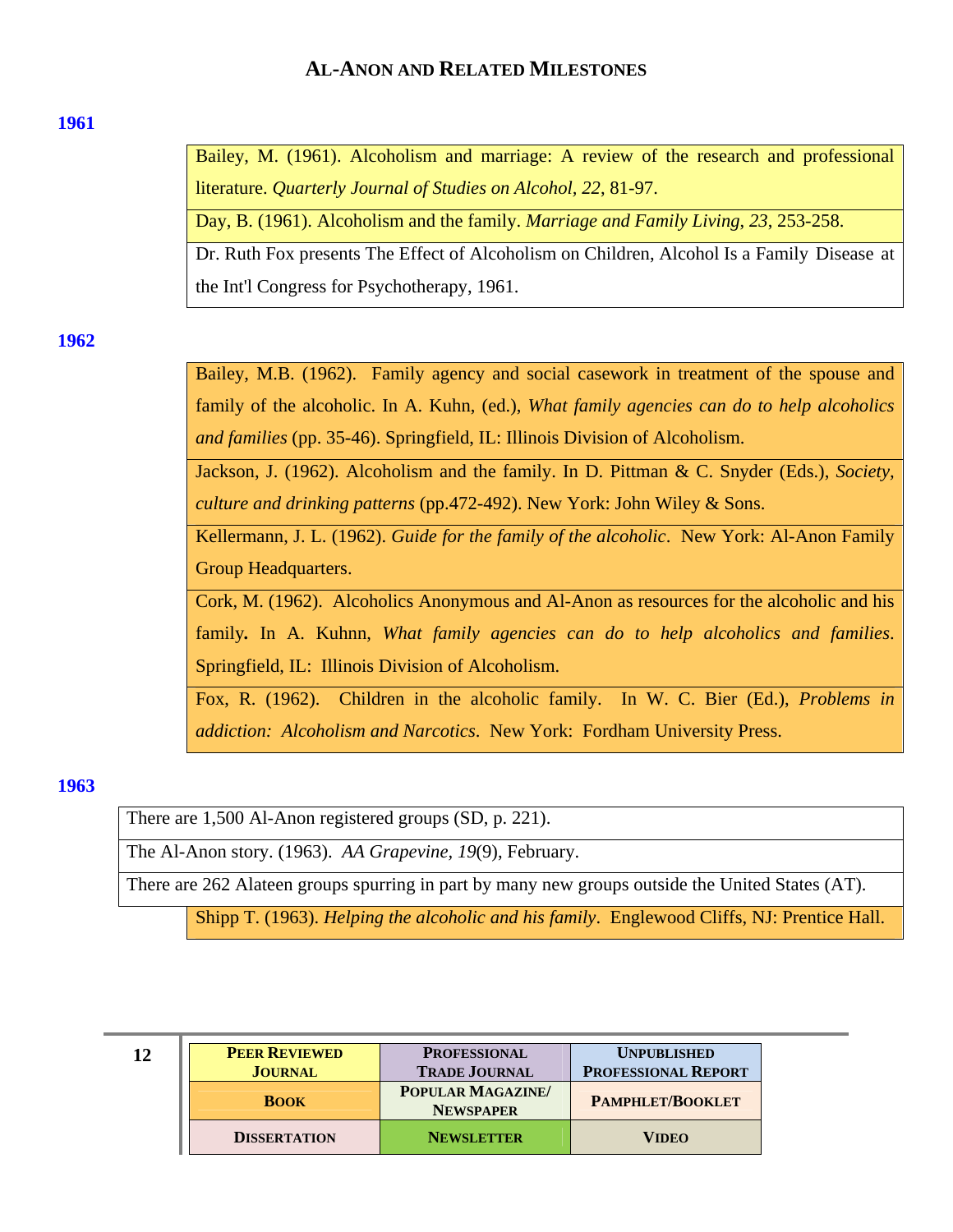# AL-ANON AND RELATED MILESTONES

**1961**

Bailey, M. (1961). Alcoholism and marriage: A review of the research and professional literature. *Quarterly Journal of Studies on Alcohol*, *22*, 81-97.

Day, B. (1961). Alcoholism and the family. *Marriage and Family Living*, *23*, 253-258.

Dr. Ruth Fox presents The Effect of Alcoholism on Children, Alcohol Is a Family Disease at the Int'l Congress for Psychotherapy, 1961.

**1962**

Bailey, M.B. (1962). Family agency and social casework in treatment of the spouse and family of the alcoholic. In A. Kuhn, (ed.), *What family agencies can do to help alcoholics and families* (pp. 35-46). Springfield, IL: Illinois Division of Alcoholism.

Jackson, J. (1962). Alcoholism and the family. In D. Pittman & C. Snyder (Eds.), *Society, culture and drinking patterns* (pp.472-492). New York: John Wiley & Sons.

Kellermann, J. L. (1962). *Guide for the family of the alcoholic*. New York: Al-Anon Family Group Headquarters.

Cork, M. (1962). Alcoholics Anonymous and Al-Anon as resources for the alcoholic and his family**.** In A. Kuhnn, *What family agencies can do to help alcoholics and families.* Springfield, IL: Illinois Division of Alcoholism.

Fox, R. (1962). Children in the alcoholic family. In W. C. Bier (Ed.), *Problems in addiction: Alcoholism and Narcotics*. New York: Fordham University Press.

**1963**

There are 1,500 Al-Anon registered groups (SD, p. 221).

The Al-Anon story. (1963). *AA Grapevine*, *19*(9), February.

There are 262 Alateen groups spurring in part by many new groups outside the United States (AT).

Shipp T. (1963). *Helping the alcoholic and his family*. Englewood Cliffs, NJ: Prentice Hall.

| PEER REVIEWED JOURNAL | PROFESSIONAL TRADE JOURNAL | UNPUBLISHED PROFESSIONAL REPORT |
|---|---|---|
| BOOK | POPULAR MAGAZINE/ NEWSPAPER | PAMPHLET/BOOKLET |
| DISSERTATION | NEWSLETTER | VIDEO |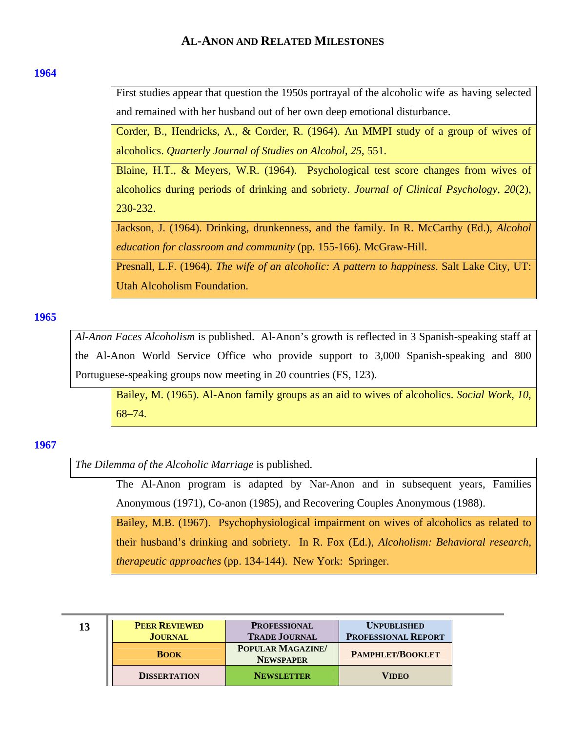## AL-ANON AND RELATED MILESTONES

**1964**

First studies appear that question the 1950s portrayal of the alcoholic wife as having selected and remained with her husband out of her own deep emotional disturbance.

Corder, B., Hendricks, A., & Corder, R. (1964). An MMPI study of a group of wives of alcoholics. *Quarterly Journal of Studies on Alcohol*, *25*, 551.

Blaine, H.T., & Meyers, W.R. (1964). Psychological test score changes from wives of alcoholics during periods of drinking and sobriety. *Journal of Clinical Psychology*, *20*(2), 230-232.

Jackson, J. (1964). Drinking, drunkenness, and the family. In R. McCarthy (Ed.), *Alcohol education for classroom and community* (pp. 155-166). McGraw-Hill.

Presnall, L.F. (1964). *The wife of an alcoholic: A pattern to happiness*. Salt Lake City, UT: Utah Alcoholism Foundation.

**1965**

*Al-Anon Faces Alcoholism* is published. Al-Anon's growth is reflected in 3 Spanish-speaking staff at the Al-Anon World Service Office who provide support to 3,000 Spanish-speaking and 800 Portuguese-speaking groups now meeting in 20 countries (FS, 123).

Bailey, M. (1965). Al-Anon family groups as an aid to wives of alcoholics. *Social Work*, *10*, 68–74.

**1967**

*The Dilemma of the Alcoholic Marriage* is published.

The Al-Anon program is adapted by Nar-Anon and in subsequent years, Families Anonymous (1971), Co-anon (1985), and Recovering Couples Anonymous (1988).

Bailey, M.B. (1967). Psychophysiological impairment on wives of alcoholics as related to their husband's drinking and sobriety. In R. Fox (Ed.), *Alcoholism: Behavioral research, therapeutic approaches* (pp. 134-144). New York: Springer.

| PEER REVIEWED JOURNAL | PROFESSIONAL TRADE JOURNAL | UNPUBLISHED PROFESSIONAL REPORT |
|---|---|---|
| BOOK | POPULAR MAGAZINE/ NEWSPAPER | PAMPHLET/BOOKLET |
| DISSERTATION | NEWSLETTER | VIDEO |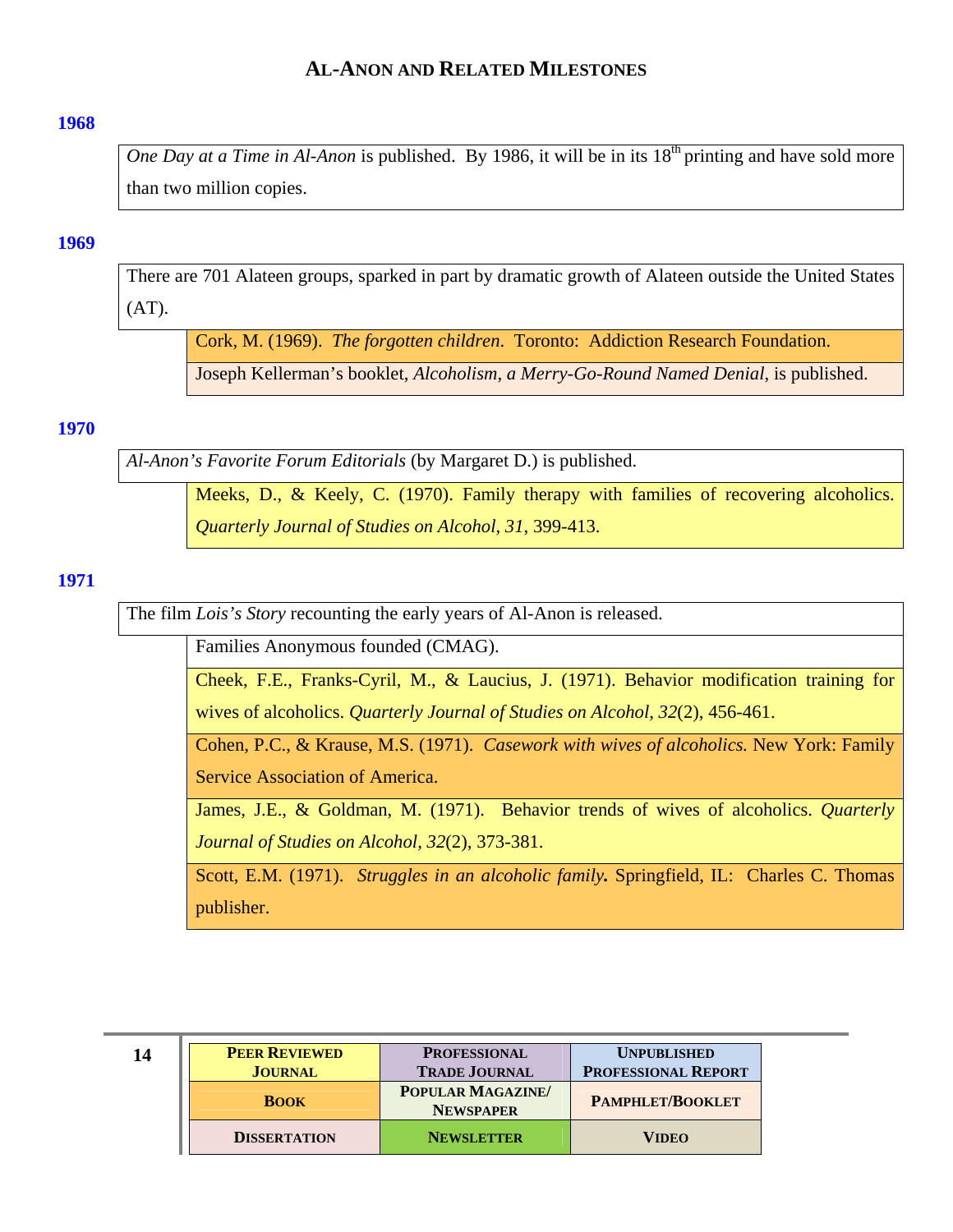## AL-ANON AND RELATED MILESTONES

### 1968

*One Day at a Time in Al-Anon* is published. By 1986, it will be in its 18th printing and have sold more than two million copies.

### 1969

There are 701 Alateen groups, sparked in part by dramatic growth of Alateen outside the United States (AT).

Cork, M. (1969). *The forgotten children*. Toronto: Addiction Research Foundation.

Joseph Kellerman's booklet, *Alcoholism, a Merry-Go-Round Named Denial*, is published.

### 1970

*Al-Anon's Favorite Forum Editorials* (by Margaret D.) is published.

Meeks, D., & Keely, C. (1970). Family therapy with families of recovering alcoholics. *Quarterly Journal of Studies on Alcohol*, *31*, 399-413.

### 1971

The film *Lois's Story* recounting the early years of Al-Anon is released.

Families Anonymous founded (CMAG).

Cheek, F.E., Franks-Cyril, M., & Laucius, J. (1971). Behavior modification training for wives of alcoholics. *Quarterly Journal of Studies on Alcohol*, *32*(2), 456-461.

Cohen, P.C., & Krause, M.S. (1971). *Casework with wives of alcoholics.* New York: Family Service Association of America.

James, J.E., & Goldman, M. (1971). Behavior trends of wives of alcoholics. *Quarterly Journal of Studies on Alcohol*, *32*(2), 373-381.

Scott, E.M. (1971). *Struggles in an alcoholic family.* Springfield, IL: Charles C. Thomas publisher.

| PEER REVIEWED JOURNAL | PROFESSIONAL TRADE JOURNAL | UNPUBLISHED PROFESSIONAL REPORT |
|---|---|---|
| BOOK | POPULAR MAGAZINE/ NEWSPAPER | PAMPHLET/BOOKLET |
| DISSERTATION | NEWSLETTER | VIDEO |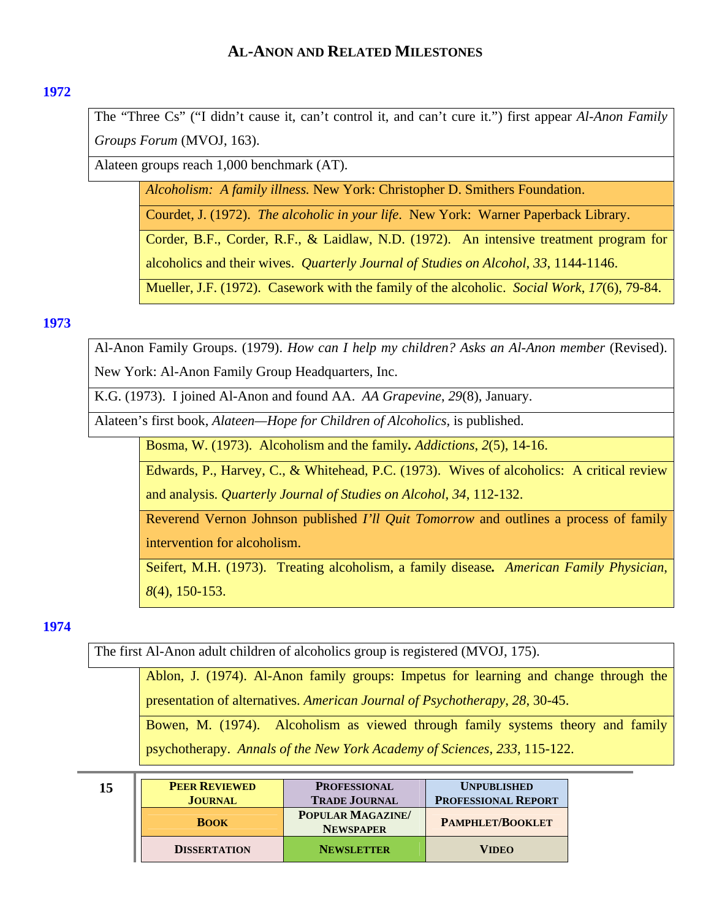# Al-Anon and Related Milestones

## 1972

The "Three Cs" ("I didn't cause it, can't control it, and can't cure it.") first appear *Al-Anon Family Groups Forum* (MVOJ, 163).

Alateen groups reach 1,000 benchmark (AT).

- *Alcoholism: A family illness.* New York: Christopher D. Smithers Foundation.
- Courdet, J. (1972). *The alcoholic in your life*. New York: Warner Paperback Library.
- Corder, B.F., Corder, R.F., & Laidlaw, N.D. (1972). An intensive treatment program for alcoholics and their wives. *Quarterly Journal of Studies on Alcohol, 33*, 1144-1146.
- Mueller, J.F. (1972). Casework with the family of the alcoholic. *Social Work, 17*(6), 79-84.

## 1973

Al-Anon Family Groups. (1979). *How can I help my children? Asks an Al-Anon member* (Revised). New York: Al-Anon Family Group Headquarters, Inc.

K.G. (1973). I joined Al-Anon and found AA. *AA Grapevine, 29*(8), January.

Alateen's first book, *Alateen—Hope for Children of Alcoholics,* is published.

- Bosma, W. (1973). Alcoholism and the family**.** *Addictions, 2*(5), 14-16.
- Edwards, P., Harvey, C., & Whitehead, P.C. (1973). Wives of alcoholics: A critical review and analysis. *Quarterly Journal of Studies on Alcohol, 34,* 112-132.
- Reverend Vernon Johnson published *I'll Quit Tomorrow* and outlines a process of family intervention for alcoholism.
- Seifert, M.H. (1973). Treating alcoholism, a family disease**.** *American Family Physician, 8*(4), 150-153.

## 1974

The first Al-Anon adult children of alcoholics group is registered (MVOJ, 175).

- Ablon, J. (1974). Al-Anon family groups: Impetus for learning and change through the presentation of alternatives. *American Journal of Psychotherapy, 28,* 30-45.
- Bowen, M. (1974). Alcoholism as viewed through family systems theory and family psychotherapy. *Annals of the New York Academy of Sciences, 233*, 115-122.

| Peer Reviewed Journal | Professional Trade Journal | Unpublished Professional Report |
|---|---|---|
| Book | Popular Magazine/ Newspaper | Pamphlet/Booklet |
| Dissertation | Newsletter | Video |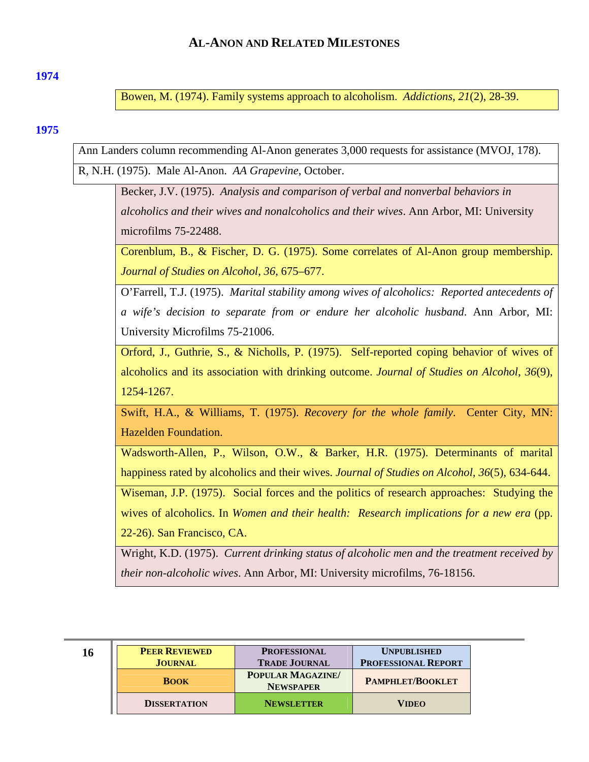## AL-ANON AND RELATED MILESTONES

**1974**

Bowen, M. (1974). Family systems approach to alcoholism. *Addictions*, *21*(2), 28-39.

**1975**

Ann Landers column recommending Al-Anon generates 3,000 requests for assistance (MVOJ, 178).

R, N.H. (1975). Male Al-Anon. *AA Grapevine*, October.

Becker, J.V. (1975). *Analysis and comparison of verbal and nonverbal behaviors in alcoholics and their wives and nonalcoholics and their wives*. Ann Arbor, MI: University microfilms 75-22488.

Corenblum, B., & Fischer, D. G. (1975). Some correlates of Al-Anon group membership. *Journal of Studies on Alcohol*, *36*, 675–677.

O'Farrell, T.J. (1975). *Marital stability among wives of alcoholics: Reported antecedents of a wife's decision to separate from or endure her alcoholic husband*. Ann Arbor, MI: University Microfilms 75-21006.

Orford, J., Guthrie, S., & Nicholls, P. (1975). Self-reported coping behavior of wives of alcoholics and its association with drinking outcome. *Journal of Studies on Alcohol, 36*(9), 1254-1267.

Swift, H.A., & Williams, T. (1975). *Recovery for the whole family*. Center City, MN: Hazelden Foundation.

Wadsworth-Allen, P., Wilson, O.W., & Barker, H.R. (1975). Determinants of marital happiness rated by alcoholics and their wives. *Journal of Studies on Alcohol*, *36*(5), 634-644.

Wiseman, J.P. (1975). Social forces and the politics of research approaches: Studying the wives of alcoholics. In *Women and their health: Research implications for a new era* (pp. 22-26). San Francisco, CA.

Wright, K.D. (1975). *Current drinking status of alcoholic men and the treatment received by their non-alcoholic wives*. Ann Arbor, MI: University microfilms, 76-18156.

| PEER REVIEWED JOURNAL | PROFESSIONAL TRADE JOURNAL | UNPUBLISHED PROFESSIONAL REPORT |
|---|---|---|
| BOOK | POPULAR MAGAZINE/ NEWSPAPER | PAMPHLET/BOOKLET |
| DISSERTATION | NEWSLETTER | VIDEO |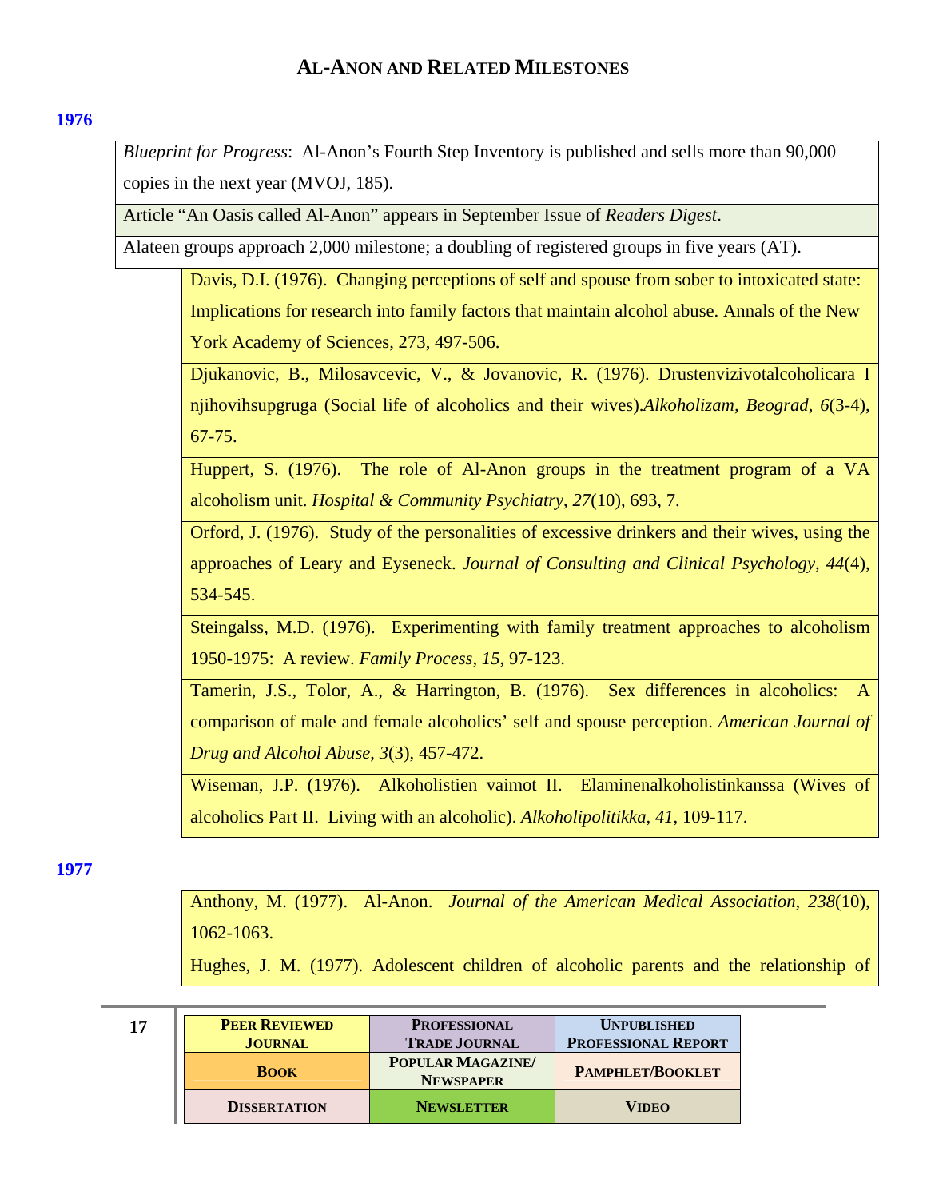## AL-ANON AND RELATED MILESTONES

**1976**

*Blueprint for Progress*: Al-Anon's Fourth Step Inventory is published and sells more than 90,000 copies in the next year (MVOJ, 185).

Article "An Oasis called Al-Anon" appears in September Issue of *Readers Digest*.

Alateen groups approach 2,000 milestone; a doubling of registered groups in five years (AT).

Davis, D.I. (1976). Changing perceptions of self and spouse from sober to intoxicated state: Implications for research into family factors that maintain alcohol abuse. Annals of the New York Academy of Sciences, 273, 497-506.

Djukanovic, B., Milosavcevic, V., & Jovanovic, R. (1976). Drustenvizivotalcoholicara I njihovihsupgruga (Social life of alcoholics and their wives).*Alkoholizam, Beograd*, *6*(3-4), 67-75.

Huppert, S. (1976). The role of Al-Anon groups in the treatment program of a VA alcoholism unit. *Hospital & Community Psychiatry*, *27*(10), 693, 7.

Orford, J. (1976). Study of the personalities of excessive drinkers and their wives, using the approaches of Leary and Eyseneck. *Journal of Consulting and Clinical Psychology*, *44*(4), 534-545.

Steingalss, M.D. (1976). Experimenting with family treatment approaches to alcoholism 1950-1975: A review. *Family Process*, *15*, 97-123.

Tamerin, J.S., Tolor, A., & Harrington, B. (1976). Sex differences in alcoholics: A comparison of male and female alcoholics' self and spouse perception. *American Journal of Drug and Alcohol Abuse*, *3*(3), 457-472.

Wiseman, J.P. (1976). Alkoholistien vaimot II. Elaminenalkoholistinkanssa (Wives of alcoholics Part II. Living with an alcoholic). *Alkoholipolitikka, 41*, 109-117.

**1977**

Anthony, M. (1977). Al-Anon. *Journal of the American Medical Association*, *238*(10), 1062-1063.

Hughes, J. M. (1977). Adolescent children of alcoholic parents and the relationship of

| PEER REVIEWED JOURNAL | PROFESSIONAL TRADE JOURNAL | UNPUBLISHED PROFESSIONAL REPORT |
|---|---|---|
| BOOK | POPULAR MAGAZINE/ NEWSPAPER | PAMPHLET/BOOKLET |
| DISSERTATION | NEWSLETTER | VIDEO |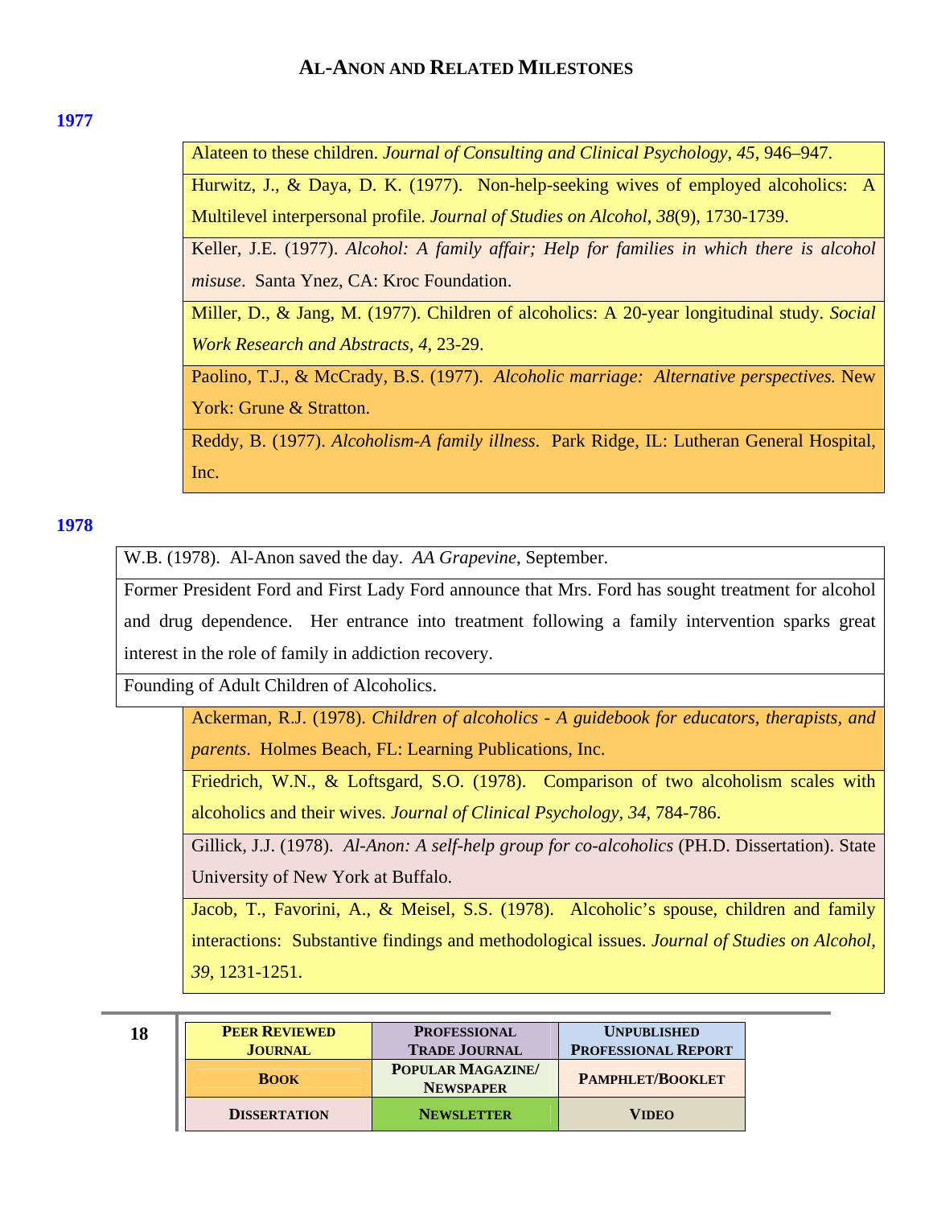## AL-ANON AND RELATED MILESTONES

**1977**

Alateen to these children. *Journal of Consulting and Clinical Psychology*, *45*, 946–947.

Hurwitz, J., & Daya, D. K. (1977). Non-help-seeking wives of employed alcoholics: A Multilevel interpersonal profile. *Journal of Studies on Alcohol*, *38*(9), 1730-1739.

Keller, J.E. (1977). *Alcohol: A family affair; Help for families in which there is alcohol misuse*. Santa Ynez, CA: Kroc Foundation.

Miller, D., & Jang, M. (1977). Children of alcoholics: A 20-year longitudinal study. *Social Work Research and Abstracts, 4*, 23-29.

Paolino, T.J., & McCrady, B.S. (1977). *Alcoholic marriage: Alternative perspectives.* New York: Grune & Stratton.

Reddy, B. (1977). *Alcoholism-A family illness*. Park Ridge, IL: Lutheran General Hospital, Inc.

**1978**

W.B. (1978). Al-Anon saved the day. *AA Grapevine*, September.

Former President Ford and First Lady Ford announce that Mrs. Ford has sought treatment for alcohol and drug dependence. Her entrance into treatment following a family intervention sparks great interest in the role of family in addiction recovery.

Founding of Adult Children of Alcoholics.

Ackerman, R.J. (1978). *Children of alcoholics - A guidebook for educators, therapists, and parents*. Holmes Beach, FL: Learning Publications, Inc.

Friedrich, W.N., & Loftsgard, S.O. (1978). Comparison of two alcoholism scales with alcoholics and their wives. *Journal of Clinical Psychology*, *34*, 784-786.

Gillick, J.J. (1978). *Al-Anon: A self-help group for co-alcoholics* (PH.D. Dissertation). State University of New York at Buffalo.

Jacob, T., Favorini, A., & Meisel, S.S. (1978). Alcoholic's spouse, children and family interactions: Substantive findings and methodological issues. *Journal of Studies on Alcohol, 39*, 1231-1251.

| PEER REVIEWED JOURNAL | PROFESSIONAL TRADE JOURNAL | UNPUBLISHED PROFESSIONAL REPORT |
|---|---|---|
| BOOK | POPULAR MAGAZINE/ NEWSPAPER | PAMPHLET/BOOKLET |
| DISSERTATION | NEWSLETTER | VIDEO |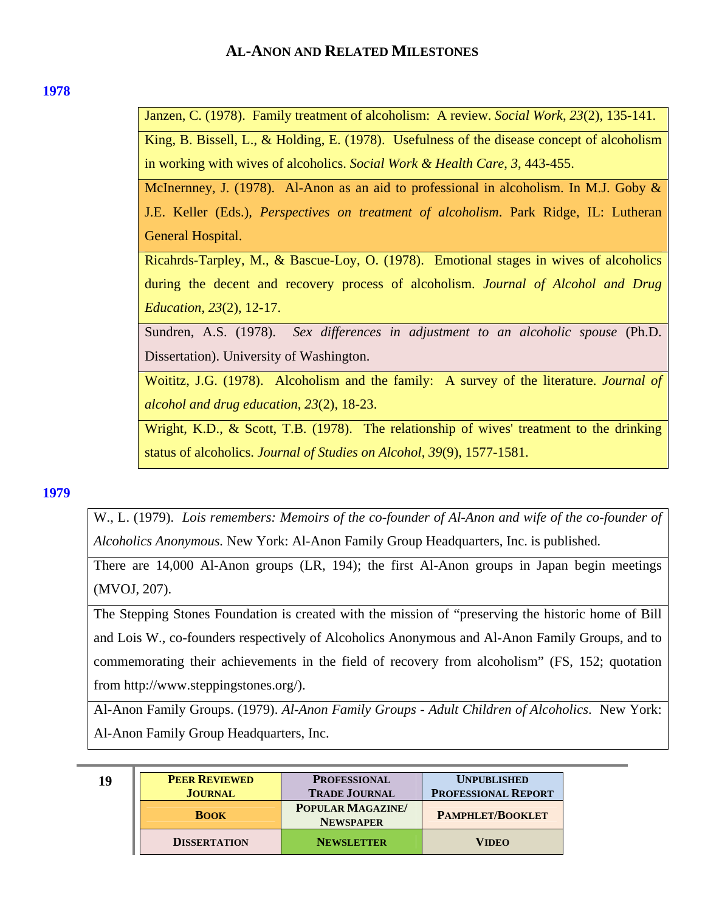# AL-ANON AND RELATED MILESTONES

**1978**

| |
|---|
| Janzen, C. (1978). Family treatment of alcoholism: A review. *Social Work*, *23*(2), 135-141. |
| King, B. Bissell, L., & Holding, E. (1978). Usefulness of the disease concept of alcoholism in working with wives of alcoholics. *Social Work & Health Care*, *3*, 443-455. |
| McInernney, J. (1978). Al-Anon as an aid to professional in alcoholism. In M.J. Goby & J.E. Keller (Eds.), *Perspectives on treatment of alcoholism*. Park Ridge, IL: Lutheran General Hospital. |
| Ricahrds-Tarpley, M., & Bascue-Loy, O. (1978). Emotional stages in wives of alcoholics during the decent and recovery process of alcoholism. *Journal of Alcohol and Drug Education*, *23*(2), 12-17. |
| Sundren, A.S. (1978). *Sex differences in adjustment to an alcoholic spouse* (Ph.D. Dissertation). University of Washington. |
| Woititz, J.G. (1978). Alcoholism and the family: A survey of the literature. *Journal of alcohol and drug education*, *23*(2), 18-23. |
| Wright, K.D., & Scott, T.B. (1978). The relationship of wives' treatment to the drinking status of alcoholics. *Journal of Studies on Alcohol*, *39*(9), 1577-1581. |

**1979**

| |
|---|
| W., L. (1979). *Lois remembers: Memoirs of the co-founder of Al-Anon and wife of the co-founder of Alcoholics Anonymous.* New York: Al-Anon Family Group Headquarters, Inc. is published. |
| There are 14,000 Al-Anon groups (LR, 194); the first Al-Anon groups in Japan begin meetings (MVOJ, 207). |
| The Stepping Stones Foundation is created with the mission of "preserving the historic home of Bill and Lois W., co-founders respectively of Alcoholics Anonymous and Al-Anon Family Groups, and to commemorating their achievements in the field of recovery from alcoholism" (FS, 152; quotation from http://www.steppingstones.org/). |
| Al-Anon Family Groups. (1979). *Al-Anon Family Groups - Adult Children of Alcoholics*. New York: Al-Anon Family Group Headquarters, Inc. |

| | | |
|---|---|---|
| **PEER REVIEWED JOURNAL** | **PROFESSIONAL TRADE JOURNAL** | **UNPUBLISHED PROFESSIONAL REPORT** |
| **BOOK** | **POPULAR MAGAZINE/ NEWSPAPER** | **PAMPHLET/BOOKLET** |
| **DISSERTATION** | **NEWSLETTER** | **VIDEO** |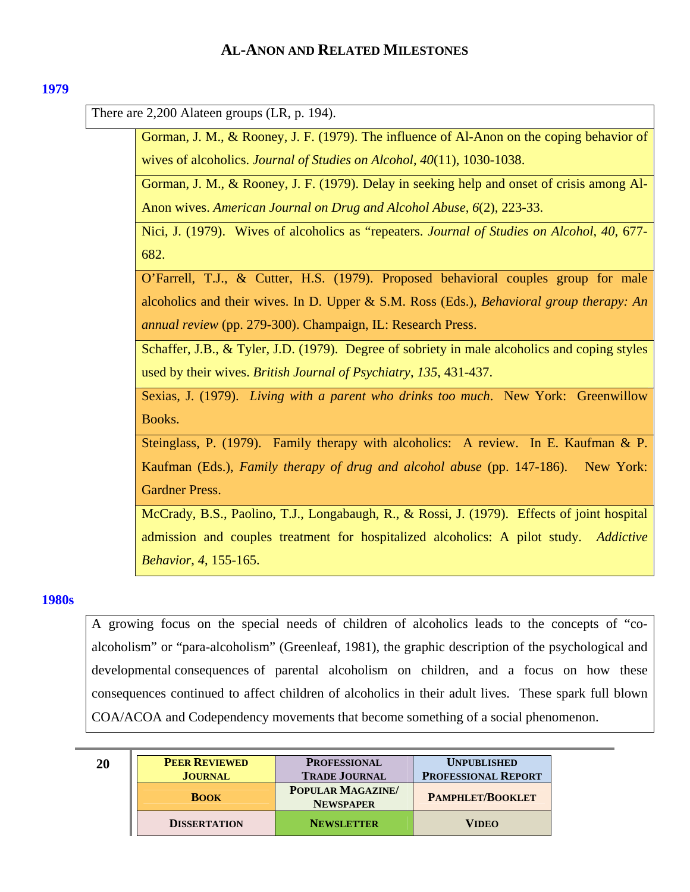# Al-Anon and Related Milestones

**1979**

There are 2,200 Alateen groups (LR, p. 194).

Gorman, J. M., & Rooney, J. F. (1979). The influence of Al-Anon on the coping behavior of wives of alcoholics. *Journal of Studies on Alcohol*, *40*(11), 1030-1038.

Gorman, J. M., & Rooney, J. F. (1979). Delay in seeking help and onset of crisis among Al-Anon wives. *American Journal on Drug and Alcohol Abuse*, *6*(2), 223-33.

Nici, J. (1979). Wives of alcoholics as "repeaters. *Journal of Studies on Alcohol*, *40*, 677-682.

O'Farrell, T.J., & Cutter, H.S. (1979). Proposed behavioral couples group for male alcoholics and their wives. In D. Upper & S.M. Ross (Eds.), *Behavioral group therapy: An annual review* (pp. 279-300). Champaign, IL: Research Press.

Schaffer, J.B., & Tyler, J.D. (1979). Degree of sobriety in male alcoholics and coping styles used by their wives. *British Journal of Psychiatry*, *135*, 431-437.

Sexias, J. (1979). *Living with a parent who drinks too much*. New York: Greenwillow Books.

Steinglass, P. (1979). Family therapy with alcoholics: A review. In E. Kaufman & P. Kaufman (Eds.), *Family therapy of drug and alcohol abuse* (pp. 147-186). New York: Gardner Press.

McCrady, B.S., Paolino, T.J., Longabaugh, R., & Rossi, J. (1979). Effects of joint hospital admission and couples treatment for hospitalized alcoholics: A pilot study. *Addictive Behavior*, *4*, 155-165.

**1980s**

A growing focus on the special needs of children of alcoholics leads to the concepts of "co-alcoholism" or "para-alcoholism" (Greenleaf, 1981), the graphic description of the psychological and developmental consequences of parental alcoholism on children, and a focus on how these consequences continued to affect children of alcoholics in their adult lives. These spark full blown COA/ACOA and Codependency movements that become something of a social phenomenon.

| Peer Reviewed Journal | Professional Trade Journal | Unpublished Professional Report |
|---|---|---|
| Book | Popular Magazine/ Newspaper | Pamphlet/Booklet |
| Dissertation | Newsletter | Video |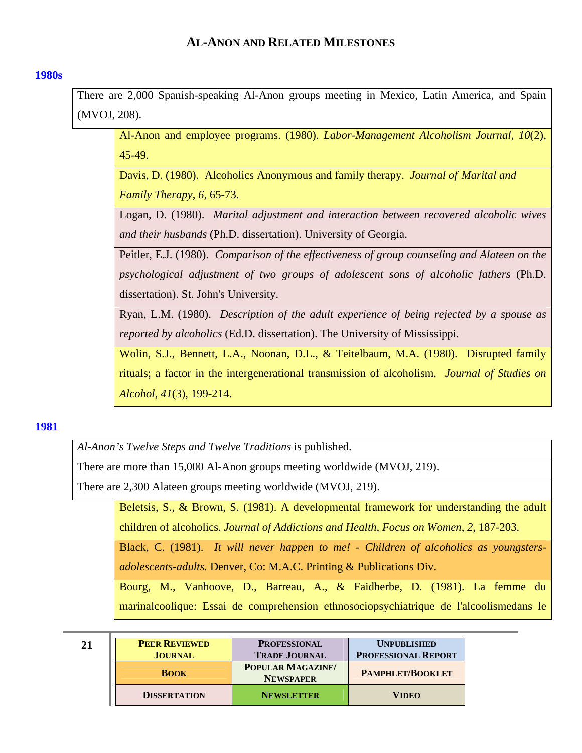# AL-ANON AND RELATED MILESTONES

## 1980s

There are 2,000 Spanish-speaking Al-Anon groups meeting in Mexico, Latin America, and Spain (MVOJ, 208).

Al-Anon and employee programs. (1980). *Labor-Management Alcoholism Journal*, *10*(2), 45-49.

Davis, D. (1980). Alcoholics Anonymous and family therapy. *Journal of Marital and Family Therapy*, *6*, 65-73.

Logan, D. (1980). *Marital adjustment and interaction between recovered alcoholic wives and their husbands* (Ph.D. dissertation). University of Georgia.

Peitler, E.J. (1980). *Comparison of the effectiveness of group counseling and Alateen on the psychological adjustment of two groups of adolescent sons of alcoholic fathers* (Ph.D. dissertation). St. John's University.

Ryan, L.M. (1980). *Description of the adult experience of being rejected by a spouse as reported by alcoholics* (Ed.D. dissertation). The University of Mississippi.

Wolin, S.J., Bennett, L.A., Noonan, D.L., & Teitelbaum, M.A. (1980). Disrupted family rituals; a factor in the intergenerational transmission of alcoholism. *Journal of Studies on Alcohol*, *41*(3), 199-214.

## 1981

*Al-Anon's Twelve Steps and Twelve Traditions* is published.

There are more than 15,000 Al-Anon groups meeting worldwide (MVOJ, 219).

There are 2,300 Alateen groups meeting worldwide (MVOJ, 219).

Beletsis, S., & Brown, S. (1981). A developmental framework for understanding the adult children of alcoholics. *Journal of Addictions and Health, Focus on Women*, *2*, 187-203.

Black, C. (1981). *It will never happen to me! - Children of alcoholics as youngsters-adolescents-adults.* Denver, Co: M.A.C. Printing & Publications Div.

Bourg, M., Vanhoove, D., Barreau, A., & Faidherbe, D. (1981). La femme du marinalcoolique: Essai de comprehension ethnosociopsychiatrique de l'alcoolismedans le

| PEER REVIEWED JOURNAL | PROFESSIONAL TRADE JOURNAL | UNPUBLISHED PROFESSIONAL REPORT |
|---|---|---|
| BOOK | POPULAR MAGAZINE/ NEWSPAPER | PAMPHLET/BOOKLET |
| DISSERTATION | NEWSLETTER | VIDEO |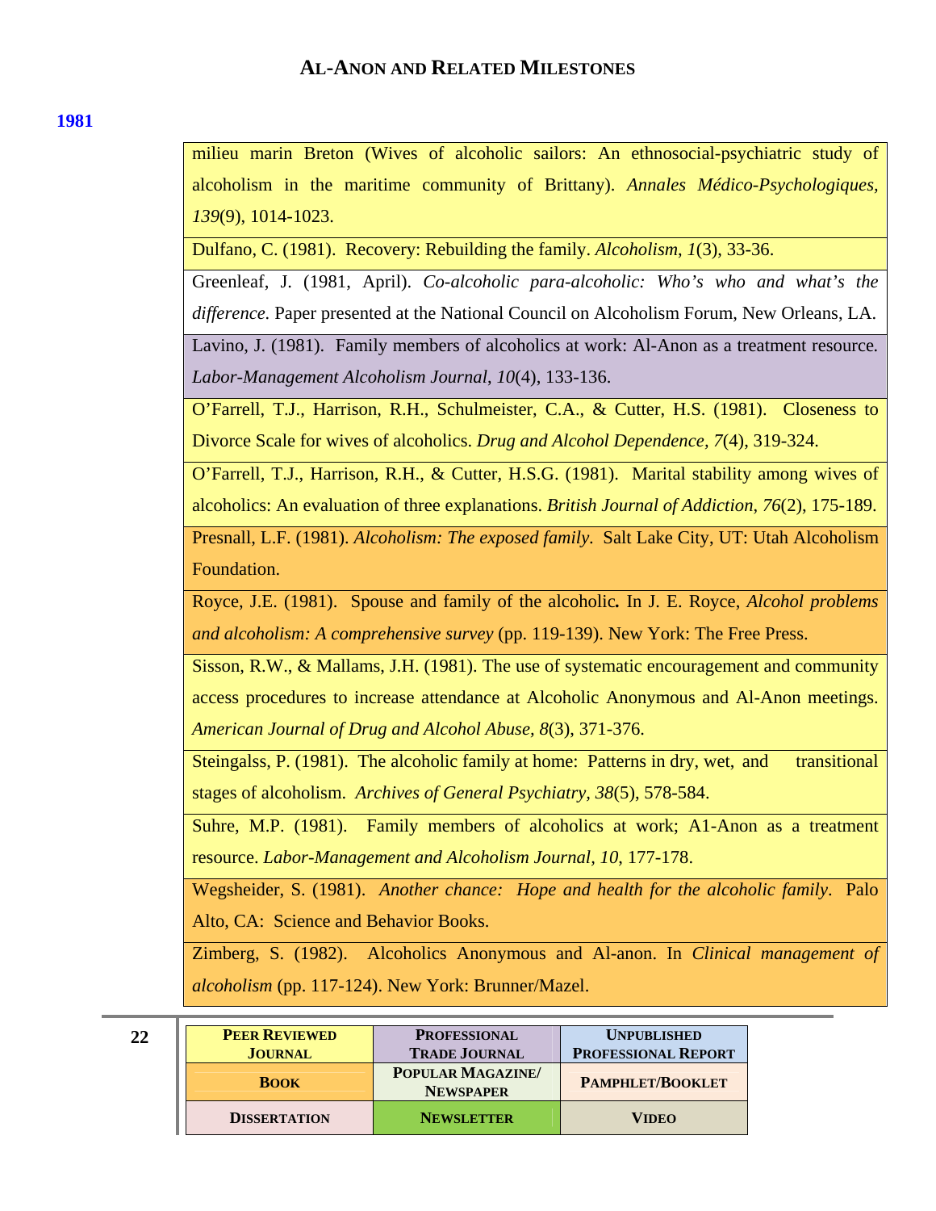## 1981

milieu marin Breton (Wives of alcoholic sailors: An ethnosocial-psychiatric study of alcoholism in the maritime community of Brittany). *Annales Médico-Psychologiques, 139*(9), 1014-1023.

Dulfano, C. (1981). Recovery: Rebuilding the family. *Alcoholism*, *1*(3), 33-36.

Greenleaf, J. (1981, April). *Co-alcoholic para-alcoholic: Who's who and what's the difference*. Paper presented at the National Council on Alcoholism Forum, New Orleans, LA.

Lavino, J. (1981). Family members of alcoholics at work: Al-Anon as a treatment resource. *Labor-Management Alcoholism Journal*, *10*(4), 133-136.

O'Farrell, T.J., Harrison, R.H., Schulmeister, C.A., & Cutter, H.S. (1981). Closeness to Divorce Scale for wives of alcoholics. *Drug and Alcohol Dependence, 7*(4), 319-324.

O'Farrell, T.J., Harrison, R.H., & Cutter, H.S.G. (1981). Marital stability among wives of alcoholics: An evaluation of three explanations. *British Journal of Addiction*, *76*(2), 175-189.

Presnall, L.F. (1981). *Alcoholism: The exposed family*. Salt Lake City, UT: Utah Alcoholism Foundation.

Royce, J.E. (1981). Spouse and family of the alcoholic**.** In J. E. Royce, *Alcohol problems and alcoholism: A comprehensive survey* (pp. 119-139). New York: The Free Press.

Sisson, R.W., & Mallams, J.H. (1981). The use of systematic encouragement and community access procedures to increase attendance at Alcoholic Anonymous and Al-Anon meetings. *American Journal of Drug and Alcohol Abuse, 8*(3), 371-376.

Steingalss, P. (1981). The alcoholic family at home: Patterns in dry, wet, and transitional stages of alcoholism. *Archives of General Psychiatry, 38*(5), 578-584.

Suhre, M.P. (1981). Family members of alcoholics at work; A1-Anon as a treatment resource. *Labor-Management and Alcoholism Journal, 10*, 177-178.

Wegsheider, S. (1981). *Another chance: Hope and health for the alcoholic family*. Palo Alto, CA: Science and Behavior Books.

Zimberg, S. (1982). Alcoholics Anonymous and Al-anon. In *Clinical management of alcoholism* (pp. 117-124). New York: Brunner/Mazel.

| Peer Reviewed Journal | Professional Trade Journal | Unpublished Professional Report |
|---|---|---|
| Book | Popular Magazine/ Newspaper | Pamphlet/Booklet |
| Dissertation | Newsletter | Video |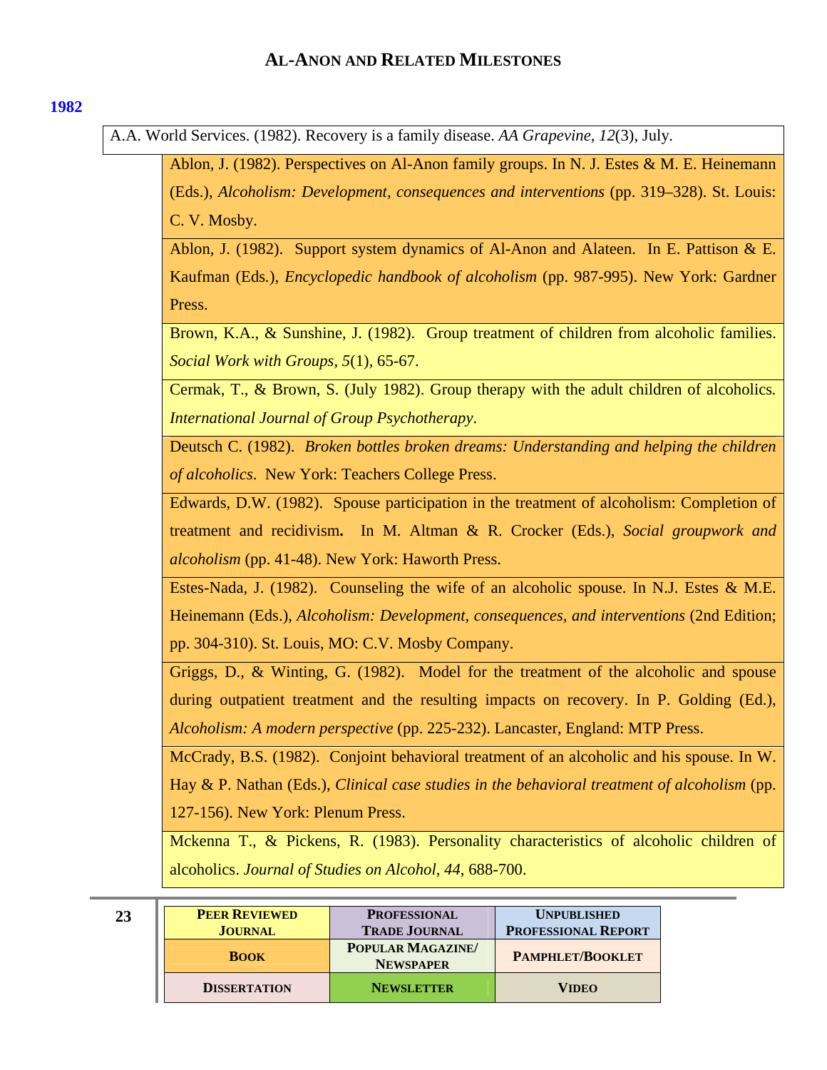## Al-Anon and Related Milestones

### 1982

A.A. World Services. (1982). Recovery is a family disease. *AA Grapevine*, *12*(3), July.

Ablon, J. (1982). Perspectives on Al-Anon family groups. In N. J. Estes & M. E. Heinemann (Eds.), *Alcoholism: Development, consequences and interventions* (pp. 319–328). St. Louis: C. V. Mosby.

Ablon, J. (1982). Support system dynamics of Al-Anon and Alateen. In E. Pattison & E. Kaufman (Eds.), *Encyclopedic handbook of alcoholism* (pp. 987-995). New York: Gardner Press.

Brown, K.A., & Sunshine, J. (1982). Group treatment of children from alcoholic families. *Social Work with Groups*, *5*(1), 65-67.

Cermak, T., & Brown, S. (July 1982). Group therapy with the adult children of alcoholics. *International Journal of Group Psychotherapy*.

Deutsch C. (1982). *Broken bottles broken dreams: Understanding and helping the children of alcoholics*. New York: Teachers College Press.

Edwards, D.W. (1982). Spouse participation in the treatment of alcoholism: Completion of treatment and recidivism**.** In M. Altman & R. Crocker (Eds.), *Social groupwork and alcoholism* (pp. 41-48). New York: Haworth Press.

Estes-Nada, J. (1982). Counseling the wife of an alcoholic spouse. In N.J. Estes & M.E. Heinemann (Eds.), *Alcoholism: Development, consequences, and interventions* (2nd Edition; pp. 304-310). St. Louis, MO: C.V. Mosby Company.

Griggs, D., & Winting, G. (1982). Model for the treatment of the alcoholic and spouse during outpatient treatment and the resulting impacts on recovery. In P. Golding (Ed.), *Alcoholism: A modern perspective* (pp. 225-232). Lancaster, England: MTP Press.

McCrady, B.S. (1982). Conjoint behavioral treatment of an alcoholic and his spouse. In W. Hay & P. Nathan (Eds.), *Clinical case studies in the behavioral treatment of alcoholism* (pp. 127-156). New York: Plenum Press.

Mckenna T., & Pickens, R. (1983). Personality characteristics of alcoholic children of alcoholics. *Journal of Studies on Alcohol*, *44*, 688-700.

| Peer Reviewed Journal | Professional Trade Journal | Unpublished Professional Report |
| --- | --- | --- |
| Book | Popular Magazine/ Newspaper | Pamphlet/Booklet |
| Dissertation | Newsletter | Video |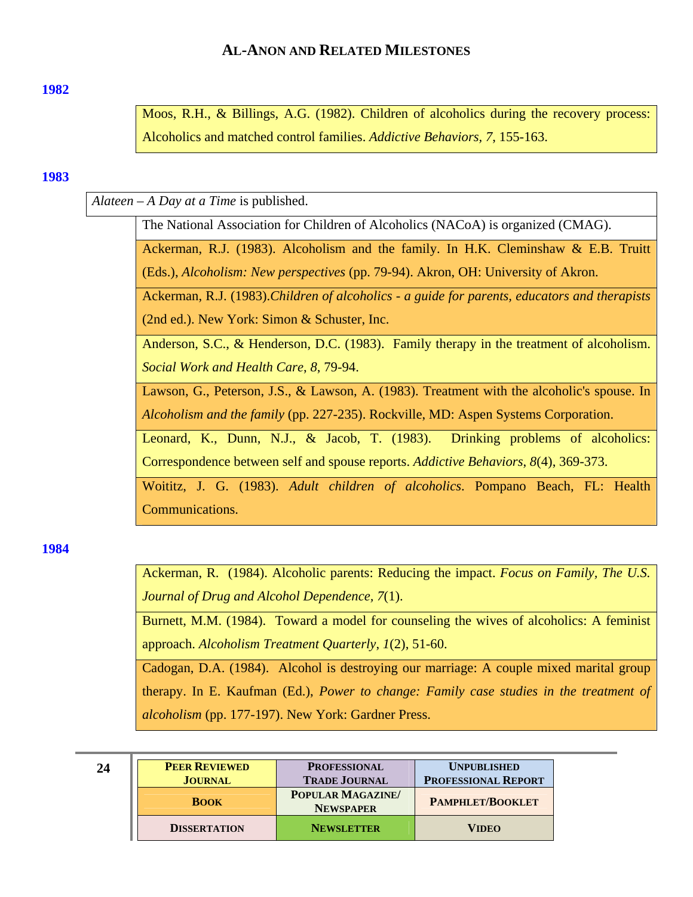## Al-Anon and Related Milestones

**1982**

Moos, R.H., & Billings, A.G. (1982). Children of alcoholics during the recovery process: Alcoholics and matched control families. *Addictive Behaviors*, *7*, 155-163.

**1983**

*Alateen – A Day at a Time* is published.

The National Association for Children of Alcoholics (NACoA) is organized (CMAG).

Ackerman, R.J. (1983). Alcoholism and the family. In H.K. Cleminshaw & E.B. Truitt (Eds.), *Alcoholism: New perspectives* (pp. 79-94). Akron, OH: University of Akron.

Ackerman, R.J. (1983).*Children of alcoholics - a guide for parents, educators and therapists* (2nd ed.). New York: Simon & Schuster, Inc.

Anderson, S.C., & Henderson, D.C. (1983). Family therapy in the treatment of alcoholism. *Social Work and Health Care*, *8*, 79-94.

Lawson, G., Peterson, J.S., & Lawson, A. (1983). Treatment with the alcoholic's spouse. In *Alcoholism and the family* (pp. 227-235). Rockville, MD: Aspen Systems Corporation.

Leonard, K., Dunn, N.J., & Jacob, T. (1983). Drinking problems of alcoholics: Correspondence between self and spouse reports. *Addictive Behaviors*, *8*(4), 369-373.

Woititz, J. G. (1983). *Adult children of alcoholics*. Pompano Beach, FL: Health Communications.

**1984**

Ackerman, R. (1984). Alcoholic parents: Reducing the impact. *Focus on Family, The U.S. Journal of Drug and Alcohol Dependence, 7*(1).

Burnett, M.M. (1984). Toward a model for counseling the wives of alcoholics: A feminist approach. *Alcoholism Treatment Quarterly*, *1*(2), 51-60.

Cadogan, D.A. (1984). Alcohol is destroying our marriage: A couple mixed marital group therapy. In E. Kaufman (Ed.), *Power to change: Family case studies in the treatment of alcoholism* (pp. 177-197). New York: Gardner Press.

| Peer Reviewed Journal | Professional Trade Journal | Unpublished Professional Report |
|---|---|---|
| Book | Popular Magazine/ Newspaper | Pamphlet/Booklet |
| Dissertation | Newsletter | Video |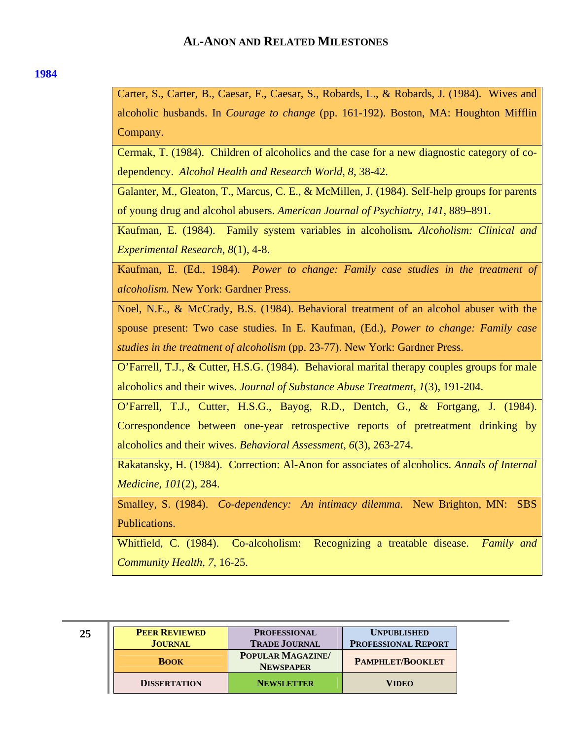## AL-ANON AND RELATED MILESTONES

### 1984

| |
|---|
| Carter, S., Carter, B., Caesar, F., Caesar, S., Robards, L., & Robards, J. (1984). Wives and alcoholic husbands. In *Courage to change* (pp. 161-192). Boston, MA: Houghton Mifflin Company. |
| Cermak, T. (1984). Children of alcoholics and the case for a new diagnostic category of co-dependency. *Alcohol Health and Research World*, *8*, 38-42. |
| Galanter, M., Gleaton, T., Marcus, C. E., & McMillen, J. (1984). Self-help groups for parents of young drug and alcohol abusers. *American Journal of Psychiatry*, *141*, 889–891. |
| Kaufman, E. (1984). Family system variables in alcoholism. *Alcoholism: Clinical and Experimental Research*, *8*(1), 4-8. |
| Kaufman, E. (Ed., 1984). *Power to change: Family case studies in the treatment of alcoholism.* New York: Gardner Press. |
| Noel, N.E., & McCrady, B.S. (1984). Behavioral treatment of an alcohol abuser with the spouse present: Two case studies. In E. Kaufman, (Ed.), *Power to change: Family case studies in the treatment of alcoholism* (pp. 23-77). New York: Gardner Press. |
| O'Farrell, T.J., & Cutter, H.S.G. (1984). Behavioral marital therapy couples groups for male alcoholics and their wives. *Journal of Substance Abuse Treatment*, *1*(3), 191-204. |
| O'Farrell, T.J., Cutter, H.S.G., Bayog, R.D., Dentch, G., & Fortgang, J. (1984). Correspondence between one-year retrospective reports of pretreatment drinking by alcoholics and their wives. *Behavioral Assessment*, *6*(3), 263-274. |
| Rakatansky, H. (1984). Correction: Al-Anon for associates of alcoholics. *Annals of Internal Medicine*, *101*(2), 284. |
| Smalley, S. (1984). *Co-dependency: An intimacy dilemma*. New Brighton, MN: SBS Publications. |
| Whitfield, C. (1984). Co-alcoholism: Recognizing a treatable disease. *Family and Community Health*, *7*, 16-25. |

| | | |
|---|---|---|
| **PEER REVIEWED JOURNAL** | **PROFESSIONAL TRADE JOURNAL** | **UNPUBLISHED PROFESSIONAL REPORT** |
| **BOOK** | **POPULAR MAGAZINE/ NEWSPAPER** | **PAMPHLET/BOOKLET** |
| **DISSERTATION** | **NEWSLETTER** | **VIDEO** |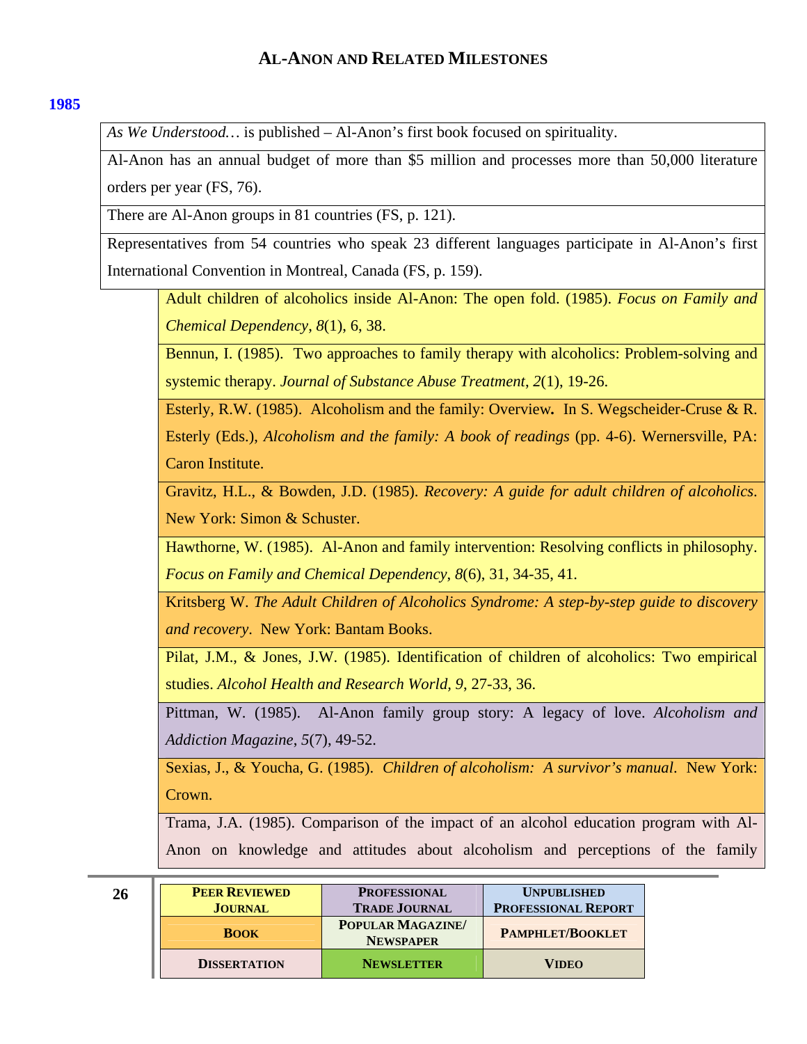# AL-ANON AND RELATED MILESTONES

**1985**

| |
|---|
| *As We Understood…* is published – Al-Anon's first book focused on spirituality. |
| Al-Anon has an annual budget of more than $5 million and processes more than 50,000 literature orders per year (FS, 76). |
| There are Al-Anon groups in 81 countries (FS, p. 121). |
| Representatives from 54 countries who speak 23 different languages participate in Al-Anon's first International Convention in Montreal, Canada (FS, p. 159). |

| |
|---|
| Adult children of alcoholics inside Al-Anon: The open fold. (1985). *Focus on Family and Chemical Dependency*, *8*(1), 6, 38. |
| Bennun, I. (1985). Two approaches to family therapy with alcoholics: Problem-solving and systemic therapy. *Journal of Substance Abuse Treatment*, *2*(1), 19-26. |
| Esterly, R.W. (1985). Alcoholism and the family: Overview**.** In S. Wegscheider-Cruse & R. Esterly (Eds.), *Alcoholism and the family: A book of readings* (pp. 4-6). Wernersville, PA: Caron Institute. |
| Gravitz, H.L., & Bowden, J.D. (1985). *Recovery: A guide for adult children of alcoholics*. New York: Simon & Schuster. |
| Hawthorne, W. (1985). Al-Anon and family intervention: Resolving conflicts in philosophy. *Focus on Family and Chemical Dependency*, *8*(6), 31, 34-35, 41. |
| Kritsberg W. *The Adult Children of Alcoholics Syndrome: A step-by-step guide to discovery and recovery*. New York: Bantam Books. |
| Pilat, J.M., & Jones, J.W. (1985). Identification of children of alcoholics: Two empirical studies. *Alcohol Health and Research World, 9*, 27-33, 36. |
| Pittman, W. (1985). Al-Anon family group story: A legacy of love. *Alcoholism and Addiction Magazine*, *5*(7), 49-52. |
| Sexias, J., & Youcha, G. (1985). *Children of alcoholism: A survivor's manual*. New York: Crown. |
| Trama, J.A. (1985). Comparison of the impact of an alcohol education program with Al-Anon on knowledge and attitudes about alcoholism and perceptions of the family |

| | | |
|---|---|---|
| **PEER REVIEWED JOURNAL** | **PROFESSIONAL TRADE JOURNAL** | **UNPUBLISHED PROFESSIONAL REPORT** |
| **BOOK** | **POPULAR MAGAZINE/ NEWSPAPER** | **PAMPHLET/BOOKLET** |
| **DISSERTATION** | **NEWSLETTER** | **VIDEO** |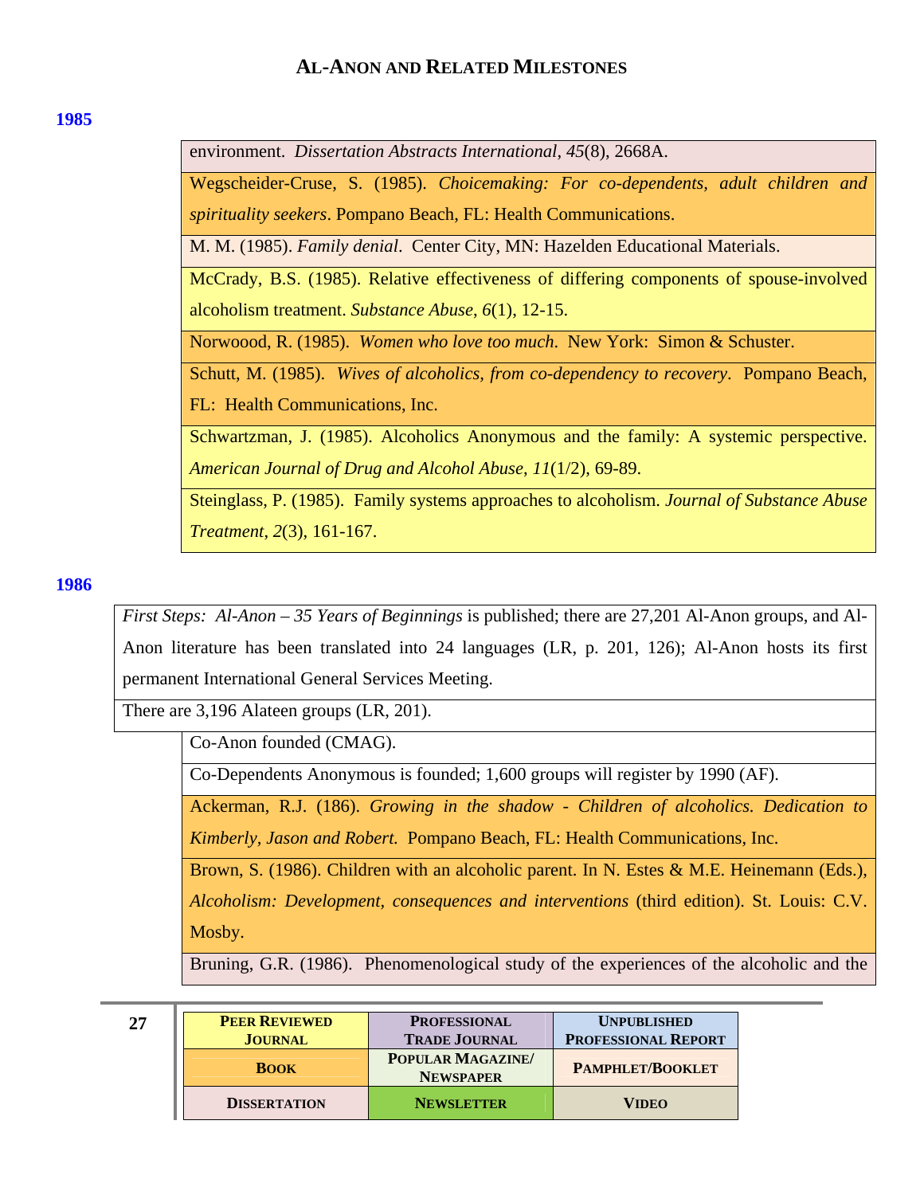## 1985

| |
|---|
| environment. *Dissertation Abstracts International*, *45*(8), 2668A. |
| Wegscheider-Cruse, S. (1985). *Choicemaking: For co-dependents, adult children and spirituality seekers*. Pompano Beach, FL: Health Communications. |
| M. M. (1985). *Family denial*. Center City, MN: Hazelden Educational Materials. |
| McCrady, B.S. (1985). Relative effectiveness of differing components of spouse-involved alcoholism treatment. *Substance Abuse*, *6*(1), 12-15. |
| Norwoood, R. (1985). *Women who love too much*. New York: Simon & Schuster. |
| Schutt, M. (1985). *Wives of alcoholics, from co-dependency to recovery*. Pompano Beach, FL: Health Communications, Inc. |
| Schwartzman, J. (1985). Alcoholics Anonymous and the family: A systemic perspective. *American Journal of Drug and Alcohol Abuse*, *11*(1/2), 69-89. |
| Steinglass, P. (1985). Family systems approaches to alcoholism. *Journal of Substance Abuse Treatment*, *2*(3), 161-167. |

## 1986

| |
|---|
| *First Steps: Al-Anon – 35 Years of Beginnings* is published; there are 27,201 Al-Anon groups, and Al-Anon literature has been translated into 24 languages (LR, p. 201, 126); Al-Anon hosts its first permanent International General Services Meeting. |
| There are 3,196 Alateen groups (LR, 201). |
| Co-Anon founded (CMAG). |
| Co-Dependents Anonymous is founded; 1,600 groups will register by 1990 (AF). |
| Ackerman, R.J. (186). *Growing in the shadow - Children of alcoholics. Dedication to Kimberly, Jason and Robert.* Pompano Beach, FL: Health Communications, Inc. |
| Brown, S. (1986). Children with an alcoholic parent. In N. Estes & M.E. Heinemann (Eds.), *Alcoholism: Development, consequences and interventions* (third edition). St. Louis: C.V. Mosby. |
| Bruning, G.R. (1986). Phenomenological study of the experiences of the alcoholic and the |

| | | |
|---|---|---|
| **Peer Reviewed Journal** | **Professional Trade Journal** | **Unpublished Professional Report** |
| **Book** | **Popular Magazine/ Newspaper** | **Pamphlet/Booklet** |
| **Dissertation** | **Newsletter** | **Video** |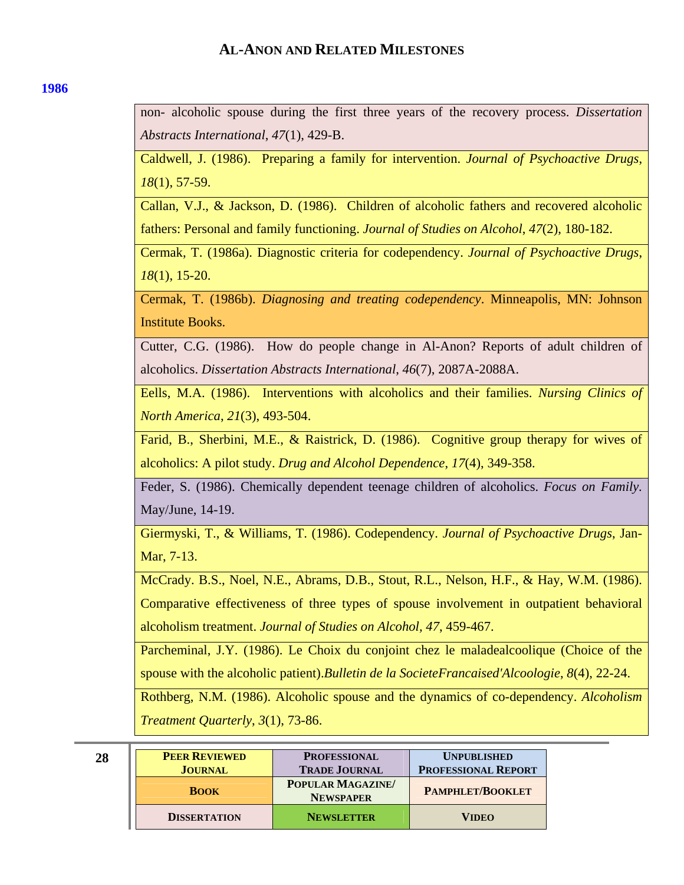**1986**

non- alcoholic spouse during the first three years of the recovery process. *Dissertation Abstracts International*, *47*(1), 429-B.

Caldwell, J. (1986). Preparing a family for intervention. *Journal of Psychoactive Drugs*, *18*(1), 57-59.

Callan, V.J., & Jackson, D. (1986). Children of alcoholic fathers and recovered alcoholic fathers: Personal and family functioning. *Journal of Studies on Alcohol*, *47*(2), 180-182.

Cermak, T. (1986a). Diagnostic criteria for codependency. *Journal of Psychoactive Drugs*, *18*(1), 15-20.

Cermak, T. (1986b). *Diagnosing and treating codependency*. Minneapolis, MN: Johnson Institute Books.

Cutter, C.G. (1986). How do people change in Al-Anon? Reports of adult children of alcoholics. *Dissertation Abstracts International*, *46*(7), 2087A-2088A.

Eells, M.A. (1986). Interventions with alcoholics and their families. *Nursing Clinics of North America*, *21*(3), 493-504.

Farid, B., Sherbini, M.E., & Raistrick, D. (1986). Cognitive group therapy for wives of alcoholics: A pilot study. *Drug and Alcohol Dependence*, *17*(4), 349-358.

Feder, S. (1986). Chemically dependent teenage children of alcoholics. *Focus on Family*. May/June, 14-19.

Giermyski, T., & Williams, T. (1986). Codependency. *Journal of Psychoactive Drugs*, Jan-Mar, 7-13.

McCrady. B.S., Noel, N.E., Abrams, D.B., Stout, R.L., Nelson, H.F., & Hay, W.M. (1986). Comparative effectiveness of three types of spouse involvement in outpatient behavioral alcoholism treatment. *Journal of Studies on Alcohol*, *47*, 459-467.

Parcheminal, J.Y. (1986). Le Choix du conjoint chez le maladealcoolique (Choice of the spouse with the alcoholic patient).*Bulletin de la SocieteFrancaised'Alcoologie*, *8*(4), 22-24.

Rothberg, N.M. (1986). Alcoholic spouse and the dynamics of co-dependency. *Alcoholism Treatment Quarterly*, *3*(1), 73-86.

| **Peer Reviewed Journal** | **Professional Trade Journal** | **Unpublished Professional Report** |
|---|---|---|
| **Book** | **Popular Magazine/ Newspaper** | **Pamphlet/Booklet** |
| **Dissertation** | **Newsletter** | **Video** |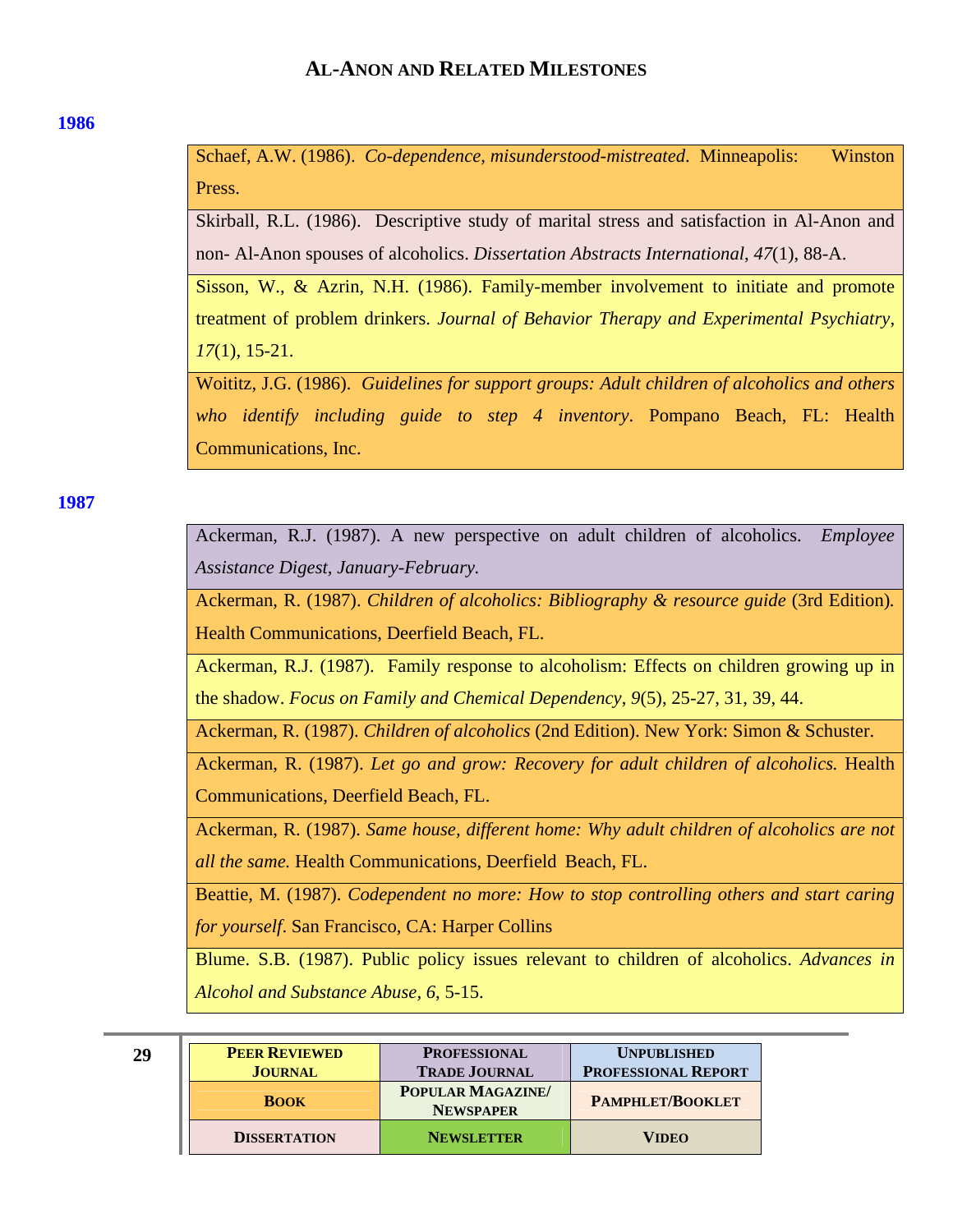## 1986

Schaef, A.W. (1986). *Co-dependence, misunderstood-mistreated*. Minneapolis: Winston Press.

Skirball, R.L. (1986). Descriptive study of marital stress and satisfaction in Al-Anon and non- Al-Anon spouses of alcoholics. *Dissertation Abstracts International*, *47*(1), 88-A.

Sisson, W., & Azrin, N.H. (1986). Family-member involvement to initiate and promote treatment of problem drinkers. *Journal of Behavior Therapy and Experimental Psychiatry*, *17*(1), 15-21.

Woititz, J.G. (1986). *Guidelines for support groups: Adult children of alcoholics and others who identify including guide to step 4 inventory*. Pompano Beach, FL: Health Communications, Inc.

## 1987

Ackerman, R.J. (1987). A new perspective on adult children of alcoholics. *Employee Assistance Digest, January-February.*

Ackerman, R. (1987). *Children of alcoholics: Bibliography & resource guide* (3rd Edition). Health Communications, Deerfield Beach, FL.

Ackerman, R.J. (1987). Family response to alcoholism: Effects on children growing up in the shadow. *Focus on Family and Chemical Dependency*, *9*(5), 25-27, 31, 39, 44.

Ackerman, R. (1987). *Children of alcoholics* (2nd Edition). New York: Simon & Schuster.

Ackerman, R. (1987). *Let go and grow: Recovery for adult children of alcoholics.* Health Communications, Deerfield Beach, FL.

Ackerman, R. (1987). *Same house, different home: Why adult children of alcoholics are not all the same.* Health Communications, Deerfield Beach, FL.

Beattie, M. (1987). *Codependent no more: How to stop controlling others and start caring for yourself*. San Francisco, CA: Harper Collins

Blume. S.B. (1987). Public policy issues relevant to children of alcoholics. *Advances in Alcohol and Substance Abuse, 6,* 5-15.

| PEER REVIEWED JOURNAL | PROFESSIONAL TRADE JOURNAL | UNPUBLISHED PROFESSIONAL REPORT |
|---|---|---|
| BOOK | POPULAR MAGAZINE/ NEWSPAPER | PAMPHLET/BOOKLET |
| DISSERTATION | NEWSLETTER | VIDEO |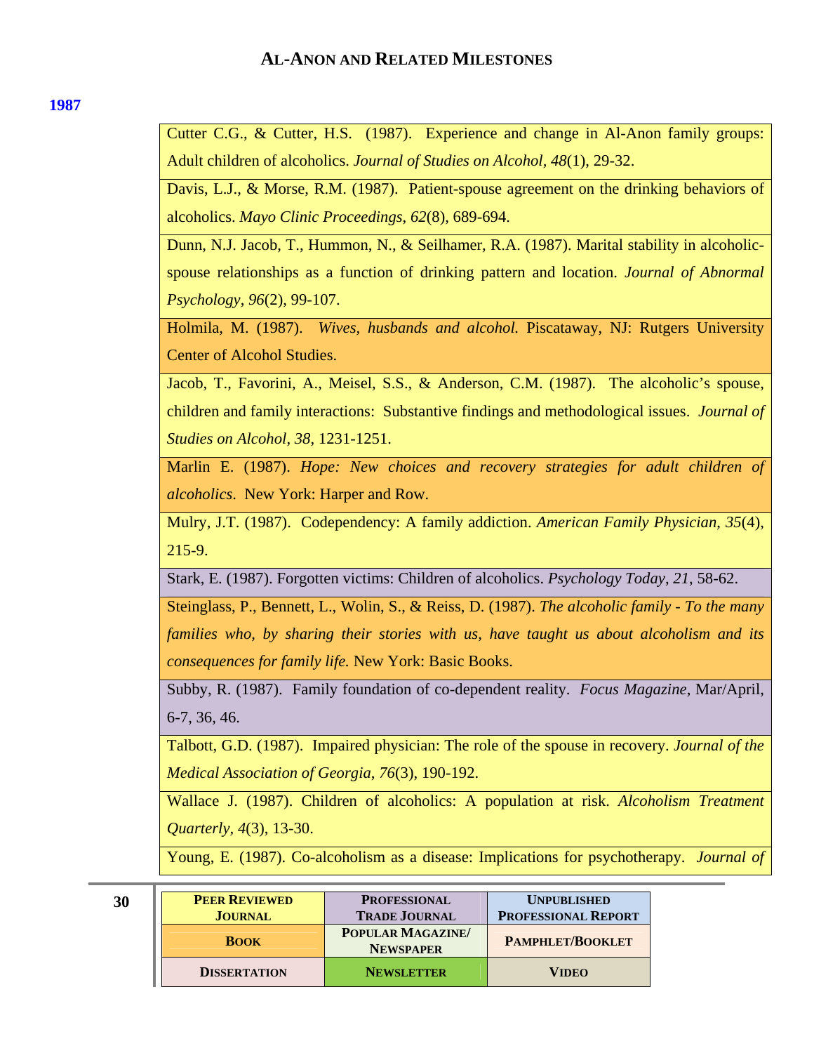**1987**

Cutter C.G., & Cutter, H.S. (1987). Experience and change in Al-Anon family groups: Adult children of alcoholics. *Journal of Studies on Alcohol*, *48*(1), 29-32.

Davis, L.J., & Morse, R.M. (1987). Patient-spouse agreement on the drinking behaviors of alcoholics. *Mayo Clinic Proceedings*, *62*(8), 689-694.

Dunn, N.J. Jacob, T., Hummon, N., & Seilhamer, R.A. (1987). Marital stability in alcoholic-spouse relationships as a function of drinking pattern and location. *Journal of Abnormal Psychology*, *96*(2), 99-107.

Holmila, M. (1987). *Wives, husbands and alcohol.* Piscataway, NJ: Rutgers University Center of Alcohol Studies.

Jacob, T., Favorini, A., Meisel, S.S., & Anderson, C.M. (1987). The alcoholic's spouse, children and family interactions: Substantive findings and methodological issues. *Journal of Studies on Alcohol*, *38*, 1231-1251.

Marlin E. (1987). *Hope: New choices and recovery strategies for adult children of alcoholics*. New York: Harper and Row.

Mulry, J.T. (1987). Codependency: A family addiction. *American Family Physician*, *35*(4), 215-9.

Stark, E. (1987). Forgotten victims: Children of alcoholics. *Psychology Today*, *21*, 58-62.

Steinglass, P., Bennett, L., Wolin, S., & Reiss, D. (1987). *The alcoholic family - To the many families who, by sharing their stories with us, have taught us about alcoholism and its consequences for family life.* New York: Basic Books.

Subby, R. (1987). Family foundation of co-dependent reality. *Focus Magazine*, Mar/April, 6-7, 36, 46.

Talbott, G.D. (1987). Impaired physician: The role of the spouse in recovery. *Journal of the Medical Association of Georgia*, *76*(3), 190-192.

Wallace J. (1987). Children of alcoholics: A population at risk. *Alcoholism Treatment Quarterly*, *4*(3), 13-30.

Young, E. (1987). Co-alcoholism as a disease: Implications for psychotherapy. *Journal of*

| PEER REVIEWED JOURNAL | PROFESSIONAL TRADE JOURNAL | UNPUBLISHED PROFESSIONAL REPORT |
|---|---|---|
| BOOK | POPULAR MAGAZINE/ NEWSPAPER | PAMPHLET/BOOKLET |
| DISSERTATION | NEWSLETTER | VIDEO |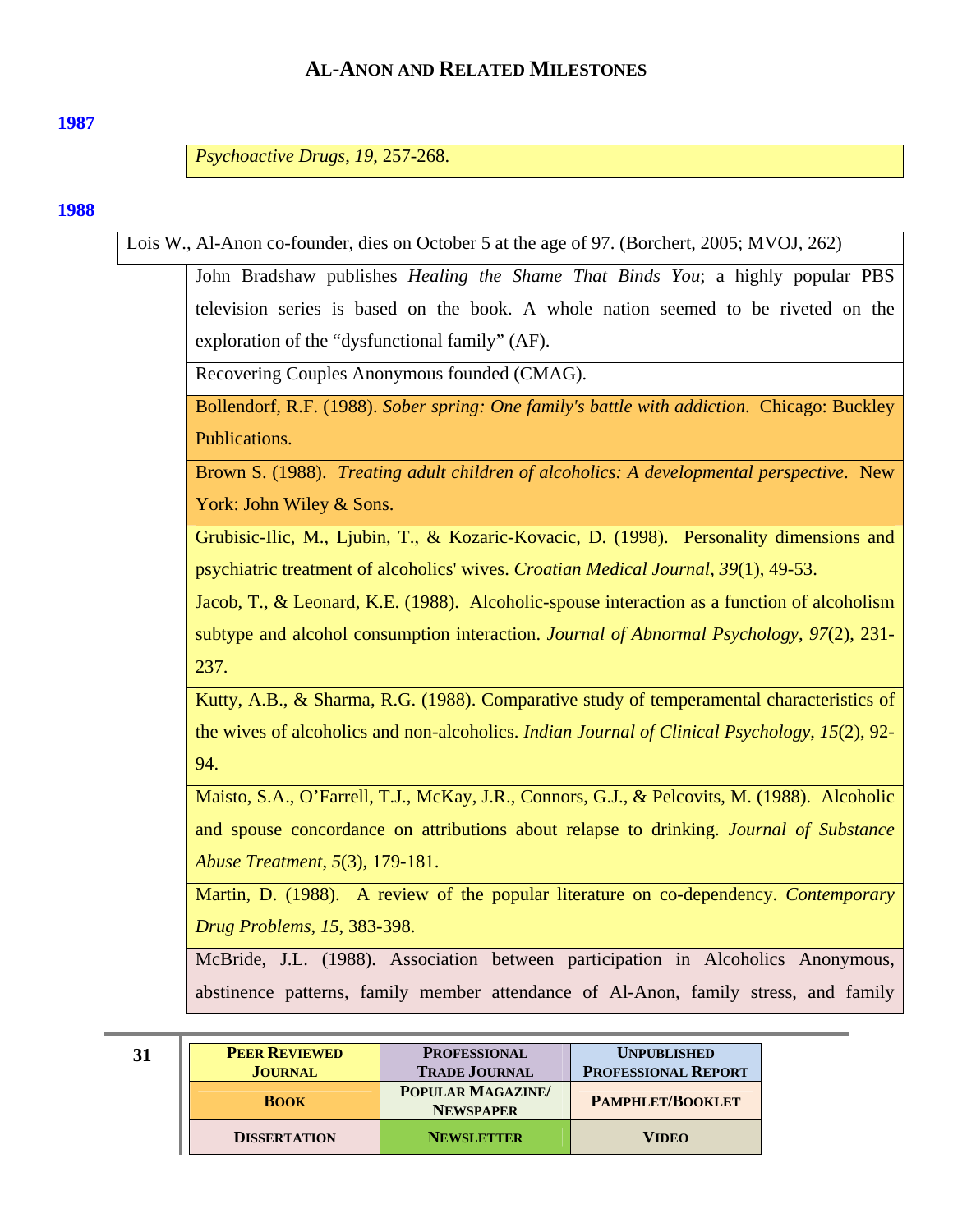## 1987

*Psychoactive Drugs*, *19*, 257-268.

## 1988

Lois W., Al-Anon co-founder, dies on October 5 at the age of 97. (Borchert, 2005; MVOJ, 262)

John Bradshaw publishes *Healing the Shame That Binds You*; a highly popular PBS television series is based on the book. A whole nation seemed to be riveted on the exploration of the "dysfunctional family" (AF).

Recovering Couples Anonymous founded (CMAG).

Bollendorf, R.F. (1988). *Sober spring: One family's battle with addiction*. Chicago: Buckley Publications.

Brown S. (1988). *Treating adult children of alcoholics: A developmental perspective*. New York: John Wiley & Sons.

Grubisic-Ilic, M., Ljubin, T., & Kozaric-Kovacic, D. (1998). Personality dimensions and psychiatric treatment of alcoholics' wives. *Croatian Medical Journal*, *39*(1), 49-53.

Jacob, T., & Leonard, K.E. (1988). Alcoholic-spouse interaction as a function of alcoholism subtype and alcohol consumption interaction. *Journal of Abnormal Psychology*, *97*(2), 231-237.

Kutty, A.B., & Sharma, R.G. (1988). Comparative study of temperamental characteristics of the wives of alcoholics and non-alcoholics. *Indian Journal of Clinical Psychology*, *15*(2), 92-94.

Maisto, S.A., O'Farrell, T.J., McKay, J.R., Connors, G.J., & Pelcovits, M. (1988). Alcoholic and spouse concordance on attributions about relapse to drinking. *Journal of Substance Abuse Treatment*, *5*(3), 179-181.

Martin, D. (1988). A review of the popular literature on co-dependency. *Contemporary Drug Problems*, *15*, 383-398.

McBride, J.L. (1988). Association between participation in Alcoholics Anonymous, abstinence patterns, family member attendance of Al-Anon, family stress, and family

| PEER REVIEWED JOURNAL | PROFESSIONAL TRADE JOURNAL | UNPUBLISHED PROFESSIONAL REPORT |
|---|---|---|
| BOOK | POPULAR MAGAZINE/ NEWSPAPER | PAMPHLET/BOOKLET |
| DISSERTATION | NEWSLETTER | VIDEO |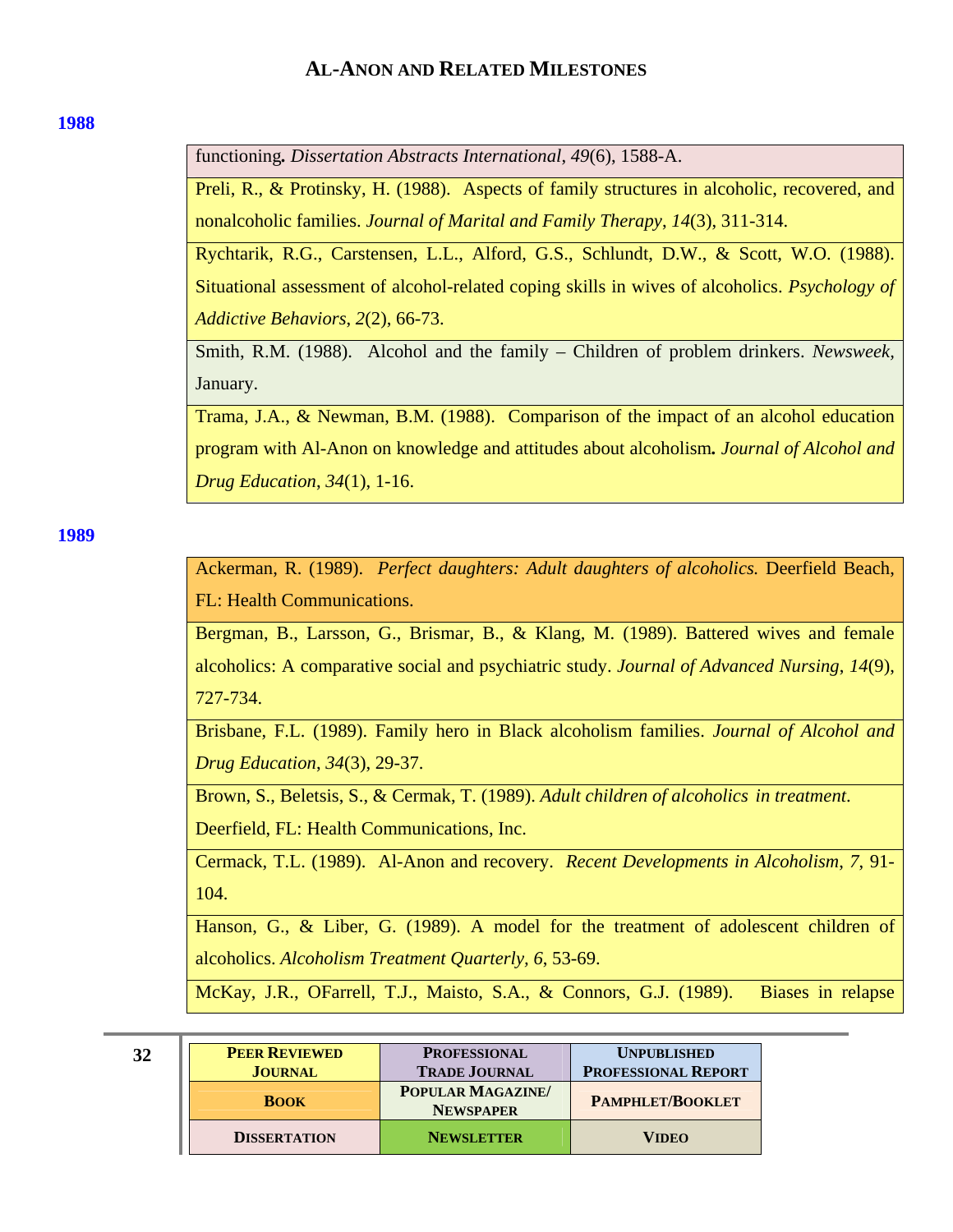## 1988

functioning**.** *Dissertation Abstracts International*, *49*(6), 1588-A.

Preli, R., & Protinsky, H. (1988). Aspects of family structures in alcoholic, recovered, and nonalcoholic families. *Journal of Marital and Family Therapy*, *14*(3), 311-314.

Rychtarik, R.G., Carstensen, L.L., Alford, G.S., Schlundt, D.W., & Scott, W.O. (1988). Situational assessment of alcohol-related coping skills in wives of alcoholics. *Psychology of Addictive Behaviors*, *2*(2), 66-73.

Smith, R.M. (1988). Alcohol and the family – Children of problem drinkers. *Newsweek,* January.

Trama, J.A., & Newman, B.M. (1988). Comparison of the impact of an alcohol education program with Al-Anon on knowledge and attitudes about alcoholism**.** *Journal of Alcohol and Drug Education*, *34*(1), 1-16.

## 1989

Ackerman, R. (1989). *Perfect daughters: Adult daughters of alcoholics.* Deerfield Beach, FL: Health Communications.

Bergman, B., Larsson, G., Brismar, B., & Klang, M. (1989). Battered wives and female alcoholics: A comparative social and psychiatric study. *Journal of Advanced Nursing*, *14*(9), 727-734.

Brisbane, F.L. (1989). Family hero in Black alcoholism families. *Journal of Alcohol and Drug Education, 34*(3), 29-37.

Brown, S., Beletsis, S., & Cermak, T. (1989). *Adult children of alcoholics in treatment*. Deerfield, FL: Health Communications, Inc.

Cermack, T.L. (1989). Al-Anon and recovery. *Recent Developments in Alcoholism*, *7,* 91-104.

Hanson, G., & Liber, G. (1989). A model for the treatment of adolescent children of alcoholics. *Alcoholism Treatment Quarterly, 6*, 53-69.

McKay, J.R., OFarrell, T.J., Maisto, S.A., & Connors, G.J. (1989). Biases in relapse

| PEER REVIEWED JOURNAL | PROFESSIONAL TRADE JOURNAL | UNPUBLISHED PROFESSIONAL REPORT |
|---|---|---|
| BOOK | POPULAR MAGAZINE/ NEWSPAPER | PAMPHLET/BOOKLET |
| DISSERTATION | NEWSLETTER | VIDEO |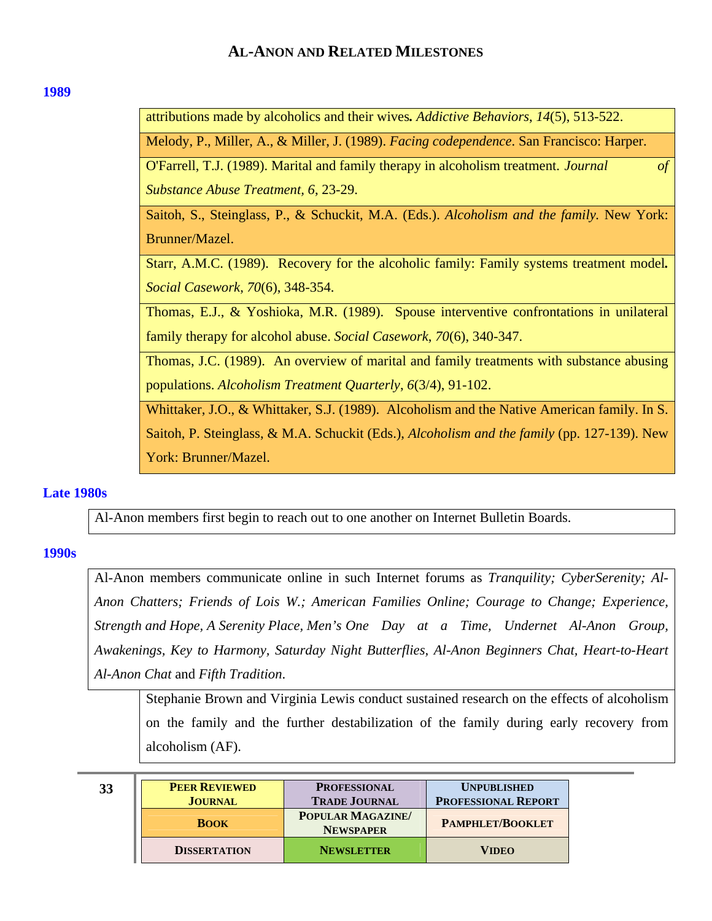## AL-ANON AND RELATED MILESTONES

**1989**

attributions made by alcoholics and their wives. *Addictive Behaviors*, *14*(5), 513-522.

Melody, P., Miller, A., & Miller, J. (1989). *Facing codependence*. San Francisco: Harper.

O'Farrell, T.J. (1989). Marital and family therapy in alcoholism treatment. *Journal of Substance Abuse Treatment*, *6*, 23-29.

Saitoh, S., Steinglass, P., & Schuckit, M.A. (Eds.). *Alcoholism and the family*. New York: Brunner/Mazel.

Starr, A.M.C. (1989). Recovery for the alcoholic family: Family systems treatment model. *Social Casework*, *70*(6), 348-354.

Thomas, E.J., & Yoshioka, M.R. (1989). Spouse interventive confrontations in unilateral family therapy for alcohol abuse. *Social Casework*, *70*(6), 340-347.

Thomas, J.C. (1989). An overview of marital and family treatments with substance abusing populations. *Alcoholism Treatment Quarterly*, *6*(3/4), 91-102.

Whittaker, J.O., & Whittaker, S.J. (1989). Alcoholism and the Native American family. In S. Saitoh, P. Steinglass, & M.A. Schuckit (Eds.), *Alcoholism and the family* (pp. 127-139). New York: Brunner/Mazel.

**Late 1980s**

Al-Anon members first begin to reach out to one another on Internet Bulletin Boards.

**1990s**

Al-Anon members communicate online in such Internet forums as *Tranquility; CyberSerenity; Al-Anon Chatters; Friends of Lois W.; American Families Online; Courage to Change; Experience, Strength and Hope, A Serenity Place, Men's One Day at a Time, Undernet Al-Anon Group, Awakenings, Key to Harmony, Saturday Night Butterflies, Al-Anon Beginners Chat, Heart-to-Heart Al-Anon Chat* and *Fifth Tradition*.

Stephanie Brown and Virginia Lewis conduct sustained research on the effects of alcoholism on the family and the further destabilization of the family during early recovery from alcoholism (AF).

| PEER REVIEWED JOURNAL | PROFESSIONAL TRADE JOURNAL | UNPUBLISHED PROFESSIONAL REPORT |
|---|---|---|
| BOOK | POPULAR MAGAZINE/ NEWSPAPER | PAMPHLET/BOOKLET |
| DISSERTATION | NEWSLETTER | VIDEO |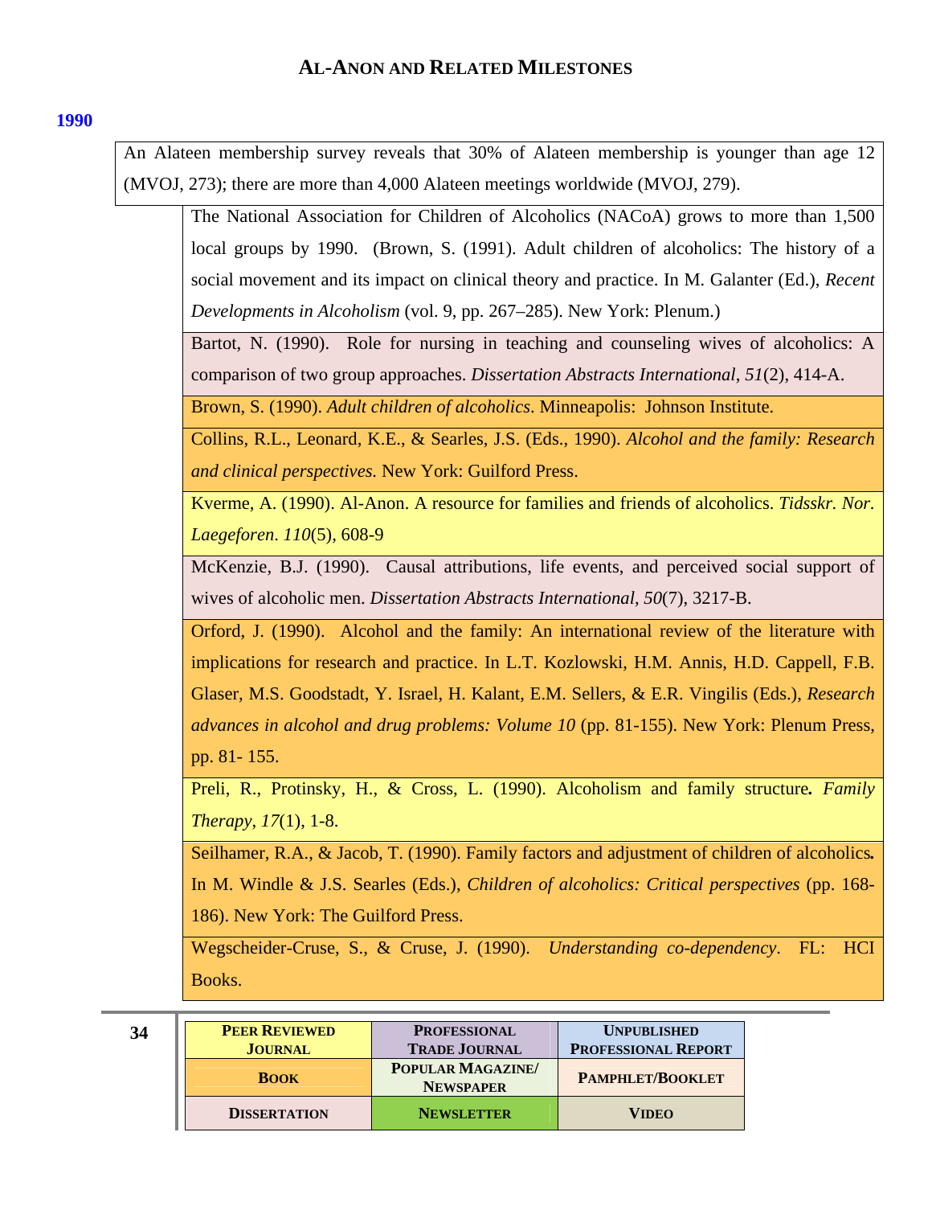## AL-ANON AND RELATED MILESTONES

### 1990

An Alateen membership survey reveals that 30% of Alateen membership is younger than age 12 (MVOJ, 273); there are more than 4,000 Alateen meetings worldwide (MVOJ, 279).

The National Association for Children of Alcoholics (NACoA) grows to more than 1,500 local groups by 1990. (Brown, S. (1991). Adult children of alcoholics: The history of a social movement and its impact on clinical theory and practice. In M. Galanter (Ed.), *Recent Developments in Alcoholism* (vol. 9, pp. 267–285). New York: Plenum.)

Bartot, N. (1990). Role for nursing in teaching and counseling wives of alcoholics: A comparison of two group approaches. *Dissertation Abstracts International*, *51*(2), 414-A.

Brown, S. (1990). *Adult children of alcoholics*. Minneapolis: Johnson Institute.

Collins, R.L., Leonard, K.E., & Searles, J.S. (Eds., 1990). *Alcohol and the family: Research and clinical perspectives.* New York: Guilford Press.

Kverme, A. (1990). Al-Anon. A resource for families and friends of alcoholics. *Tidsskr. Nor. Laegeforen*. *110*(5), 608-9

McKenzie, B.J. (1990). Causal attributions, life events, and perceived social support of wives of alcoholic men. *Dissertation Abstracts International*, *50*(7), 3217-B.

Orford, J. (1990). Alcohol and the family: An international review of the literature with implications for research and practice. In L.T. Kozlowski, H.M. Annis, H.D. Cappell, F.B. Glaser, M.S. Goodstadt, Y. Israel, H. Kalant, E.M. Sellers, & E.R. Vingilis (Eds.), *Research advances in alcohol and drug problems: Volume 10* (pp. 81-155). New York: Plenum Press, pp. 81- 155.

Preli, R., Protinsky, H., & Cross, L. (1990). Alcoholism and family structure**.** *Family Therapy*, *17*(1), 1-8.

Seilhamer, R.A., & Jacob, T. (1990). Family factors and adjustment of children of alcoholics**.** In M. Windle & J.S. Searles (Eds.), *Children of alcoholics: Critical perspectives* (pp. 168-186). New York: The Guilford Press.

Wegscheider-Cruse, S., & Cruse, J. (1990). *Understanding co-dependency*. FL: HCI Books.

| PEER REVIEWED JOURNAL | PROFESSIONAL TRADE JOURNAL | UNPUBLISHED PROFESSIONAL REPORT |
|---|---|---|
| BOOK | POPULAR MAGAZINE/ NEWSPAPER | PAMPHLET/BOOKLET |
| DISSERTATION | NEWSLETTER | VIDEO |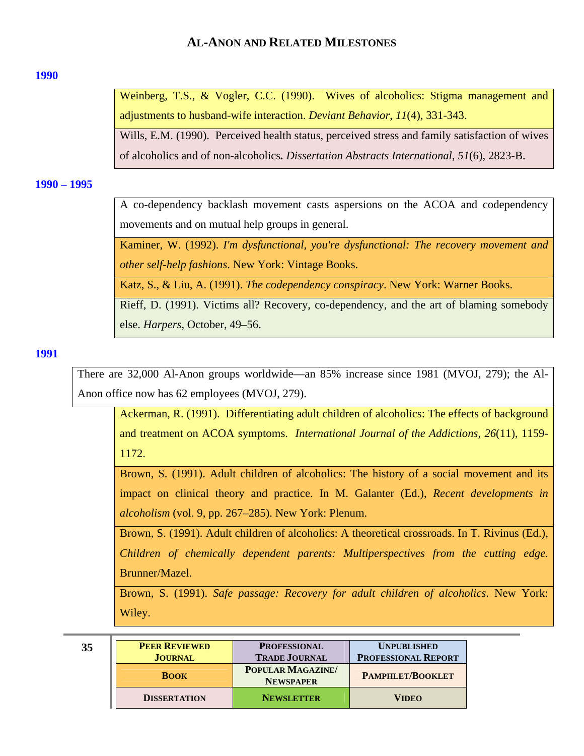# AL-ANON AND RELATED MILESTONES

**1990**

Weinberg, T.S., & Vogler, C.C. (1990). Wives of alcoholics: Stigma management and adjustments to husband-wife interaction. *Deviant Behavior*, *11*(4), 331-343.

Wills, E.M. (1990). Perceived health status, perceived stress and family satisfaction of wives of alcoholics and of non-alcoholics**.** *Dissertation Abstracts International*, *51*(6), 2823-B.

**1990 – 1995**

A co-dependency backlash movement casts aspersions on the ACOA and codependency movements and on mutual help groups in general.

Kaminer, W. (1992). *I'm dysfunctional, you're dysfunctional: The recovery movement and other self-help fashions*. New York: Vintage Books.

Katz, S., & Liu, A. (1991). *The codependency conspiracy*. New York: Warner Books.

Rieff, D. (1991). Victims all? Recovery, co-dependency, and the art of blaming somebody else. *Harpers*, October, 49–56.

**1991**

There are 32,000 Al-Anon groups worldwide—an 85% increase since 1981 (MVOJ, 279); the Al-Anon office now has 62 employees (MVOJ, 279).

Ackerman, R. (1991). Differentiating adult children of alcoholics: The effects of background and treatment on ACOA symptoms. *International Journal of the Addictions*, *26*(11), 1159-1172.

Brown, S. (1991). Adult children of alcoholics: The history of a social movement and its impact on clinical theory and practice. In M. Galanter (Ed.), *Recent developments in alcoholism* (vol. 9, pp. 267–285). New York: Plenum.

Brown, S. (1991). Adult children of alcoholics: A theoretical crossroads. In T. Rivinus (Ed.), *Children of chemically dependent parents: Multiperspectives from the cutting edge.* Brunner/Mazel.

Brown, S. (1991). *Safe passage: Recovery for adult children of alcoholics*. New York: Wiley.

| PEER REVIEWED JOURNAL | PROFESSIONAL TRADE JOURNAL | UNPUBLISHED PROFESSIONAL REPORT |
|---|---|---|
| BOOK | POPULAR MAGAZINE/ NEWSPAPER | PAMPHLET/BOOKLET |
| DISSERTATION | NEWSLETTER | VIDEO |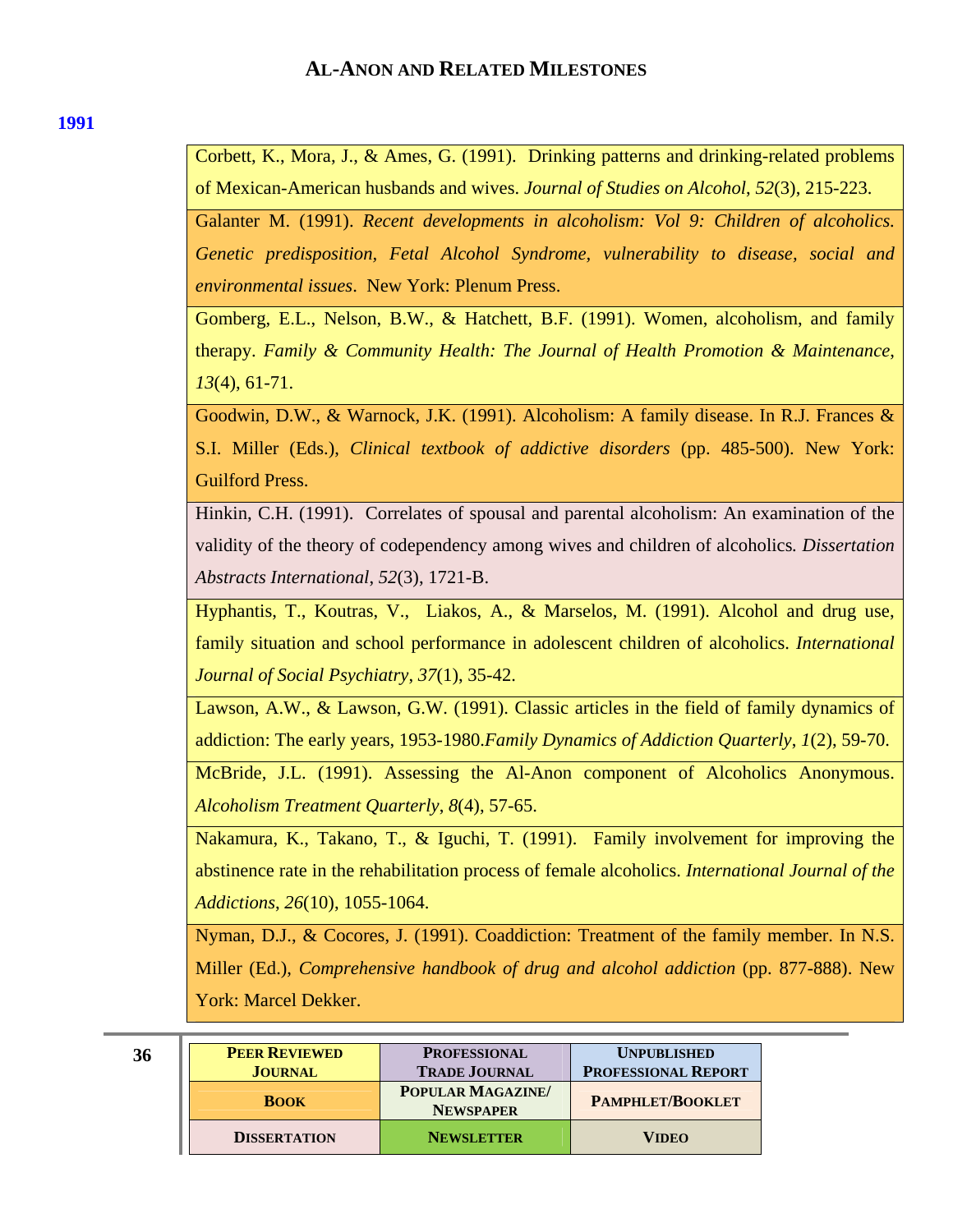# Al-Anon and Related Milestones

## 1991

Corbett, K., Mora, J., & Ames, G. (1991). Drinking patterns and drinking-related problems of Mexican-American husbands and wives. *Journal of Studies on Alcohol*, *52*(3), 215-223.

Galanter M. (1991). *Recent developments in alcoholism: Vol 9: Children of alcoholics. Genetic predisposition, Fetal Alcohol Syndrome, vulnerability to disease, social and environmental issues*. New York: Plenum Press.

Gomberg, E.L., Nelson, B.W., & Hatchett, B.F. (1991). Women, alcoholism, and family therapy. *Family & Community Health: The Journal of Health Promotion & Maintenance*, *13*(4), 61-71.

Goodwin, D.W., & Warnock, J.K. (1991). Alcoholism: A family disease. In R.J. Frances & S.I. Miller (Eds.), *Clinical textbook of addictive disorders* (pp. 485-500). New York: Guilford Press.

Hinkin, C.H. (1991). Correlates of spousal and parental alcoholism: An examination of the validity of the theory of codependency among wives and children of alcoholics. *Dissertation Abstracts International*, *52*(3), 1721-B.

Hyphantis, T., Koutras, V., Liakos, A., & Marselos, M. (1991). Alcohol and drug use, family situation and school performance in adolescent children of alcoholics. *International Journal of Social Psychiatry*, *37*(1), 35-42.

Lawson, A.W., & Lawson, G.W. (1991). Classic articles in the field of family dynamics of addiction: The early years, 1953-1980.*Family Dynamics of Addiction Quarterly*, *1*(2), 59-70.

McBride, J.L. (1991). Assessing the Al-Anon component of Alcoholics Anonymous. *Alcoholism Treatment Quarterly*, *8*(4), 57-65.

Nakamura, K., Takano, T., & Iguchi, T. (1991). Family involvement for improving the abstinence rate in the rehabilitation process of female alcoholics. *International Journal of the Addictions*, *26*(10), 1055-1064.

Nyman, D.J., & Cocores, J. (1991). Coaddiction: Treatment of the family member. In N.S. Miller (Ed.), *Comprehensive handbook of drug and alcohol addiction* (pp. 877-888). New York: Marcel Dekker.

| | | |
|---|---|---|
| **Peer Reviewed Journal** | **Professional Trade Journal** | **Unpublished Professional Report** |
| **Book** | **Popular Magazine/ Newspaper** | **Pamphlet/Booklet** |
| **Dissertation** | **Newsletter** | **Video** |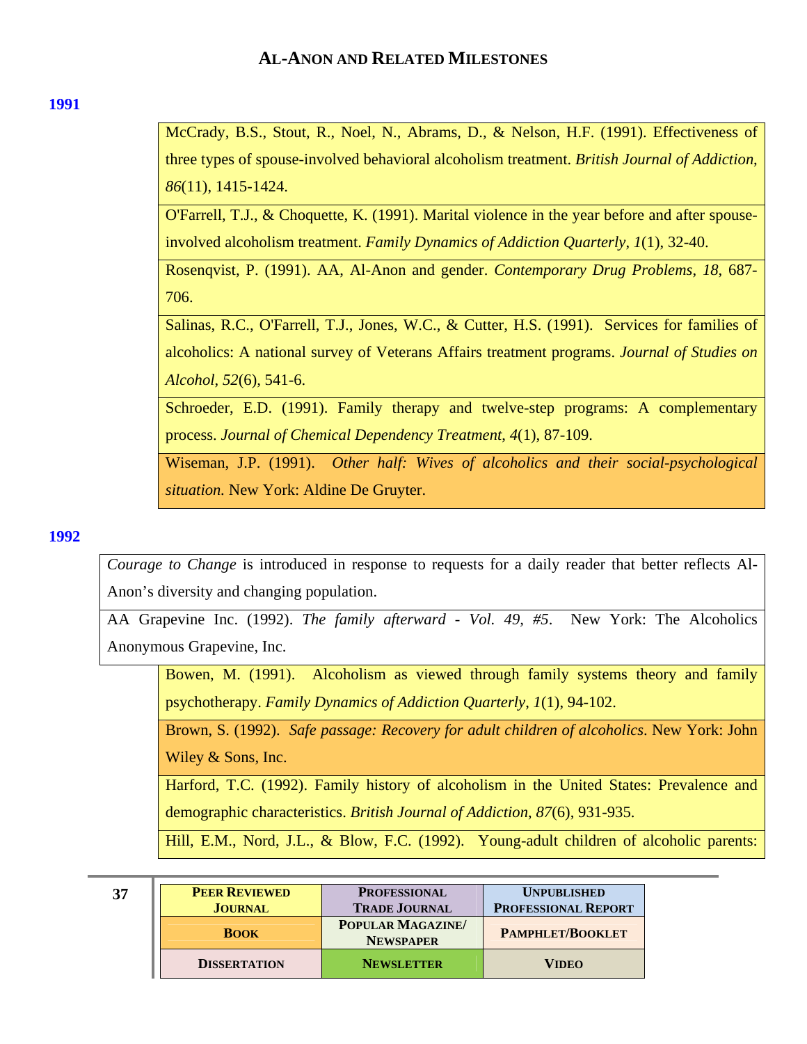## 1991

McCrady, B.S., Stout, R., Noel, N., Abrams, D., & Nelson, H.F. (1991). Effectiveness of three types of spouse-involved behavioral alcoholism treatment. *British Journal of Addiction*, *86*(11), 1415-1424.

O'Farrell, T.J., & Choquette, K. (1991). Marital violence in the year before and after spouse-involved alcoholism treatment. *Family Dynamics of Addiction Quarterly*, *1*(1), 32-40.

Rosenqvist, P. (1991). AA, Al-Anon and gender. *Contemporary Drug Problems*, *18*, 687-706.

Salinas, R.C., O'Farrell, T.J., Jones, W.C., & Cutter, H.S. (1991). Services for families of alcoholics: A national survey of Veterans Affairs treatment programs. *Journal of Studies on Alcohol*, *52*(6), 541-6.

Schroeder, E.D. (1991). Family therapy and twelve-step programs: A complementary process. *Journal of Chemical Dependency Treatment*, *4*(1), 87-109.

Wiseman, J.P. (1991). *Other half: Wives of alcoholics and their social-psychological situation.* New York: Aldine De Gruyter.

## 1992

*Courage to Change* is introduced in response to requests for a daily reader that better reflects Al-Anon's diversity and changing population.

AA Grapevine Inc. (1992). *The family afterward - Vol. 49, #5*. New York: The Alcoholics Anonymous Grapevine, Inc.

Bowen, M. (1991). Alcoholism as viewed through family systems theory and family psychotherapy. *Family Dynamics of Addiction Quarterly*, *1*(1), 94-102.

Brown, S. (1992). *Safe passage: Recovery for adult children of alcoholics*. New York: John Wiley & Sons, Inc.

Harford, T.C. (1992). Family history of alcoholism in the United States: Prevalence and demographic characteristics. *British Journal of Addiction*, *87*(6), 931-935.

Hill, E.M., Nord, J.L., & Blow, F.C. (1992). Young-adult children of alcoholic parents:

| Peer Reviewed Journal | Professional Trade Journal | Unpublished Professional Report |
|---|---|---|
| Book | Popular Magazine/ Newspaper | Pamphlet/Booklet |
| Dissertation | Newsletter | Video |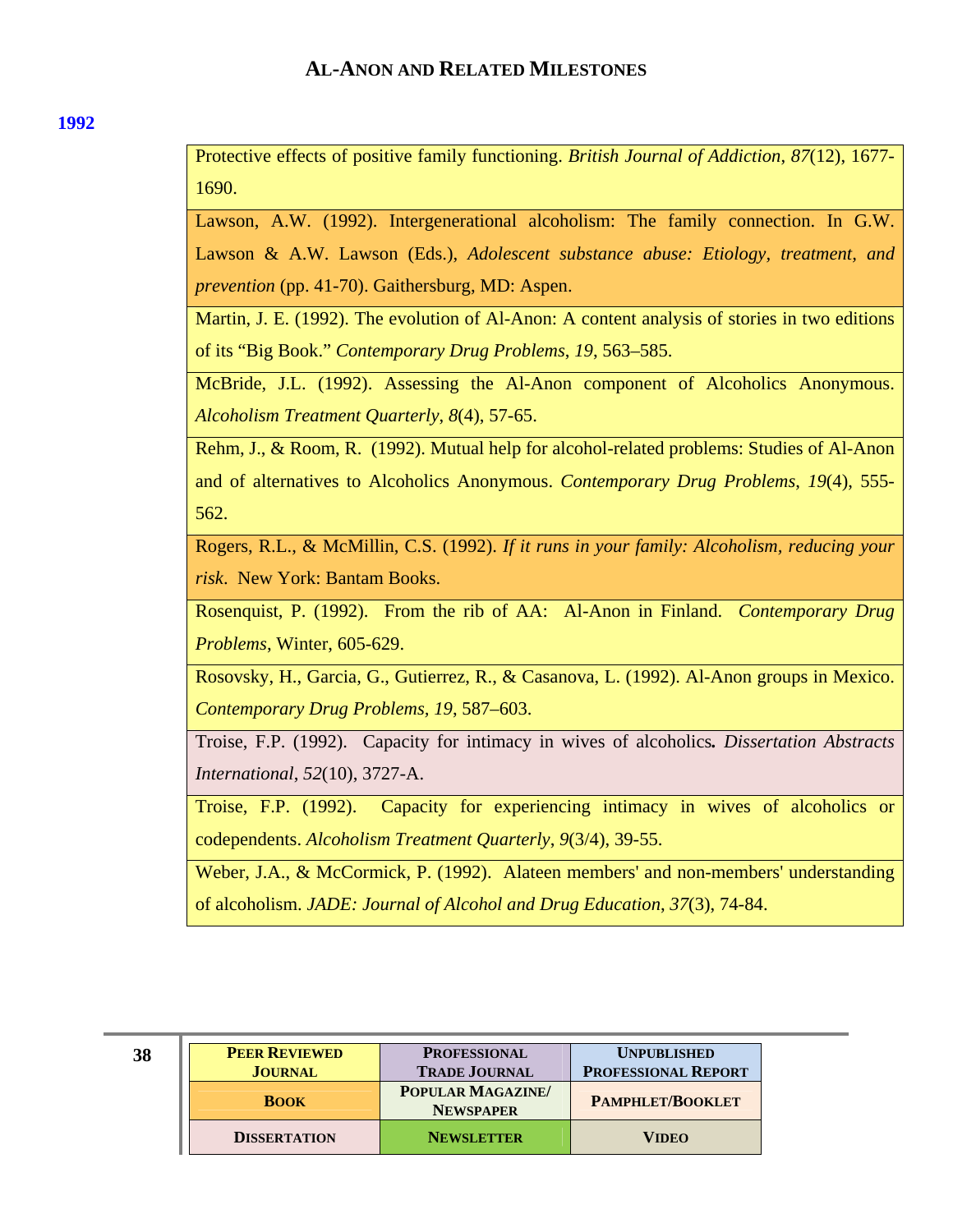## 1992

| |
|---|
| Protective effects of positive family functioning. *British Journal of Addiction*, *87*(12), 1677-1690. |
| Lawson, A.W. (1992). Intergenerational alcoholism: The family connection. In G.W. Lawson & A.W. Lawson (Eds.), *Adolescent substance abuse: Etiology, treatment, and prevention* (pp. 41-70). Gaithersburg, MD: Aspen. |
| Martin, J. E. (1992). The evolution of Al-Anon: A content analysis of stories in two editions of its "Big Book." *Contemporary Drug Problems*, *19*, 563–585. |
| McBride, J.L. (1992). Assessing the Al-Anon component of Alcoholics Anonymous. *Alcoholism Treatment Quarterly*, *8*(4), 57-65. |
| Rehm, J., & Room, R. (1992). Mutual help for alcohol-related problems: Studies of Al-Anon and of alternatives to Alcoholics Anonymous. *Contemporary Drug Problems*, *19*(4), 555-562. |
| Rogers, R.L., & McMillin, C.S. (1992). *If it runs in your family: Alcoholism, reducing your risk*. New York: Bantam Books. |
| Rosenquist, P. (1992). From the rib of AA: Al-Anon in Finland. *Contemporary Drug Problems*, Winter, 605-629. |
| Rosovsky, H., Garcia, G., Gutierrez, R., & Casanova, L. (1992). Al-Anon groups in Mexico. *Contemporary Drug Problems*, *19*, 587–603. |
| Troise, F.P. (1992). Capacity for intimacy in wives of alcoholics**.** *Dissertation Abstracts International*, *52*(10), 3727-A. |
| Troise, F.P. (1992). Capacity for experiencing intimacy in wives of alcoholics or codependents. *Alcoholism Treatment Quarterly*, *9*(3/4), 39-55. |
| Weber, J.A., & McCormick, P. (1992). Alateen members' and non-members' understanding of alcoholism. *JADE: Journal of Alcohol and Drug Education*, *37*(3), 74-84. |

| | | |
|---|---|---|
| **PEER REVIEWED JOURNAL** | **PROFESSIONAL TRADE JOURNAL** | **UNPUBLISHED PROFESSIONAL REPORT** |
| **BOOK** | **POPULAR MAGAZINE/ NEWSPAPER** | **PAMPHLET/BOOKLET** |
| **DISSERTATION** | **NEWSLETTER** | **VIDEO** |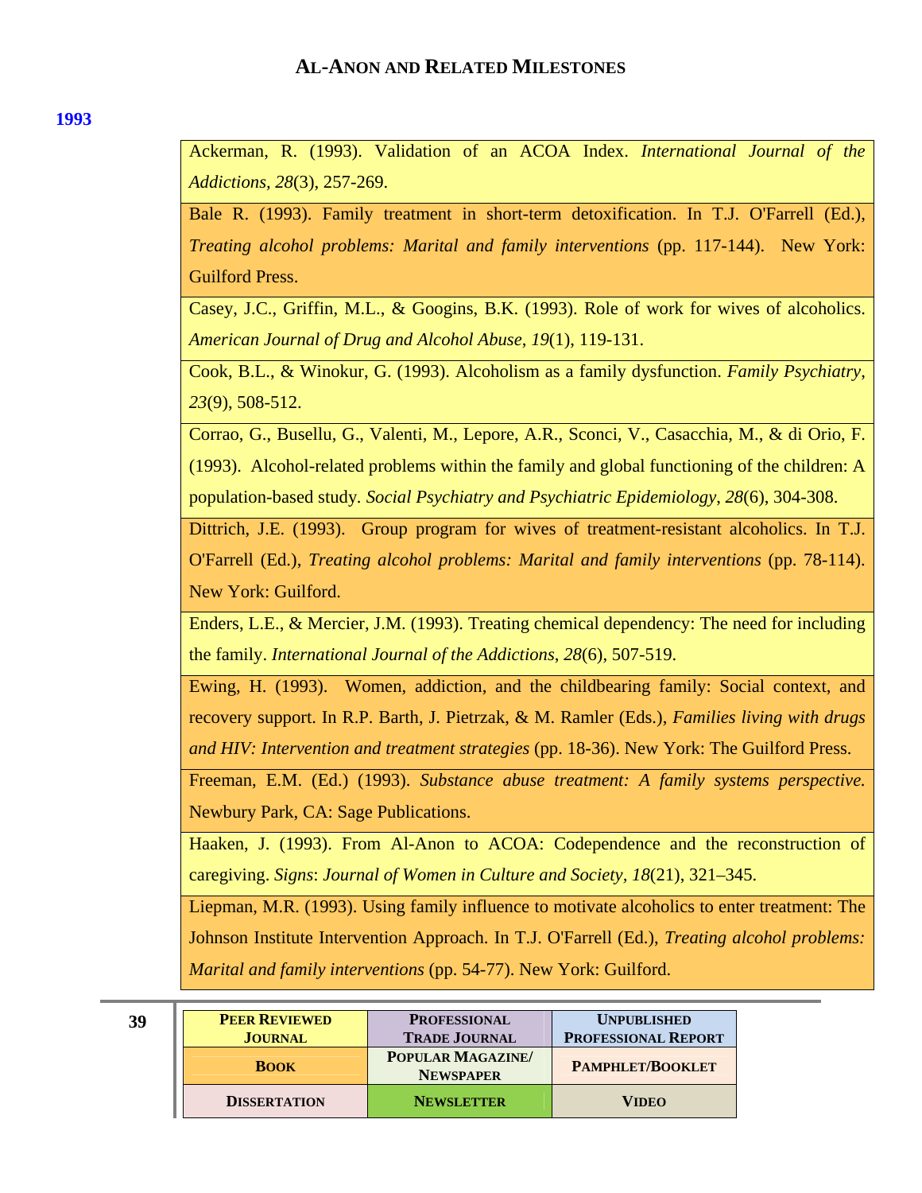## 1993

Ackerman, R. (1993). Validation of an ACOA Index. *International Journal of the Addictions, 28*(3), 257-269.

Bale R. (1993). Family treatment in short-term detoxification. In T.J. O'Farrell (Ed.), *Treating alcohol problems: Marital and family interventions* (pp. 117-144). New York: Guilford Press.

Casey, J.C., Griffin, M.L., & Googins, B.K. (1993). Role of work for wives of alcoholics. *American Journal of Drug and Alcohol Abuse*, *19*(1), 119-131.

Cook, B.L., & Winokur, G. (1993). Alcoholism as a family dysfunction. *Family Psychiatry*, *23*(9), 508-512.

Corrao, G., Busellu, G., Valenti, M., Lepore, A.R., Sconci, V., Casacchia, M., & di Orio, F. (1993). Alcohol-related problems within the family and global functioning of the children: A population-based study. *Social Psychiatry and Psychiatric Epidemiology*, *28*(6), 304-308.

Dittrich, J.E. (1993). Group program for wives of treatment-resistant alcoholics. In T.J. O'Farrell (Ed.), *Treating alcohol problems: Marital and family interventions* (pp. 78-114). New York: Guilford.

Enders, L.E., & Mercier, J.M. (1993). Treating chemical dependency: The need for including the family. *International Journal of the Addictions, 28*(6), 507-519.

Ewing, H. (1993). Women, addiction, and the childbearing family: Social context, and recovery support. In R.P. Barth, J. Pietrzak, & M. Ramler (Eds.), *Families living with drugs and HIV: Intervention and treatment strategies* (pp. 18-36). New York: The Guilford Press.

Freeman, E.M. (Ed.) (1993). *Substance abuse treatment: A family systems perspective.* Newbury Park, CA: Sage Publications.

Haaken, J. (1993). From Al-Anon to ACOA: Codependence and the reconstruction of caregiving. *Signs*: *Journal of Women in Culture and Society*, *18*(21), 321–345.

Liepman, M.R. (1993). Using family influence to motivate alcoholics to enter treatment: The Johnson Institute Intervention Approach. In T.J. O'Farrell (Ed.), *Treating alcohol problems: Marital and family interventions* (pp. 54-77). New York: Guilford.

| | | |
|---|---|---|
| Peer Reviewed Journal | Professional Trade Journal | Unpublished Professional Report |
| Book | Popular Magazine/ Newspaper | Pamphlet/Booklet |
| Dissertation | Newsletter | Video |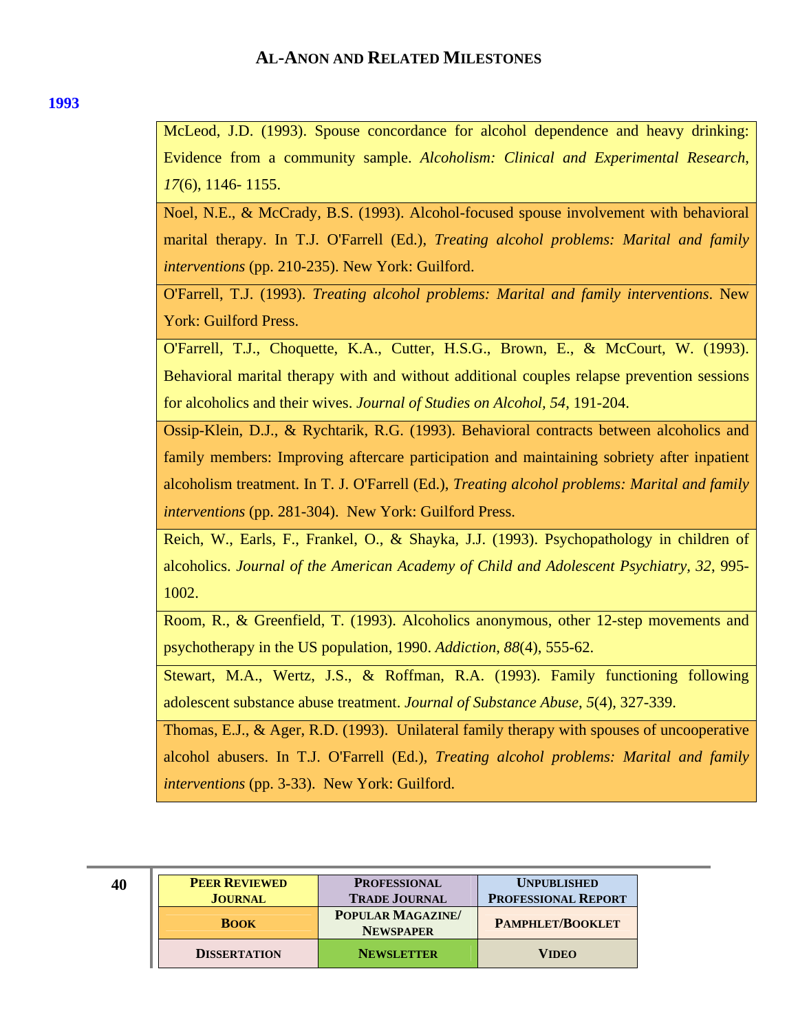## 1993

McLeod, J.D. (1993). Spouse concordance for alcohol dependence and heavy drinking: Evidence from a community sample. *Alcoholism: Clinical and Experimental Research*, *17*(6), 1146- 1155.

Noel, N.E., & McCrady, B.S. (1993). Alcohol-focused spouse involvement with behavioral marital therapy. In T.J. O'Farrell (Ed.), *Treating alcohol problems: Marital and family interventions* (pp. 210-235). New York: Guilford.

O'Farrell, T.J. (1993). *Treating alcohol problems: Marital and family interventions*. New York: Guilford Press.

O'Farrell, T.J., Choquette, K.A., Cutter, H.S.G., Brown, E., & McCourt, W. (1993). Behavioral marital therapy with and without additional couples relapse prevention sessions for alcoholics and their wives. *Journal of Studies on Alcohol, 54*, 191-204.

Ossip-Klein, D.J., & Rychtarik, R.G. (1993). Behavioral contracts between alcoholics and family members: Improving aftercare participation and maintaining sobriety after inpatient alcoholism treatment. In T. J. O'Farrell (Ed.), *Treating alcohol problems: Marital and family interventions* (pp. 281-304). New York: Guilford Press.

Reich, W., Earls, F., Frankel, O., & Shayka, J.J. (1993). Psychopathology in children of alcoholics. *Journal of the American Academy of Child and Adolescent Psychiatry, 32*, 995-1002.

Room, R., & Greenfield, T. (1993). Alcoholics anonymous, other 12-step movements and psychotherapy in the US population, 1990. *Addiction*, *88*(4), 555-62.

Stewart, M.A., Wertz, J.S., & Roffman, R.A. (1993). Family functioning following adolescent substance abuse treatment. *Journal of Substance Abuse*, *5*(4), 327-339.

Thomas, E.J., & Ager, R.D. (1993). Unilateral family therapy with spouses of uncooperative alcohol abusers. In T.J. O'Farrell (Ed.), *Treating alcohol problems: Marital and family interventions* (pp. 3-33). New York: Guilford.

| | | |
|---|---|---|
| **Peer Reviewed Journal** | **Professional Trade Journal** | **Unpublished Professional Report** |
| **Book** | **Popular Magazine/ Newspaper** | **Pamphlet/Booklet** |
| **Dissertation** | **Newsletter** | **Video** |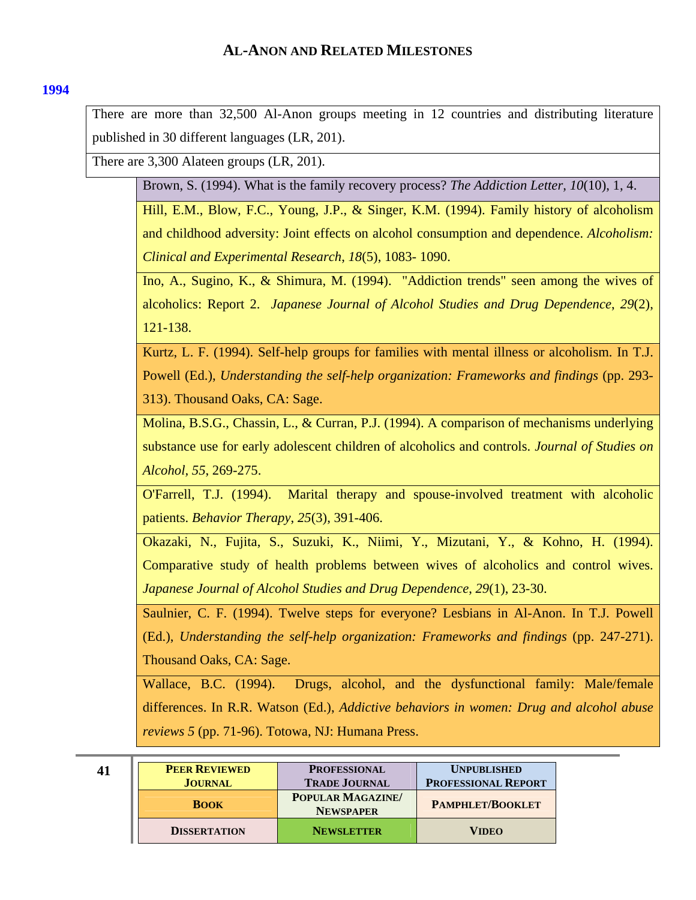## AL-ANON AND RELATED MILESTONES

### 1994

There are more than 32,500 Al-Anon groups meeting in 12 countries and distributing literature published in 30 different languages (LR, 201).

There are 3,300 Alateen groups (LR, 201).

Brown, S. (1994). What is the family recovery process? *The Addiction Letter*, *10*(10), 1, 4.

Hill, E.M., Blow, F.C., Young, J.P., & Singer, K.M. (1994). Family history of alcoholism and childhood adversity: Joint effects on alcohol consumption and dependence. *Alcoholism: Clinical and Experimental Research*, *18*(5), 1083- 1090.

Ino, A., Sugino, K., & Shimura, M. (1994). "Addiction trends" seen among the wives of alcoholics: Report 2. *Japanese Journal of Alcohol Studies and Drug Dependence*, *29*(2), 121-138.

Kurtz, L. F. (1994). Self-help groups for families with mental illness or alcoholism. In T.J. Powell (Ed.), *Understanding the self-help organization: Frameworks and findings* (pp. 293-313). Thousand Oaks, CA: Sage.

Molina, B.S.G., Chassin, L., & Curran, P.J. (1994). A comparison of mechanisms underlying substance use for early adolescent children of alcoholics and controls. *Journal of Studies on Alcohol*, *55*, 269-275.

O'Farrell, T.J. (1994). Marital therapy and spouse-involved treatment with alcoholic patients. *Behavior Therapy*, *25*(3), 391-406.

Okazaki, N., Fujita, S., Suzuki, K., Niimi, Y., Mizutani, Y., & Kohno, H. (1994). Comparative study of health problems between wives of alcoholics and control wives. *Japanese Journal of Alcohol Studies and Drug Dependence*, *29*(1), 23-30.

Saulnier, C. F. (1994). Twelve steps for everyone? Lesbians in Al-Anon. In T.J. Powell (Ed.), *Understanding the self-help organization: Frameworks and findings* (pp. 247-271). Thousand Oaks, CA: Sage.

Wallace, B.C. (1994). Drugs, alcohol, and the dysfunctional family: Male/female differences. In R.R. Watson (Ed.), *Addictive behaviors in women: Drug and alcohol abuse reviews 5* (pp. 71-96). Totowa, NJ: Humana Press.

| PEER REVIEWED JOURNAL | PROFESSIONAL TRADE JOURNAL | UNPUBLISHED PROFESSIONAL REPORT |
|---|---|---|
| BOOK | POPULAR MAGAZINE/ NEWSPAPER | PAMPHLET/BOOKLET |
| DISSERTATION | NEWSLETTER | VIDEO |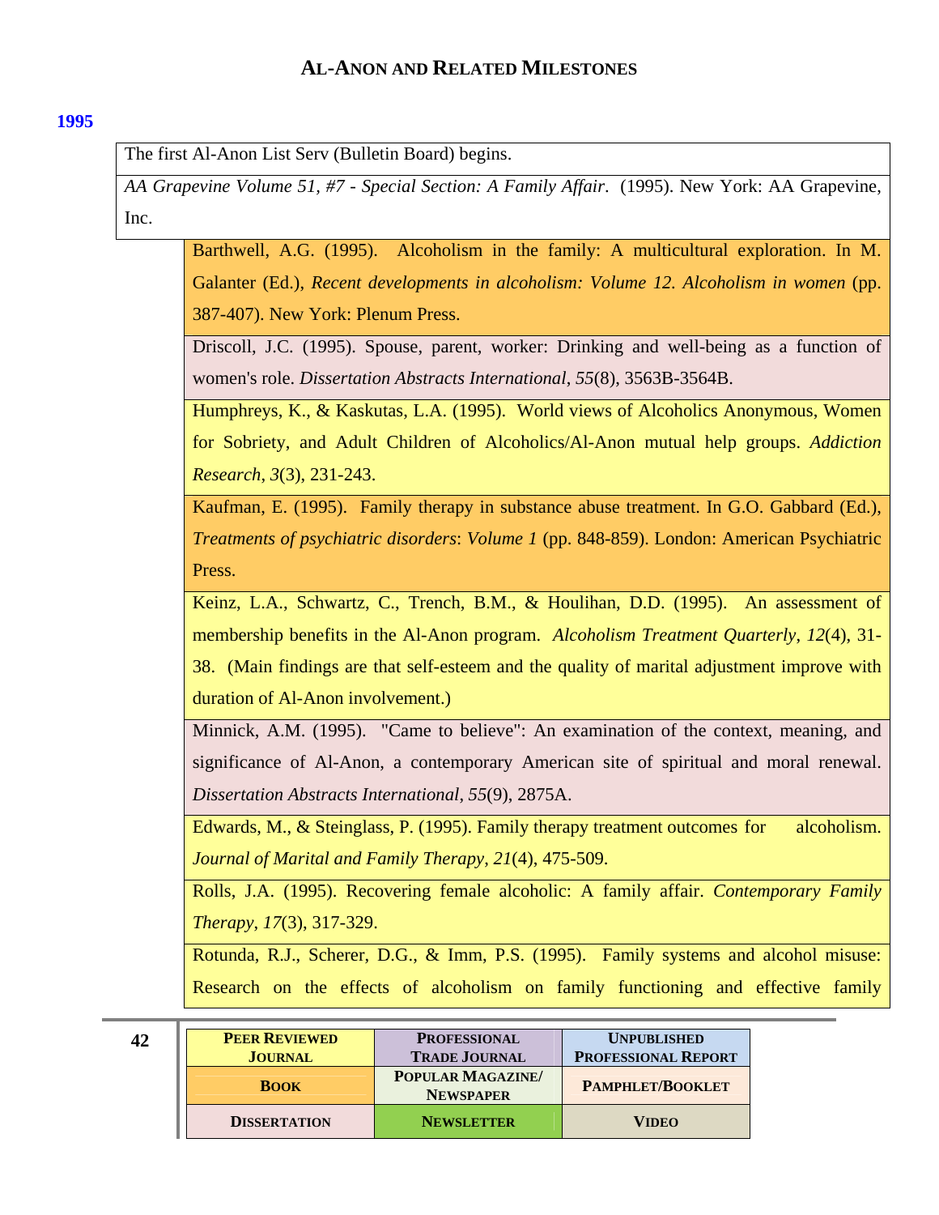# AL-ANON AND RELATED MILESTONES

**1995**

The first Al-Anon List Serv (Bulletin Board) begins.

*AA Grapevine Volume 51, #7 - Special Section: A Family Affair*. (1995). New York: AA Grapevine, Inc.

Barthwell, A.G. (1995). Alcoholism in the family: A multicultural exploration. In M. Galanter (Ed.), *Recent developments in alcoholism: Volume 12. Alcoholism in women* (pp. 387-407). New York: Plenum Press.

Driscoll, J.C. (1995). Spouse, parent, worker: Drinking and well-being as a function of women's role. *Dissertation Abstracts International*, *55*(8), 3563B-3564B.

Humphreys, K., & Kaskutas, L.A. (1995). World views of Alcoholics Anonymous, Women for Sobriety, and Adult Children of Alcoholics/Al-Anon mutual help groups. *Addiction Research*, *3*(3), 231-243.

Kaufman, E. (1995). Family therapy in substance abuse treatment. In G.O. Gabbard (Ed.), *Treatments of psychiatric disorders*: *Volume 1* (pp. 848-859). London: American Psychiatric Press.

Keinz, L.A., Schwartz, C., Trench, B.M., & Houlihan, D.D. (1995). An assessment of membership benefits in the Al-Anon program. *Alcoholism Treatment Quarterly*, *12*(4), 31-38. (Main findings are that self-esteem and the quality of marital adjustment improve with duration of Al-Anon involvement.)

Minnick, A.M. (1995). "Came to believe": An examination of the context, meaning, and significance of Al-Anon, a contemporary American site of spiritual and moral renewal. *Dissertation Abstracts International*, *55*(9), 2875A.

Edwards, M., & Steinglass, P. (1995). Family therapy treatment outcomes for alcoholism. *Journal of Marital and Family Therapy*, *21*(4), 475-509.

Rolls, J.A. (1995). Recovering female alcoholic: A family affair. *Contemporary Family Therapy*, *17*(3), 317-329.

Rotunda, R.J., Scherer, D.G., & Imm, P.S. (1995). Family systems and alcohol misuse: Research on the effects of alcoholism on family functioning and effective family

| PEER REVIEWED JOURNAL | PROFESSIONAL TRADE JOURNAL | UNPUBLISHED PROFESSIONAL REPORT |
|---|---|---|
| BOOK | POPULAR MAGAZINE/ NEWSPAPER | PAMPHLET/BOOKLET |
| DISSERTATION | NEWSLETTER | VIDEO |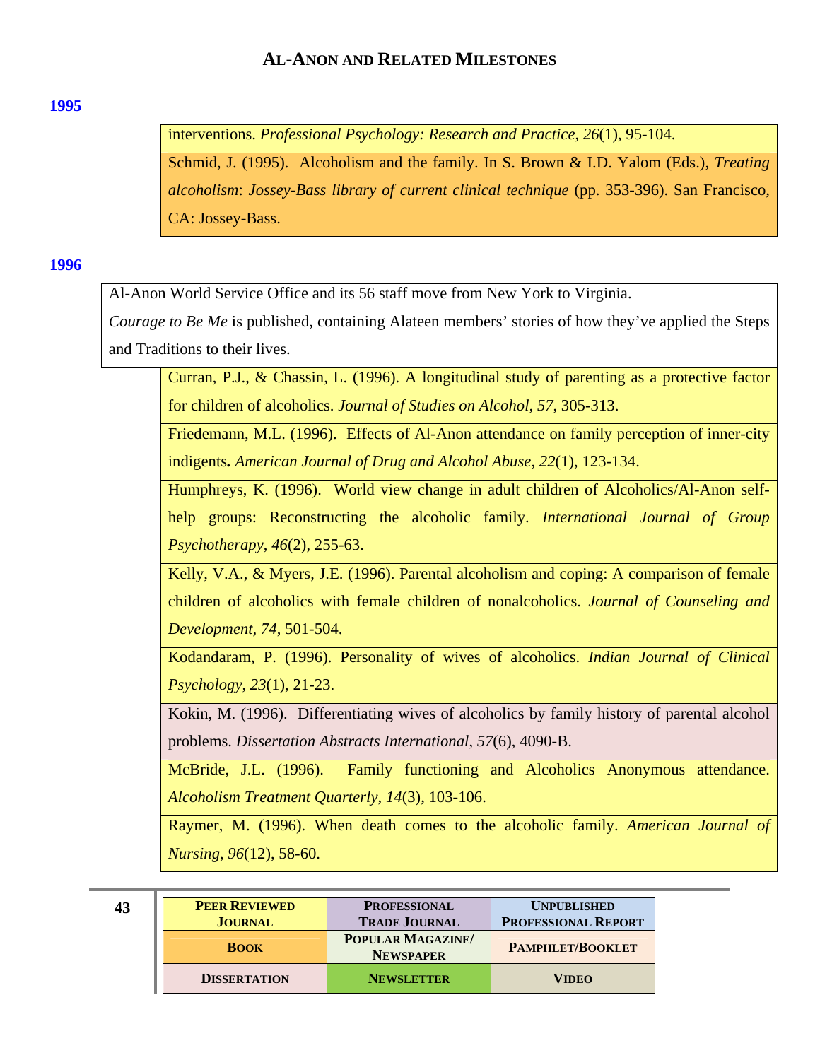## AL-ANON AND RELATED MILESTONES

**1995**

interventions. *Professional Psychology: Research and Practice*, *26*(1), 95-104.

Schmid, J. (1995). Alcoholism and the family. In S. Brown & I.D. Yalom (Eds.), *Treating alcoholism*: *Jossey-Bass library of current clinical technique* (pp. 353-396). San Francisco, CA: Jossey-Bass.

**1996**

Al-Anon World Service Office and its 56 staff move from New York to Virginia.

*Courage to Be Me* is published, containing Alateen members' stories of how they've applied the Steps and Traditions to their lives.

Curran, P.J., & Chassin, L. (1996). A longitudinal study of parenting as a protective factor for children of alcoholics. *Journal of Studies on Alcohol, 57*, 305-313.

Friedemann, M.L. (1996). Effects of Al-Anon attendance on family perception of inner-city indigents**.** *American Journal of Drug and Alcohol Abuse*, *22*(1), 123-134.

Humphreys, K. (1996). World view change in adult children of Alcoholics/Al-Anon self-help groups: Reconstructing the alcoholic family. *International Journal of Group Psychotherapy*, *46*(2), 255-63.

Kelly, V.A., & Myers, J.E. (1996). Parental alcoholism and coping: A comparison of female children of alcoholics with female children of nonalcoholics. *Journal of Counseling and Development*, *74*, 501-504.

Kodandaram, P. (1996). Personality of wives of alcoholics. *Indian Journal of Clinical Psychology*, *23*(1), 21-23.

Kokin, M. (1996). Differentiating wives of alcoholics by family history of parental alcohol problems. *Dissertation Abstracts International*, *57*(6), 4090-B.

McBride, J.L. (1996). Family functioning and Alcoholics Anonymous attendance. *Alcoholism Treatment Quarterly*, *14*(3), 103-106.

Raymer, M. (1996). When death comes to the alcoholic family. *American Journal of Nursing*, *96*(12), 58-60.

| PEER REVIEWED JOURNAL | PROFESSIONAL TRADE JOURNAL | UNPUBLISHED PROFESSIONAL REPORT |
|---|---|---|
| BOOK | POPULAR MAGAZINE/ NEWSPAPER | PAMPHLET/BOOKLET |
| DISSERTATION | NEWSLETTER | VIDEO |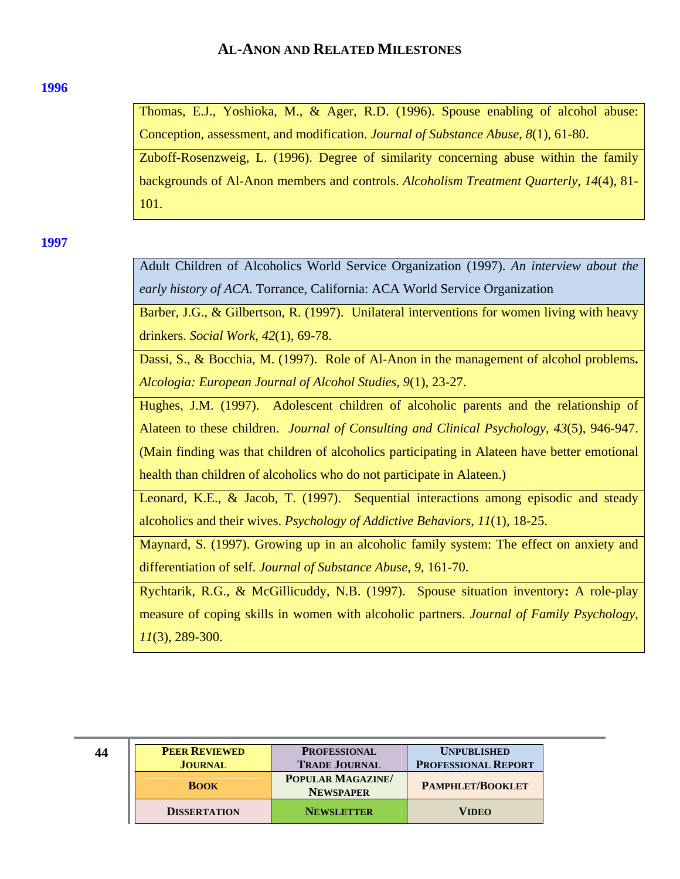# AL-ANON AND RELATED MILESTONES

**1996**

Thomas, E.J., Yoshioka, M., & Ager, R.D. (1996). Spouse enabling of alcohol abuse: Conception, assessment, and modification. *Journal of Substance Abuse*, *8*(1), 61-80.

Zuboff-Rosenzweig, L. (1996). Degree of similarity concerning abuse within the family backgrounds of Al-Anon members and controls. *Alcoholism Treatment Quarterly*, *14*(4), 81-101.

**1997**

Adult Children of Alcoholics World Service Organization (1997). *An interview about the early history of ACA*. Torrance, California: ACA World Service Organization

Barber, J.G., & Gilbertson, R. (1997). Unilateral interventions for women living with heavy drinkers. *Social Work*, *42*(1), 69-78.

Dassi, S., & Bocchia, M. (1997). Role of Al-Anon in the management of alcohol problems**.** *Alcologia: European Journal of Alcohol Studies, 9*(1), 23-27.

Hughes, J.M. (1997). Adolescent children of alcoholic parents and the relationship of Alateen to these children. *Journal of Consulting and Clinical Psychology*, *43*(5), 946-947. (Main finding was that children of alcoholics participating in Alateen have better emotional health than children of alcoholics who do not participate in Alateen.)

Leonard, K.E., & Jacob, T. (1997). Sequential interactions among episodic and steady alcoholics and their wives. *Psychology of Addictive Behaviors, 11*(1), 18-25.

Maynard, S. (1997). Growing up in an alcoholic family system: The effect on anxiety and differentiation of self. *Journal of Substance Abuse*, *9*, 161-70.

Rychtarik, R.G., & McGillicuddy, N.B. (1997). Spouse situation inventory**:** A role-play measure of coping skills in women with alcoholic partners. *Journal of Family Psychology*, *11*(3), 289-300.

| PEER REVIEWED JOURNAL | PROFESSIONAL TRADE JOURNAL | UNPUBLISHED PROFESSIONAL REPORT |
|---|---|---|
| BOOK | POPULAR MAGAZINE/ NEWSPAPER | PAMPHLET/BOOKLET |
| DISSERTATION | NEWSLETTER | VIDEO |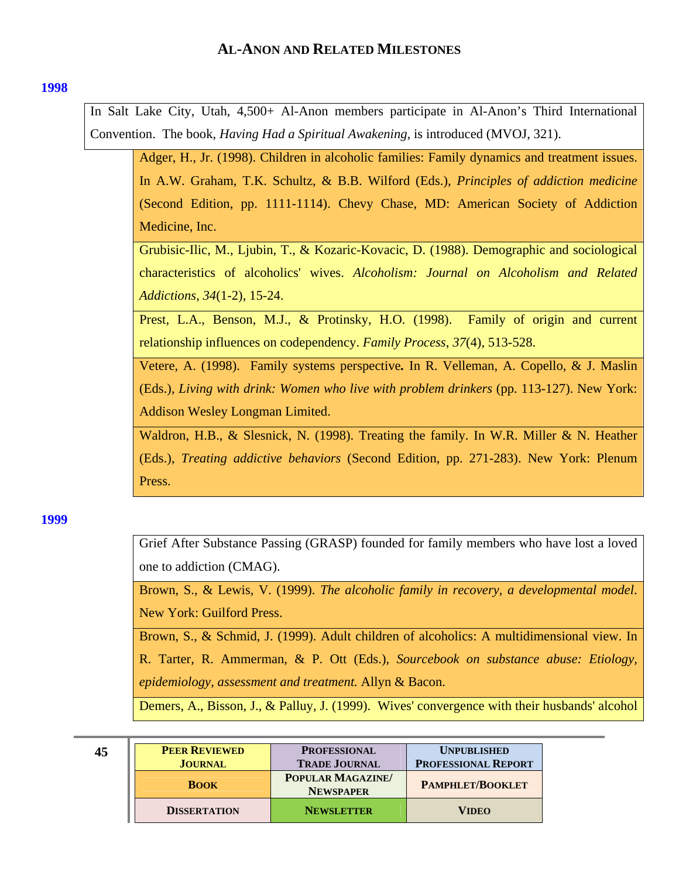## 1998

In Salt Lake City, Utah, 4,500+ Al-Anon members participate in Al-Anon's Third International Convention. The book, *Having Had a Spiritual Awakening*, is introduced (MVOJ, 321).

Adger, H., Jr. (1998). Children in alcoholic families: Family dynamics and treatment issues. In A.W. Graham, T.K. Schultz, & B.B. Wilford (Eds.), *Principles of addiction medicine* (Second Edition, pp. 1111-1114). Chevy Chase, MD: American Society of Addiction Medicine, Inc.

Grubisic-Ilic, M., Ljubin, T., & Kozaric-Kovacic, D. (1988). Demographic and sociological characteristics of alcoholics' wives. *Alcoholism: Journal on Alcoholism and Related Addictions*, *34*(1-2), 15-24.

Prest, L.A., Benson, M.J., & Protinsky, H.O. (1998). Family of origin and current relationship influences on codependency. *Family Process*, *37*(4), 513-528.

Vetere, A. (1998). Family systems perspective**.** In R. Velleman, A. Copello, & J. Maslin (Eds.), *Living with drink: Women who live with problem drinkers* (pp. 113-127). New York: Addison Wesley Longman Limited.

Waldron, H.B., & Slesnick, N. (1998). Treating the family. In W.R. Miller & N. Heather (Eds.), *Treating addictive behaviors* (Second Edition, pp. 271-283). New York: Plenum Press.

## 1999

Grief After Substance Passing (GRASP) founded for family members who have lost a loved one to addiction (CMAG).

Brown, S., & Lewis, V. (1999). *The alcoholic family in recovery, a developmental model*. New York: Guilford Press.

Brown, S., & Schmid, J. (1999). Adult children of alcoholics: A multidimensional view. In R. Tarter, R. Ammerman, & P. Ott (Eds.), *Sourcebook on substance abuse: Etiology, epidemiology, assessment and treatment.* Allyn & Bacon.

Demers, A., Bisson, J., & Palluy, J. (1999). Wives' convergence with their husbands' alcohol

| **Peer Reviewed Journal** | **Professional Trade Journal** | **Unpublished Professional Report** |
|---|---|---|
| **Book** | **Popular Magazine/ Newspaper** | **Pamphlet/Booklet** |
| **Dissertation** | **Newsletter** | **Video** |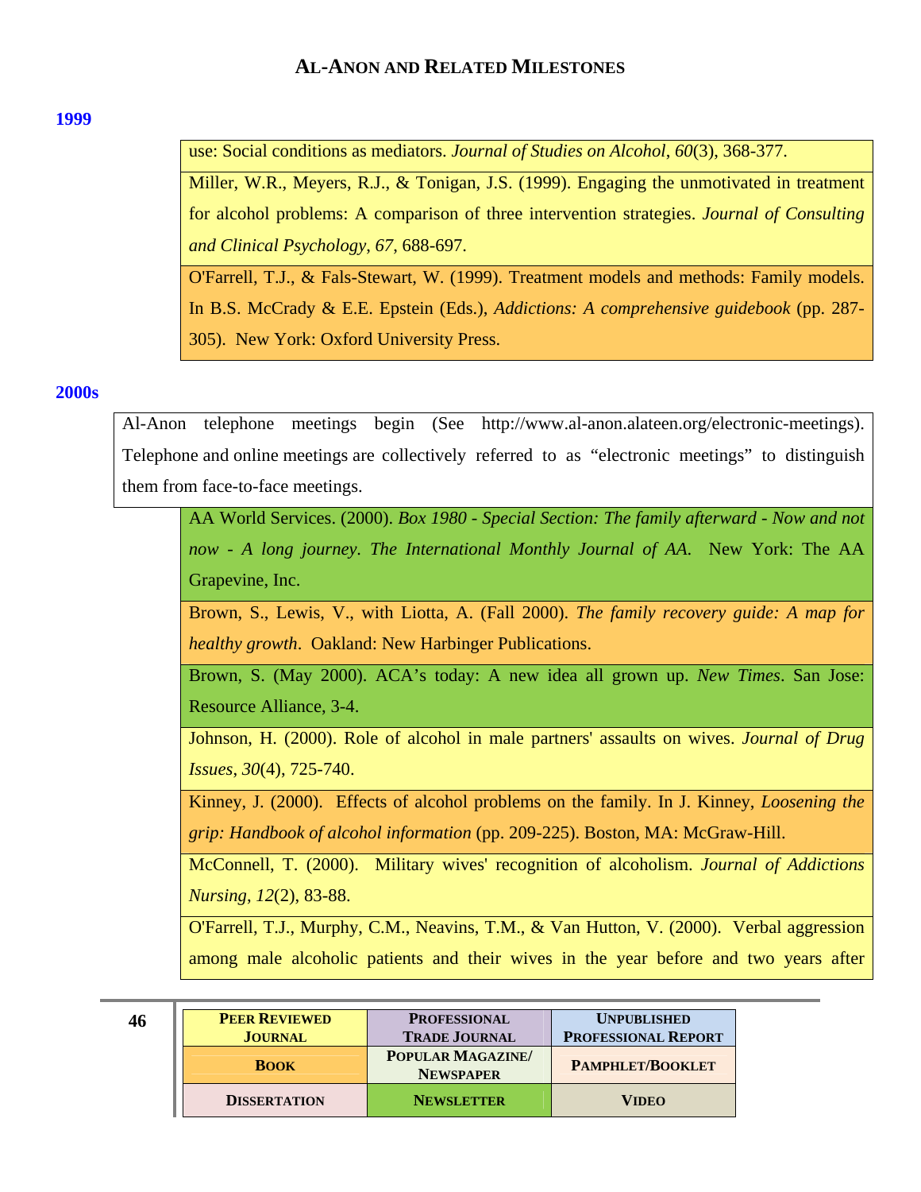## 1999

use: Social conditions as mediators. *Journal of Studies on Alcohol*, *60*(3), 368-377.

Miller, W.R., Meyers, R.J., & Tonigan, J.S. (1999). Engaging the unmotivated in treatment for alcohol problems: A comparison of three intervention strategies. *Journal of Consulting and Clinical Psychology*, *67*, 688-697.

O'Farrell, T.J., & Fals-Stewart, W. (1999). Treatment models and methods: Family models. In B.S. McCrady & E.E. Epstein (Eds.), *Addictions: A comprehensive guidebook* (pp. 287-305). New York: Oxford University Press.

## 2000s

Al-Anon telephone meetings begin (See http://www.al-anon.alateen.org/electronic-meetings). Telephone and online meetings are collectively referred to as "electronic meetings" to distinguish them from face-to-face meetings.

AA World Services. (2000). *Box 1980 - Special Section: The family afterward - Now and not now - A long journey. The International Monthly Journal of AA.* New York: The AA Grapevine, Inc.

Brown, S., Lewis, V., with Liotta, A. (Fall 2000). *The family recovery guide: A map for healthy growth*. Oakland: New Harbinger Publications.

Brown, S. (May 2000). ACA's today: A new idea all grown up. *New Times*. San Jose: Resource Alliance, 3-4.

Johnson, H. (2000). Role of alcohol in male partners' assaults on wives. *Journal of Drug Issues*, *30*(4), 725-740.

Kinney, J. (2000). Effects of alcohol problems on the family. In J. Kinney, *Loosening the grip: Handbook of alcohol information* (pp. 209-225). Boston, MA: McGraw-Hill.

McConnell, T. (2000). Military wives' recognition of alcoholism. *Journal of Addictions Nursing*, *12*(2), 83-88.

O'Farrell, T.J., Murphy, C.M., Neavins, T.M., & Van Hutton, V. (2000). Verbal aggression among male alcoholic patients and their wives in the year before and two years after

| Peer Reviewed Journal | Professional Trade Journal | Unpublished Professional Report |
|---|---|---|
| Book | Popular Magazine/ Newspaper | Pamphlet/Booklet |
| Dissertation | Newsletter | Video |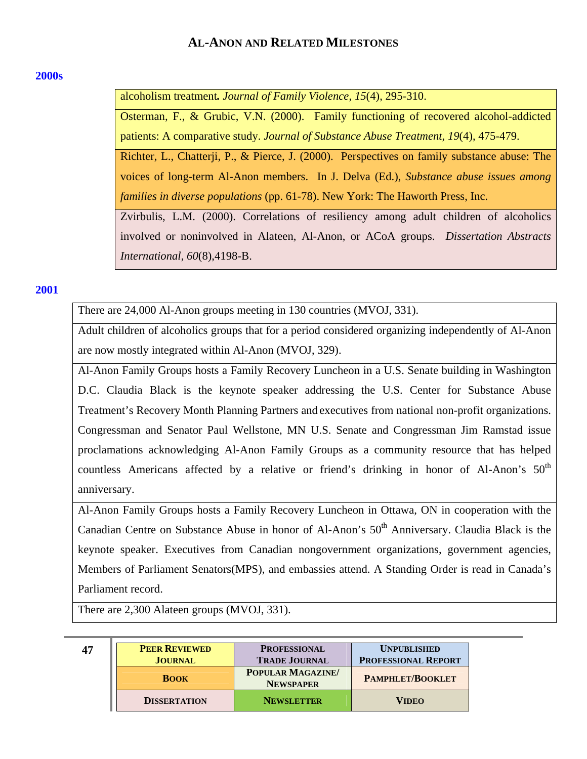## 2000s

alcoholism treatment***.*** *Journal of Family Violence*, *15*(4), 295-310.

Osterman, F., & Grubic, V.N. (2000). Family functioning of recovered alcohol-addicted patients: A comparative study. *Journal of Substance Abuse Treatment*, *19*(4), 475-479.

Richter, L., Chatterji, P., & Pierce, J. (2000). Perspectives on family substance abuse: The voices of long-term Al-Anon members. In J. Delva (Ed.), *Substance abuse issues among families in diverse populations* (pp. 61-78). New York: The Haworth Press, Inc.

Zvirbulis, L.M. (2000). Correlations of resiliency among adult children of alcoholics involved or noninvolved in Alateen, Al-Anon, or ACoA groups. *Dissertation Abstracts International*, *60*(8),4198-B.

## 2001

There are 24,000 Al-Anon groups meeting in 130 countries (MVOJ, 331).

Adult children of alcoholics groups that for a period considered organizing independently of Al-Anon are now mostly integrated within Al-Anon (MVOJ, 329).

Al-Anon Family Groups hosts a Family Recovery Luncheon in a U.S. Senate building in Washington D.C. Claudia Black is the keynote speaker addressing the U.S. Center for Substance Abuse Treatment's Recovery Month Planning Partners and executives from national non-profit organizations. Congressman and Senator Paul Wellstone, MN U.S. Senate and Congressman Jim Ramstad issue proclamations acknowledging Al-Anon Family Groups as a community resource that has helped countless Americans affected by a relative or friend's drinking in honor of Al-Anon's 50th anniversary.

Al-Anon Family Groups hosts a Family Recovery Luncheon in Ottawa, ON in cooperation with the Canadian Centre on Substance Abuse in honor of Al-Anon's 50th Anniversary. Claudia Black is the keynote speaker. Executives from Canadian nongovernment organizations, government agencies, Members of Parliament Senators(MPS), and embassies attend. A Standing Order is read in Canada's Parliament record.

There are 2,300 Alateen groups (MVOJ, 331).

| PEER REVIEWED JOURNAL | PROFESSIONAL TRADE JOURNAL | UNPUBLISHED PROFESSIONAL REPORT |
|---|---|---|
| BOOK | POPULAR MAGAZINE/ NEWSPAPER | PAMPHLET/BOOKLET |
| DISSERTATION | NEWSLETTER | VIDEO |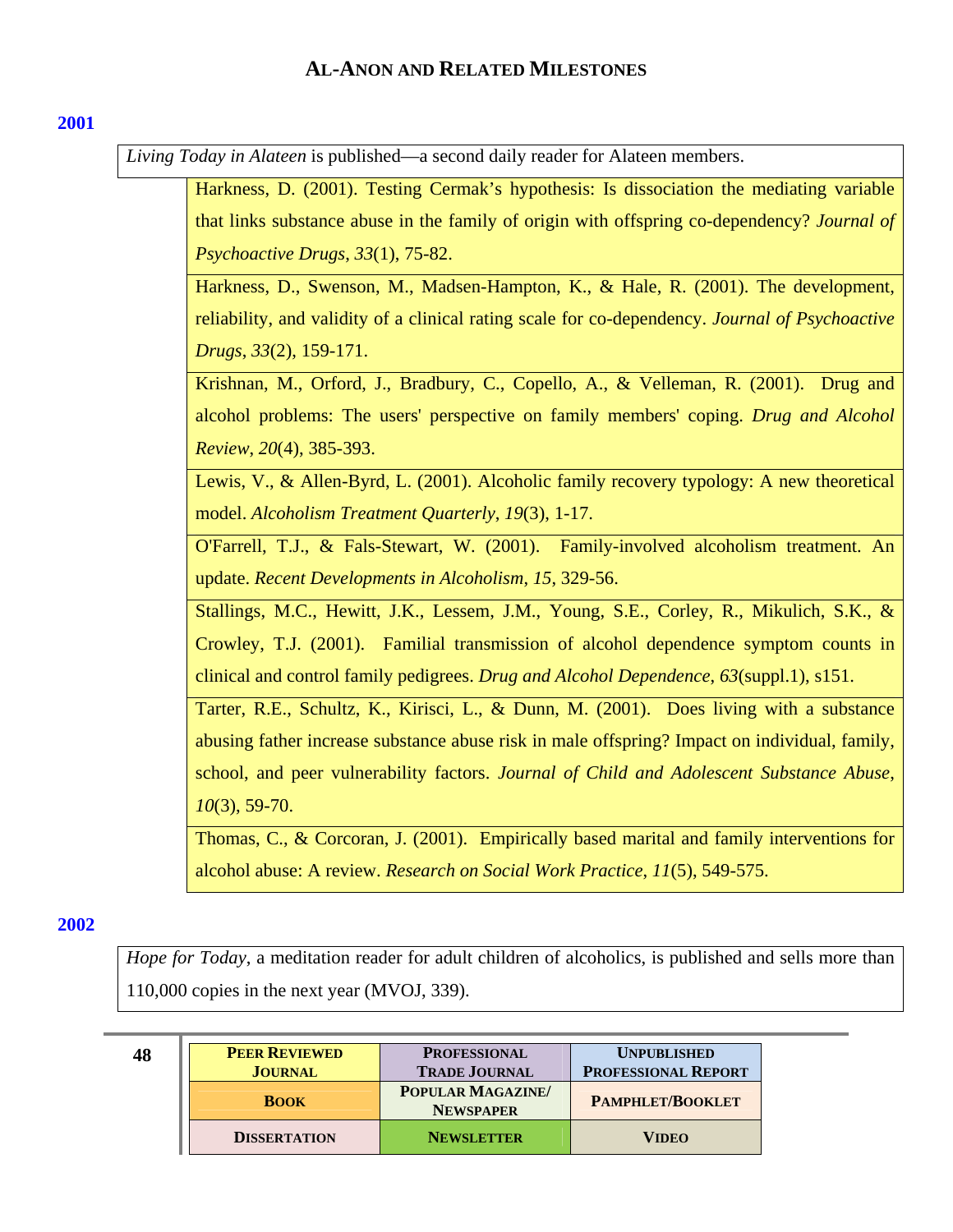## AL-ANON AND RELATED MILESTONES

**2001**

*Living Today in Alateen* is published—a second daily reader for Alateen members.

Harkness, D. (2001). Testing Cermak's hypothesis: Is dissociation the mediating variable that links substance abuse in the family of origin with offspring co-dependency? *Journal of Psychoactive Drugs*, *33*(1), 75-82.

Harkness, D., Swenson, M., Madsen-Hampton, K., & Hale, R. (2001). The development, reliability, and validity of a clinical rating scale for co-dependency. *Journal of Psychoactive Drugs*, *33*(2), 159-171.

Krishnan, M., Orford, J., Bradbury, C., Copello, A., & Velleman, R. (2001). Drug and alcohol problems: The users' perspective on family members' coping. *Drug and Alcohol Review*, *20*(4), 385-393.

Lewis, V., & Allen-Byrd, L. (2001). Alcoholic family recovery typology: A new theoretical model. *Alcoholism Treatment Quarterly*, *19*(3), 1-17.

O'Farrell, T.J., & Fals-Stewart, W. (2001). Family-involved alcoholism treatment. An update. *Recent Developments in Alcoholism*, *15*, 329-56.

Stallings, M.C., Hewitt, J.K., Lessem, J.M., Young, S.E., Corley, R., Mikulich, S.K., & Crowley, T.J. (2001). Familial transmission of alcohol dependence symptom counts in clinical and control family pedigrees. *Drug and Alcohol Dependence*, *63*(suppl.1), s151.

Tarter, R.E., Schultz, K., Kirisci, L., & Dunn, M. (2001). Does living with a substance abusing father increase substance abuse risk in male offspring? Impact on individual, family, school, and peer vulnerability factors. *Journal of Child and Adolescent Substance Abuse*, *10*(3), 59-70.

Thomas, C., & Corcoran, J. (2001). Empirically based marital and family interventions for alcohol abuse: A review. *Research on Social Work Practice*, *11*(5), 549-575.

**2002**

*Hope for Today*, a meditation reader for adult children of alcoholics, is published and sells more than 110,000 copies in the next year (MVOJ, 339).

| PEER REVIEWED JOURNAL | PROFESSIONAL TRADE JOURNAL | UNPUBLISHED PROFESSIONAL REPORT |
|---|---|---|
| BOOK | POPULAR MAGAZINE/ NEWSPAPER | PAMPHLET/BOOKLET |
| DISSERTATION | NEWSLETTER | VIDEO |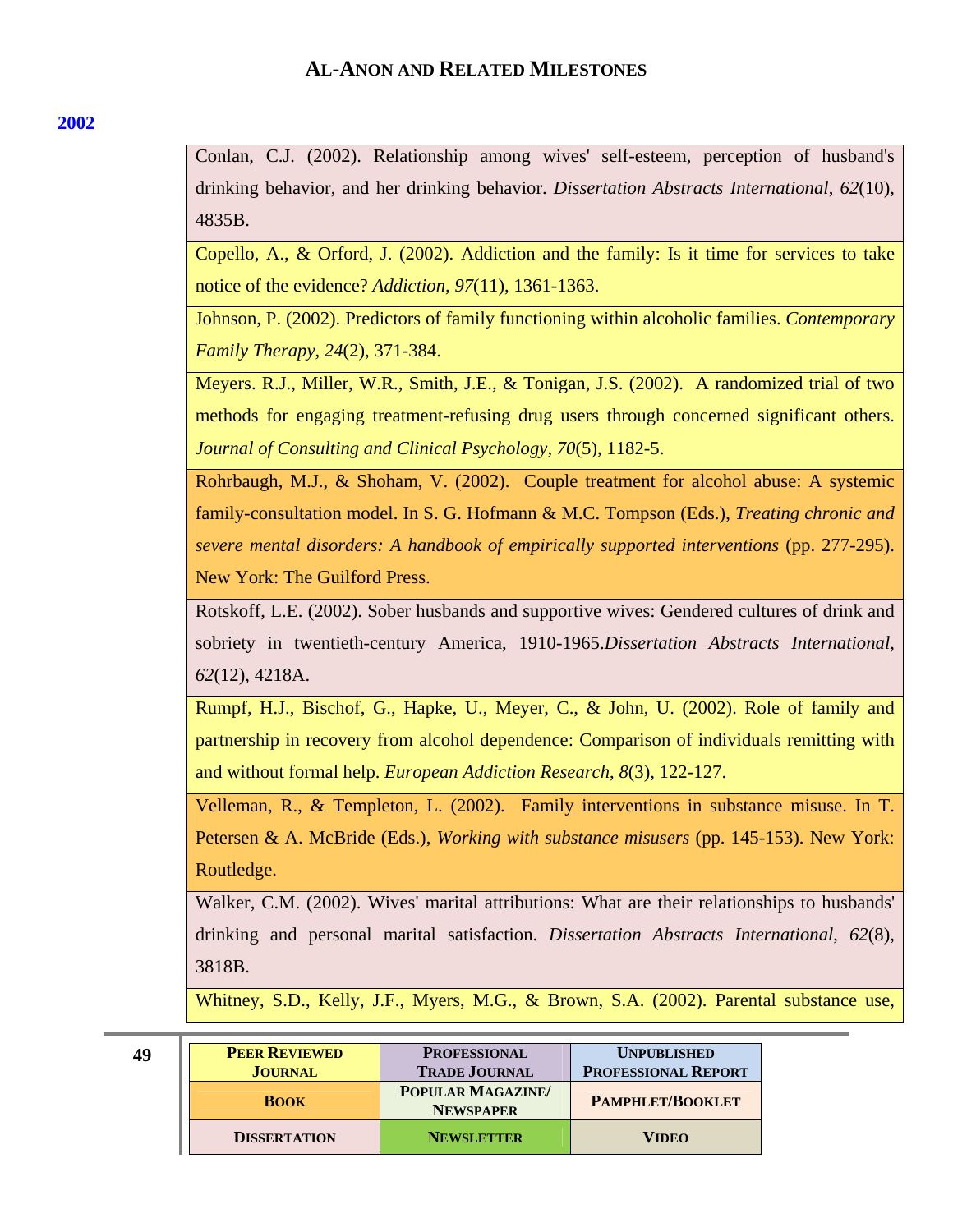## 2002

Conlan, C.J. (2002). Relationship among wives' self-esteem, perception of husband's drinking behavior, and her drinking behavior. *Dissertation Abstracts International*, *62*(10), 4835B.

Copello, A., & Orford, J. (2002). Addiction and the family: Is it time for services to take notice of the evidence? *Addiction*, *97*(11), 1361-1363.

Johnson, P. (2002). Predictors of family functioning within alcoholic families. *Contemporary Family Therapy, 24*(2), 371-384.

Meyers. R.J., Miller, W.R., Smith, J.E., & Tonigan, J.S. (2002). A randomized trial of two methods for engaging treatment-refusing drug users through concerned significant others. *Journal of Consulting and Clinical Psychology*, *70*(5), 1182-5.

Rohrbaugh, M.J., & Shoham, V. (2002). Couple treatment for alcohol abuse: A systemic family-consultation model. In S. G. Hofmann & M.C. Tompson (Eds.), *Treating chronic and severe mental disorders: A handbook of empirically supported interventions* (pp. 277-295). New York: The Guilford Press.

Rotskoff, L.E. (2002). Sober husbands and supportive wives: Gendered cultures of drink and sobriety in twentieth-century America, 1910-1965.*Dissertation Abstracts International*, *62*(12), 4218A.

Rumpf, H.J., Bischof, G., Hapke, U., Meyer, C., & John, U. (2002). Role of family and partnership in recovery from alcohol dependence: Comparison of individuals remitting with and without formal help. *European Addiction Research*, *8*(3), 122-127.

Velleman, R., & Templeton, L. (2002). Family interventions in substance misuse. In T. Petersen & A. McBride (Eds.), *Working with substance misusers* (pp. 145-153). New York: Routledge.

Walker, C.M. (2002). Wives' marital attributions: What are their relationships to husbands' drinking and personal marital satisfaction. *Dissertation Abstracts International*, *62*(8), 3818B.

Whitney, S.D., Kelly, J.F., Myers, M.G., & Brown, S.A. (2002). Parental substance use,

| **Peer Reviewed Journal** | **Professional Trade Journal** | **Unpublished Professional Report** |
|---|---|---|
| **Book** | **Popular Magazine/ Newspaper** | **Pamphlet/Booklet** |
| **Dissertation** | **Newsletter** | **Video** |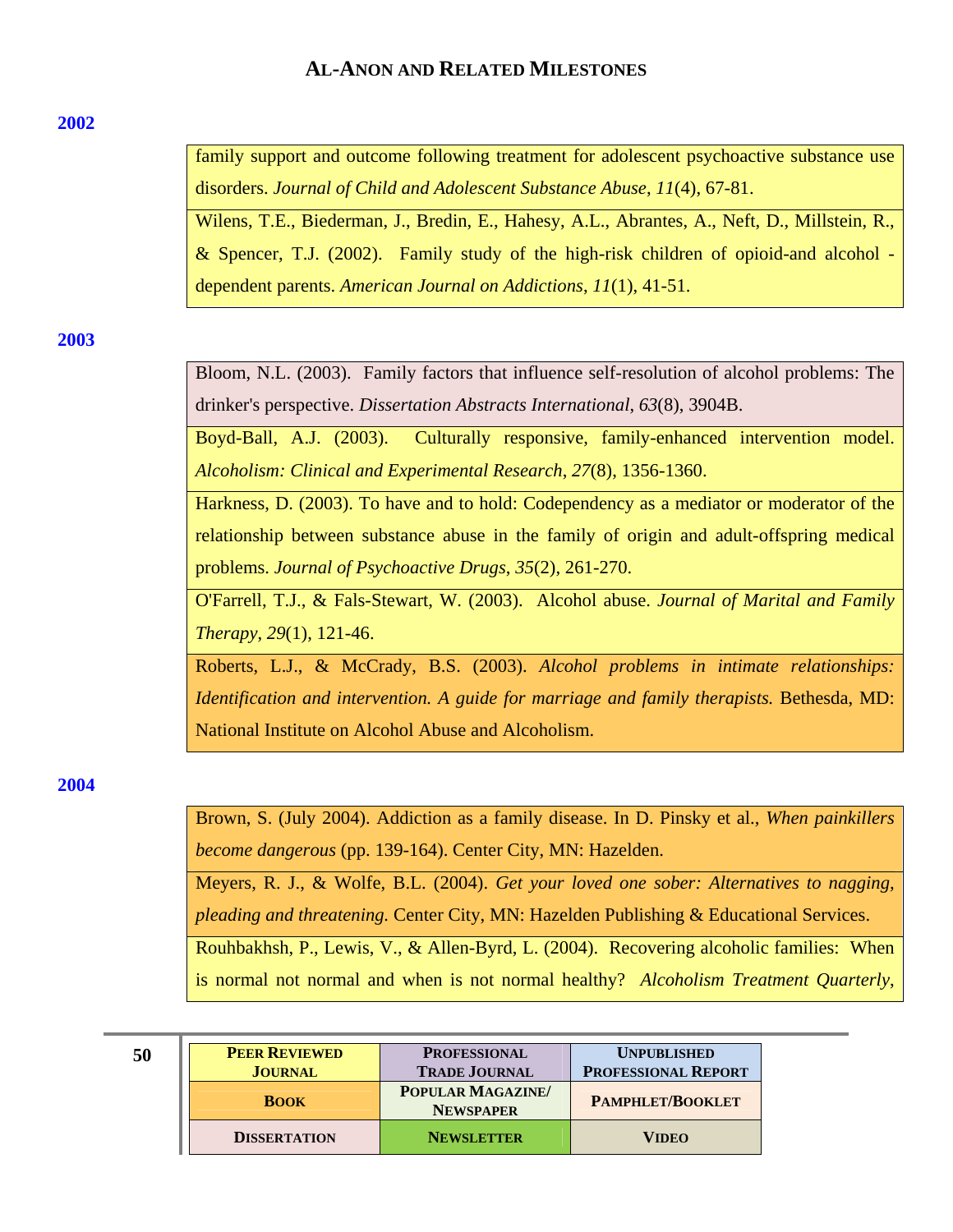## 2002

family support and outcome following treatment for adolescent psychoactive substance use disorders. *Journal of Child and Adolescent Substance Abuse*, *11*(4), 67-81.

Wilens, T.E., Biederman, J., Bredin, E., Hahesy, A.L., Abrantes, A., Neft, D., Millstein, R., & Spencer, T.J. (2002). Family study of the high-risk children of opioid-and alcohol - dependent parents. *American Journal on Addictions*, *11*(1), 41-51.

## 2003

Bloom, N.L. (2003). Family factors that influence self-resolution of alcohol problems: The drinker's perspective. *Dissertation Abstracts International*, *63*(8), 3904B.

Boyd-Ball, A.J. (2003). Culturally responsive, family-enhanced intervention model. *Alcoholism: Clinical and Experimental Research*, *27*(8), 1356-1360.

Harkness, D. (2003). To have and to hold: Codependency as a mediator or moderator of the relationship between substance abuse in the family of origin and adult-offspring medical problems. *Journal of Psychoactive Drugs*, *35*(2), 261-270.

O'Farrell, T.J., & Fals-Stewart, W. (2003). Alcohol abuse. *Journal of Marital and Family Therapy*, *29*(1), 121-46.

Roberts, L.J., & McCrady, B.S. (2003). *Alcohol problems in intimate relationships: Identification and intervention. A guide for marriage and family therapists.* Bethesda, MD: National Institute on Alcohol Abuse and Alcoholism.

## 2004

Brown, S. (July 2004). Addiction as a family disease. In D. Pinsky et al., *When painkillers become dangerous* (pp. 139-164). Center City, MN: Hazelden.

Meyers, R. J., & Wolfe, B.L. (2004). *Get your loved one sober: Alternatives to nagging, pleading and threatening.* Center City, MN: Hazelden Publishing & Educational Services.

Rouhbakhsh, P., Lewis, V., & Allen-Byrd, L. (2004). Recovering alcoholic families: When is normal not normal and when is not normal healthy? *Alcoholism Treatment Quarterly*,

| PEER REVIEWED JOURNAL | PROFESSIONAL TRADE JOURNAL | UNPUBLISHED PROFESSIONAL REPORT |
|---|---|---|
| BOOK | POPULAR MAGAZINE/ NEWSPAPER | PAMPHLET/BOOKLET |
| DISSERTATION | NEWSLETTER | VIDEO |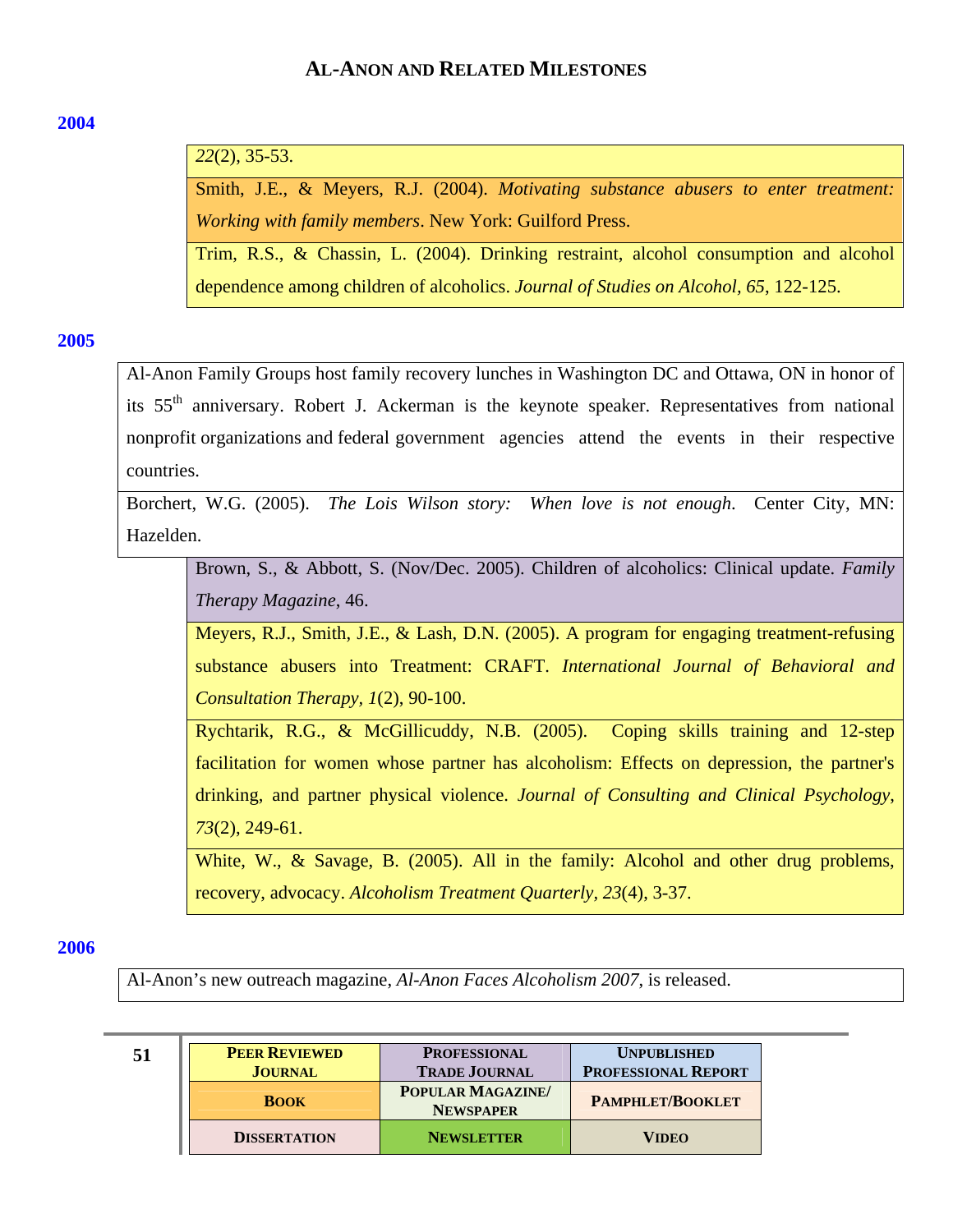## Al-Anon and Related Milestones

**2004**

*22*(2), 35-53.

Smith, J.E., & Meyers, R.J. (2004). *Motivating substance abusers to enter treatment: Working with family members*. New York: Guilford Press.

Trim, R.S., & Chassin, L. (2004). Drinking restraint, alcohol consumption and alcohol dependence among children of alcoholics. *Journal of Studies on Alcohol, 65*, 122-125.

**2005**

Al-Anon Family Groups host family recovery lunches in Washington DC and Ottawa, ON in honor of its 55th anniversary. Robert J. Ackerman is the keynote speaker. Representatives from national nonprofit organizations and federal government agencies attend the events in their respective countries.

Borchert, W.G. (2005). *The Lois Wilson story: When love is not enough*. Center City, MN: Hazelden.

Brown, S., & Abbott, S. (Nov/Dec. 2005). Children of alcoholics: Clinical update. *Family Therapy Magazine*, 46.

Meyers, R.J., Smith, J.E., & Lash, D.N. (2005). A program for engaging treatment-refusing substance abusers into Treatment: CRAFT. *International Journal of Behavioral and Consultation Therapy, 1*(2), 90-100.

Rychtarik, R.G., & McGillicuddy, N.B. (2005). Coping skills training and 12-step facilitation for women whose partner has alcoholism: Effects on depression, the partner's drinking, and partner physical violence. *Journal of Consulting and Clinical Psychology*, *73*(2), 249-61.

White, W., & Savage, B. (2005). All in the family: Alcohol and other drug problems, recovery, advocacy. *Alcoholism Treatment Quarterly*, *23*(4), 3-37.

**2006**

Al-Anon's new outreach magazine, *Al-Anon Faces Alcoholism 2007*, is released.

| Peer Reviewed Journal | Professional Trade Journal | Unpublished Professional Report |
|---|---|---|
| Book | Popular Magazine/ Newspaper | Pamphlet/Booklet |
| Dissertation | Newsletter | Video |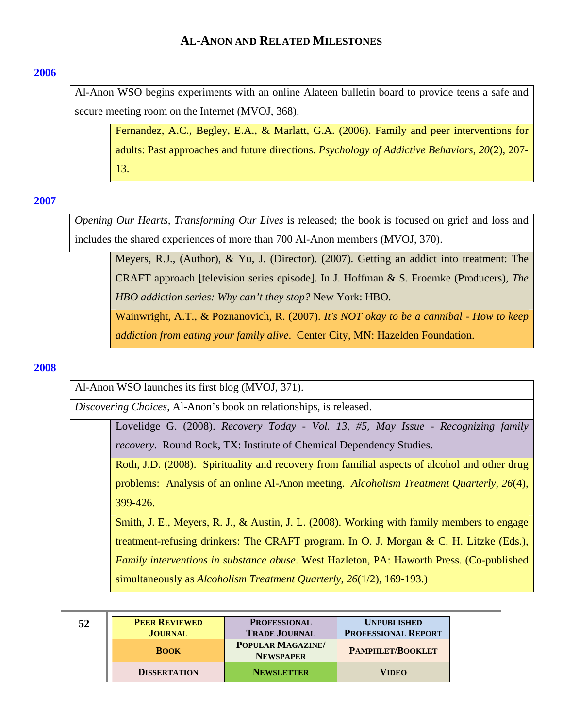## Al-Anon and Related Milestones

**2006**

Al-Anon WSO begins experiments with an online Alateen bulletin board to provide teens a safe and secure meeting room on the Internet (MVOJ, 368).

> Fernandez, A.C., Begley, E.A., & Marlatt, G.A. (2006). Family and peer interventions for adults: Past approaches and future directions. *Psychology of Addictive Behaviors*, *20*(2), 207-13.

**2007**

*Opening Our Hearts, Transforming Our Lives* is released; the book is focused on grief and loss and includes the shared experiences of more than 700 Al-Anon members (MVOJ, 370).

> Meyers, R.J., (Author), & Yu, J. (Director). (2007). Getting an addict into treatment: The CRAFT approach [television series episode]. In J. Hoffman & S. Froemke (Producers), *The HBO addiction series: Why can't they stop?* New York: HBO.

> Wainwright, A.T., & Poznanovich, R. (2007). *It's NOT okay to be a cannibal - How to keep addiction from eating your family alive*. Center City, MN: Hazelden Foundation.

**2008**

Al-Anon WSO launches its first blog (MVOJ, 371).

*Discovering Choices*, Al-Anon's book on relationships, is released.

> Lovelidge G. (2008). *Recovery Today - Vol. 13, #5, May Issue - Recognizing family recovery*. Round Rock, TX: Institute of Chemical Dependency Studies.

> Roth, J.D. (2008). Spirituality and recovery from familial aspects of alcohol and other drug problems: Analysis of an online Al-Anon meeting. *Alcoholism Treatment Quarterly*, *26*(4), 399-426.

> Smith, J. E., Meyers, R. J., & Austin, J. L. (2008). Working with family members to engage treatment-refusing drinkers: The CRAFT program. In O. J. Morgan & C. H. Litzke (Eds.), *Family interventions in substance abuse*. West Hazleton, PA: Haworth Press. (Co-published simultaneously as *Alcoholism Treatment Quarterly*, *26*(1/2), 169-193.)

| Peer Reviewed Journal | Professional Trade Journal | Unpublished Professional Report |
|---|---|---|
| Book | Popular Magazine/ Newspaper | Pamphlet/Booklet |
| Dissertation | Newsletter | Video |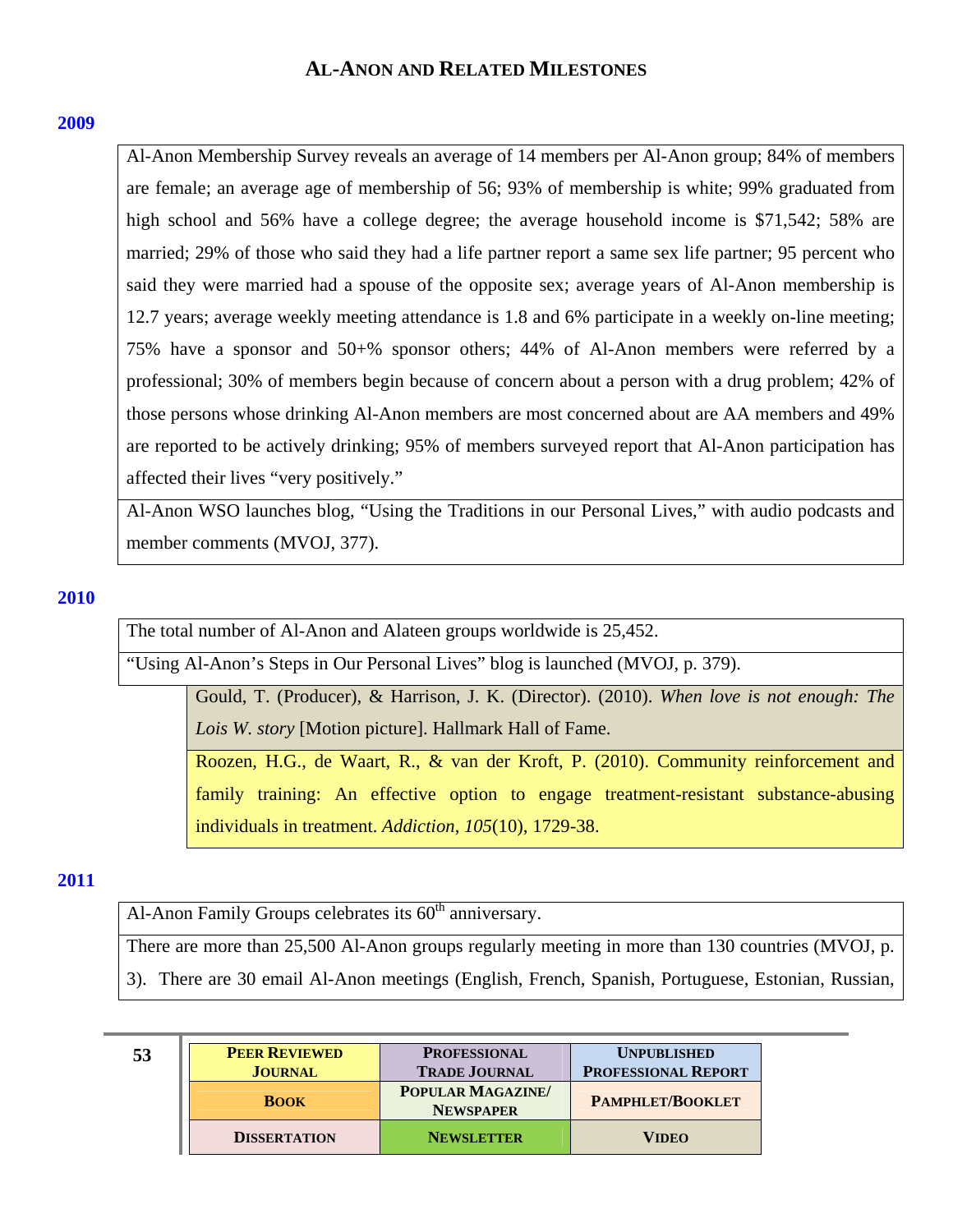## AL-ANON AND RELATED MILESTONES

### 2009

Al-Anon Membership Survey reveals an average of 14 members per Al-Anon group; 84% of members are female; an average age of membership of 56; 93% of membership is white; 99% graduated from high school and 56% have a college degree; the average household income is $71,542; 58% are married; 29% of those who said they had a life partner report a same sex life partner; 95 percent who said they were married had a spouse of the opposite sex; average years of Al-Anon membership is 12.7 years; average weekly meeting attendance is 1.8 and 6% participate in a weekly on-line meeting; 75% have a sponsor and 50+% sponsor others; 44% of Al-Anon members were referred by a professional; 30% of members begin because of concern about a person with a drug problem; 42% of those persons whose drinking Al-Anon members are most concerned about are AA members and 49% are reported to be actively drinking; 95% of members surveyed report that Al-Anon participation has affected their lives "very positively."

Al-Anon WSO launches blog, "Using the Traditions in our Personal Lives," with audio podcasts and member comments (MVOJ, 377).

### 2010

The total number of Al-Anon and Alateen groups worldwide is 25,452.

"Using Al-Anon's Steps in Our Personal Lives" blog is launched (MVOJ, p. 379).

Gould, T. (Producer), & Harrison, J. K. (Director). (2010). *When love is not enough: The Lois W. story* [Motion picture]. Hallmark Hall of Fame.

Roozen, H.G., de Waart, R., & van der Kroft, P. (2010). Community reinforcement and family training: An effective option to engage treatment-resistant substance-abusing individuals in treatment. *Addiction*, *105*(10), 1729-38.

### 2011

Al-Anon Family Groups celebrates its 60th anniversary.

There are more than 25,500 Al-Anon groups regularly meeting in more than 130 countries (MVOJ, p. 3). There are 30 email Al-Anon meetings (English, French, Spanish, Portuguese, Estonian, Russian,

| PEER REVIEWED JOURNAL | PROFESSIONAL TRADE JOURNAL | UNPUBLISHED PROFESSIONAL REPORT |
|---|---|---|
| BOOK | POPULAR MAGAZINE/ NEWSPAPER | PAMPHLET/BOOKLET |
| DISSERTATION | NEWSLETTER | VIDEO |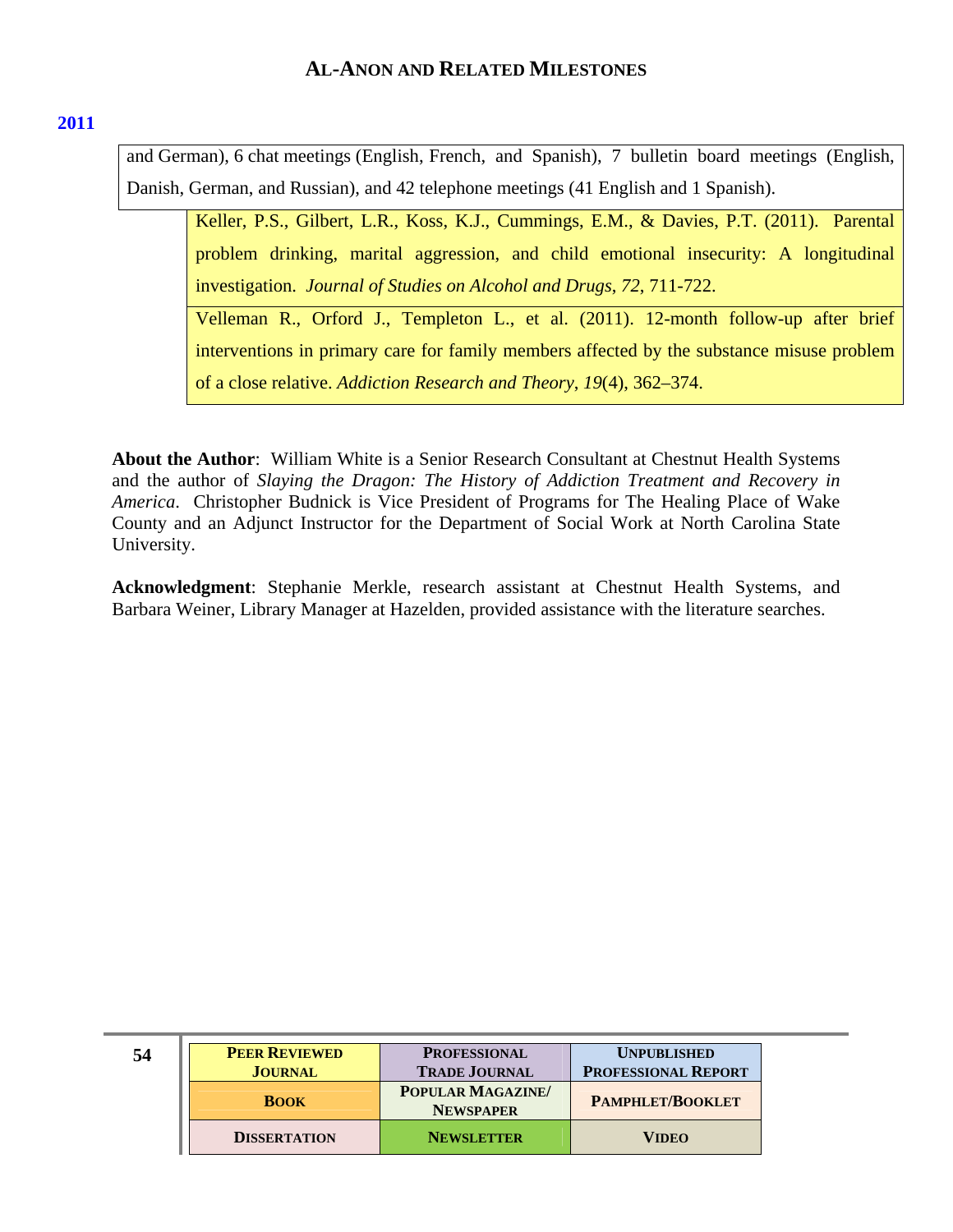**2011**

and German), 6 chat meetings (English, French, and Spanish), 7 bulletin board meetings (English, Danish, German, and Russian), and 42 telephone meetings (41 English and 1 Spanish).

Keller, P.S., Gilbert, L.R., Koss, K.J., Cummings, E.M., & Davies, P.T. (2011). Parental problem drinking, marital aggression, and child emotional insecurity: A longitudinal investigation. *Journal of Studies on Alcohol and Drugs*, *72*, 711-722.

Velleman R., Orford J., Templeton L., et al. (2011). 12-month follow-up after brief interventions in primary care for family members affected by the substance misuse problem of a close relative. *Addiction Research and Theory*, *19*(4), 362–374.

**About the Author**: William White is a Senior Research Consultant at Chestnut Health Systems and the author of *Slaying the Dragon: The History of Addiction Treatment and Recovery in America*. Christopher Budnick is Vice President of Programs for The Healing Place of Wake County and an Adjunct Instructor for the Department of Social Work at North Carolina State University.

**Acknowledgment**: Stephanie Merkle, research assistant at Chestnut Health Systems, and Barbara Weiner, Library Manager at Hazelden, provided assistance with the literature searches.

| | | |
|---|---|---|
| PEER REVIEWED JOURNAL | PROFESSIONAL TRADE JOURNAL | UNPUBLISHED PROFESSIONAL REPORT |
| BOOK | POPULAR MAGAZINE/ NEWSPAPER | PAMPHLET/BOOKLET |
| DISSERTATION | NEWSLETTER | VIDEO |